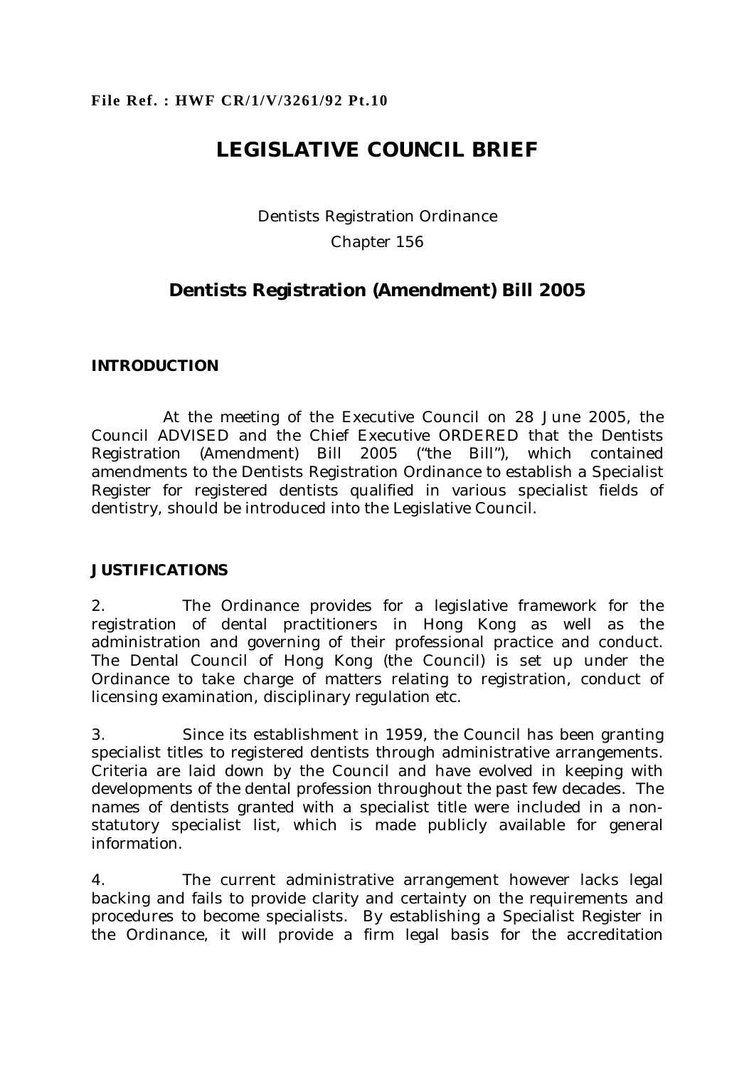**File Ref. : HWF CR/1/V/3261/92 Pt.10**

# LEGISLATIVE COUNCIL BRIEF

Dentists Registration Ordinance

Chapter 156

## Dentists Registration (Amendment) Bill 2005

### INTRODUCTION

At the meeting of the Executive Council on 28 June 2005, the Council ADVISED and the Chief Executive ORDERED that the Dentists Registration (Amendment) Bill 2005 ("the Bill"), which contained amendments to the Dentists Registration Ordinance to establish a Specialist Register for registered dentists qualified in various specialist fields of dentistry, should be introduced into the Legislative Council.

### JUSTIFICATIONS

2. The Ordinance provides for a legislative framework for the registration of dental practitioners in Hong Kong as well as the administration and governing of their professional practice and conduct. The Dental Council of Hong Kong (the Council) is set up under the Ordinance to take charge of matters relating to registration, conduct of licensing examination, disciplinary regulation etc.

3. Since its establishment in 1959, the Council has been granting specialist titles to registered dentists through administrative arrangements. Criteria are laid down by the Council and have evolved in keeping with developments of the dental profession throughout the past few decades. The names of dentists granted with a specialist title were included in a non-statutory specialist list, which is made publicly available for general information.

4. The current administrative arrangement however lacks legal backing and fails to provide clarity and certainty on the requirements and procedures to become specialists. By establishing a Specialist Register in the Ordinance, it will provide a firm legal basis for the accreditation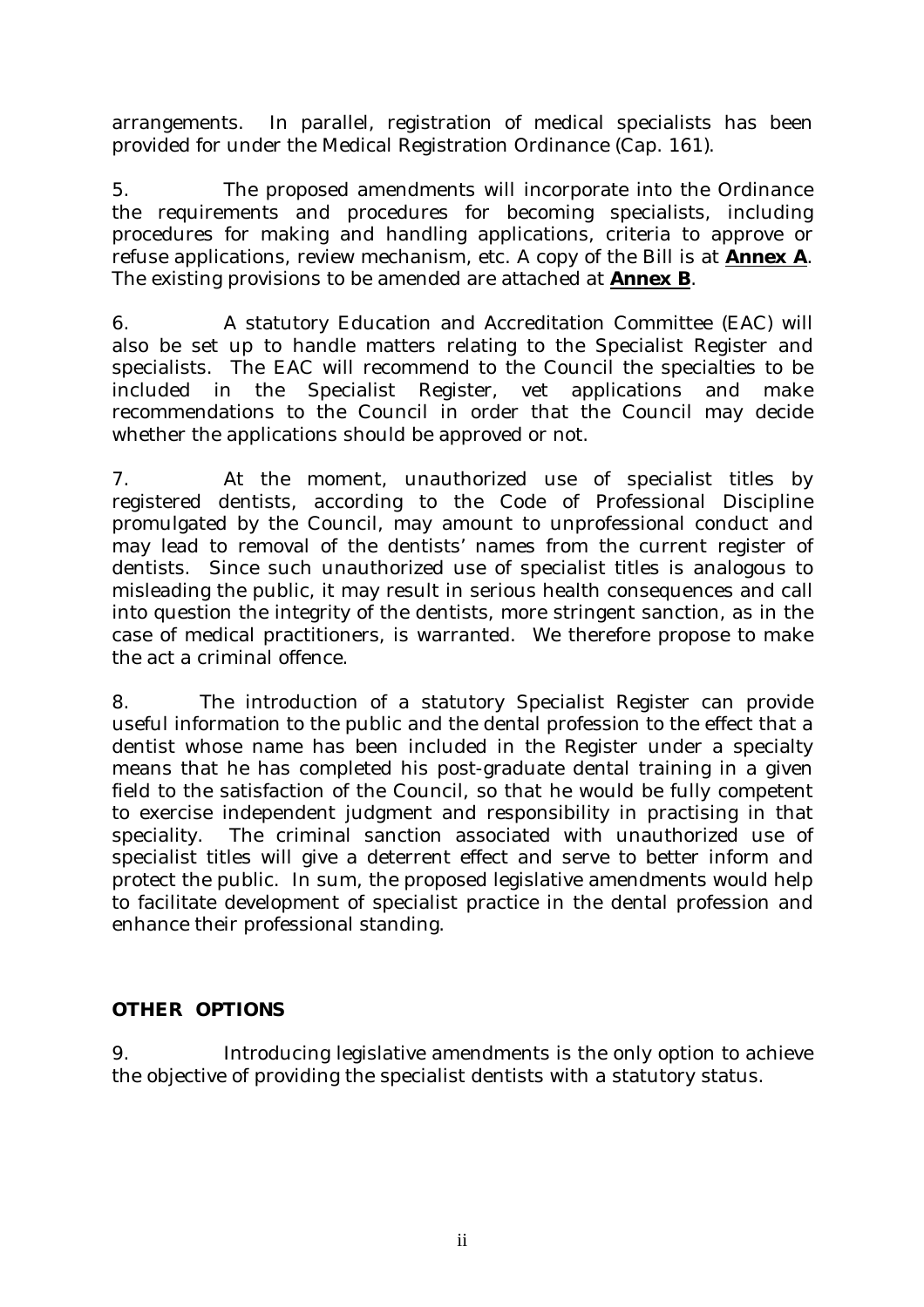arrangements. In parallel, registration of medical specialists has been provided for under the Medical Registration Ordinance (Cap. 161).

5. The proposed amendments will incorporate into the Ordinance the requirements and procedures for becoming specialists, including procedures for making and handling applications, criteria to approve or refuse applications, review mechanism, etc. A copy of the Bill is at **Annex A**. The existing provisions to be amended are attached at **Annex B**.

6. A statutory Education and Accreditation Committee (EAC) will also be set up to handle matters relating to the Specialist Register and specialists. The EAC will recommend to the Council the specialties to be included in the Specialist Register, vet applications and make recommendations to the Council in order that the Council may decide whether the applications should be approved or not.

7. At the moment, unauthorized use of specialist titles by registered dentists, according to the Code of Professional Discipline promulgated by the Council, may amount to unprofessional conduct and may lead to removal of the dentists' names from the current register of dentists. Since such unauthorized use of specialist titles is analogous to misleading the public, it may result in serious health consequences and call into question the integrity of the dentists, more stringent sanction, as in the case of medical practitioners, is warranted. We therefore propose to make the act a criminal offence.

8. The introduction of a statutory Specialist Register can provide useful information to the public and the dental profession to the effect that a dentist whose name has been included in the Register under a specialty means that he has completed his post-graduate dental training in a given field to the satisfaction of the Council, so that he would be fully competent to exercise independent judgment and responsibility in practising in that speciality. The criminal sanction associated with unauthorized use of specialist titles will give a deterrent effect and serve to better inform and protect the public. In sum, the proposed legislative amendments would help to facilitate development of specialist practice in the dental profession and enhance their professional standing.

## OTHER OPTIONS

9. Introducing legislative amendments is the only option to achieve the objective of providing the specialist dentists with a statutory status.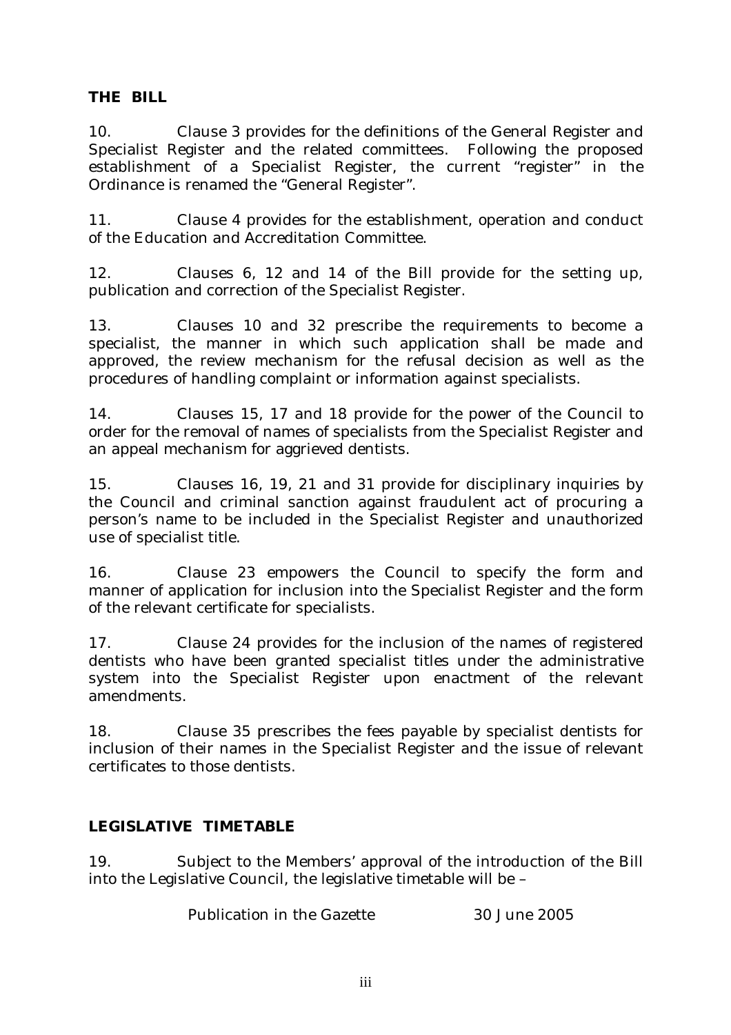## THE BILL

10. Clause 3 provides for the definitions of the General Register and Specialist Register and the related committees. Following the proposed establishment of a Specialist Register, the current "register" in the Ordinance is renamed the "General Register".

11. Clause 4 provides for the establishment, operation and conduct of the Education and Accreditation Committee.

12. Clauses 6, 12 and 14 of the Bill provide for the setting up, publication and correction of the Specialist Register.

13. Clauses 10 and 32 prescribe the requirements to become a specialist, the manner in which such application shall be made and approved, the review mechanism for the refusal decision as well as the procedures of handling complaint or information against specialists.

14. Clauses 15, 17 and 18 provide for the power of the Council to order for the removal of names of specialists from the Specialist Register and an appeal mechanism for aggrieved dentists.

15. Clauses 16, 19, 21 and 31 provide for disciplinary inquiries by the Council and criminal sanction against fraudulent act of procuring a person's name to be included in the Specialist Register and unauthorized use of specialist title.

16. Clause 23 empowers the Council to specify the form and manner of application for inclusion into the Specialist Register and the form of the relevant certificate for specialists.

17. Clause 24 provides for the inclusion of the names of registered dentists who have been granted specialist titles under the administrative system into the Specialist Register upon enactment of the relevant amendments.

18. Clause 35 prescribes the fees payable by specialist dentists for inclusion of their names in the Specialist Register and the issue of relevant certificates to those dentists.

## LEGISLATIVE TIMETABLE

19. Subject to the Members' approval of the introduction of the Bill into the Legislative Council, the legislative timetable will be –

| | |
|---|---|
| Publication in the Gazette | 30 June 2005 |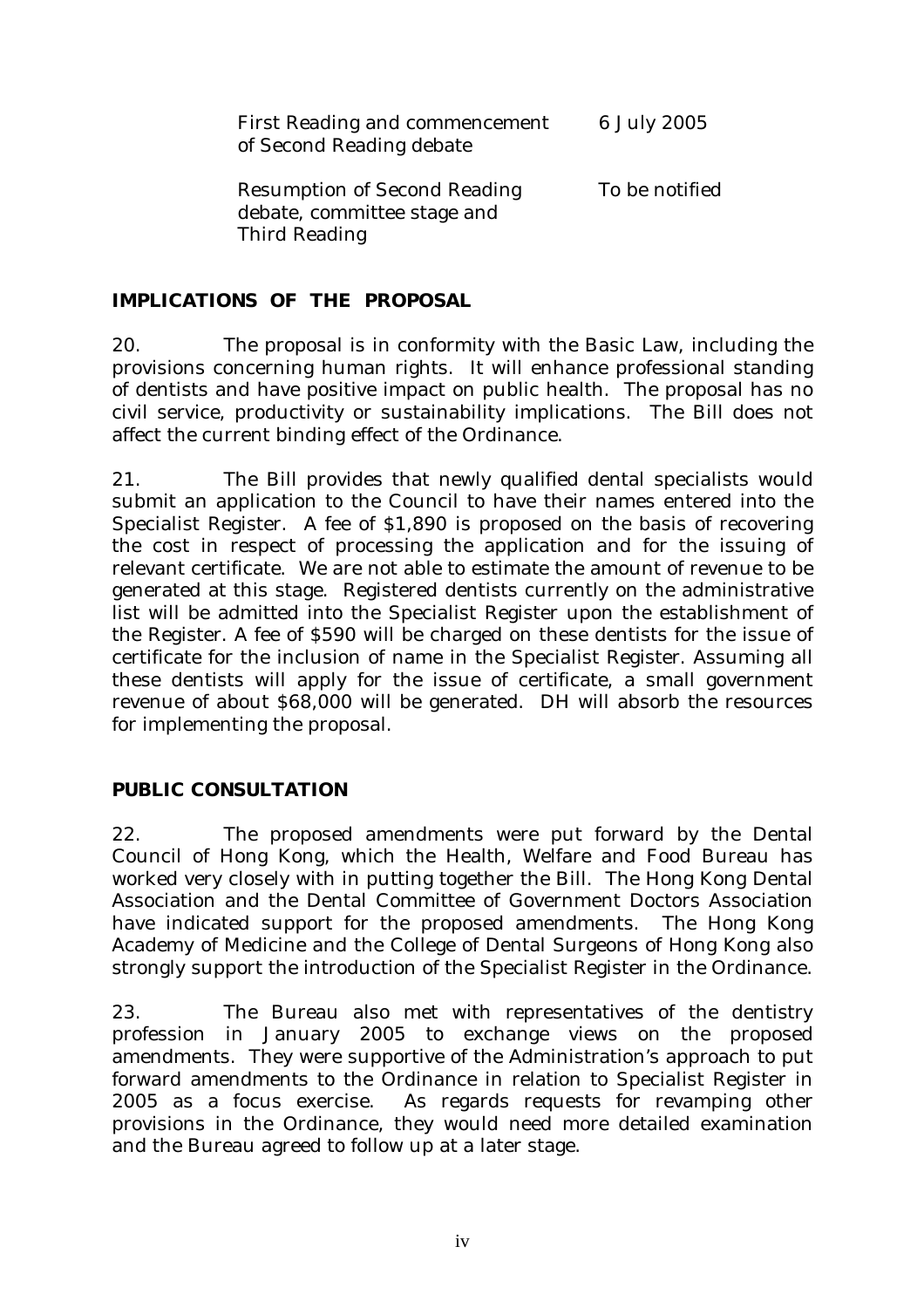| | |
|---|---|
| First Reading and commencement of Second Reading debate | 6 July 2005 |
| Resumption of Second Reading debate, committee stage and Third Reading | To be notified |

## IMPLICATIONS OF THE PROPOSAL

20. The proposal is in conformity with the Basic Law, including the provisions concerning human rights. It will enhance professional standing of dentists and have positive impact on public health. The proposal has no civil service, productivity or sustainability implications. The Bill does not affect the current binding effect of the Ordinance.

21. The Bill provides that newly qualified dental specialists would submit an application to the Council to have their names entered into the Specialist Register. A fee of $1,890 is proposed on the basis of recovering the cost in respect of processing the application and for the issuing of relevant certificate. We are not able to estimate the amount of revenue to be generated at this stage. Registered dentists currently on the administrative list will be admitted into the Specialist Register upon the establishment of the Register. A fee of $590 will be charged on these dentists for the issue of certificate for the inclusion of name in the Specialist Register. Assuming all these dentists will apply for the issue of certificate, a small government revenue of about $68,000 will be generated. DH will absorb the resources for implementing the proposal.

## PUBLIC CONSULTATION

22. The proposed amendments were put forward by the Dental Council of Hong Kong, which the Health, Welfare and Food Bureau has worked very closely with in putting together the Bill. The Hong Kong Dental Association and the Dental Committee of Government Doctors Association have indicated support for the proposed amendments. The Hong Kong Academy of Medicine and the College of Dental Surgeons of Hong Kong also strongly support the introduction of the Specialist Register in the Ordinance.

23. The Bureau also met with representatives of the dentistry profession in January 2005 to exchange views on the proposed amendments. They were supportive of the Administration's approach to put forward amendments to the Ordinance in relation to Specialist Register in 2005 as a focus exercise. As regards requests for revamping other provisions in the Ordinance, they would need more detailed examination and the Bureau agreed to follow up at a later stage.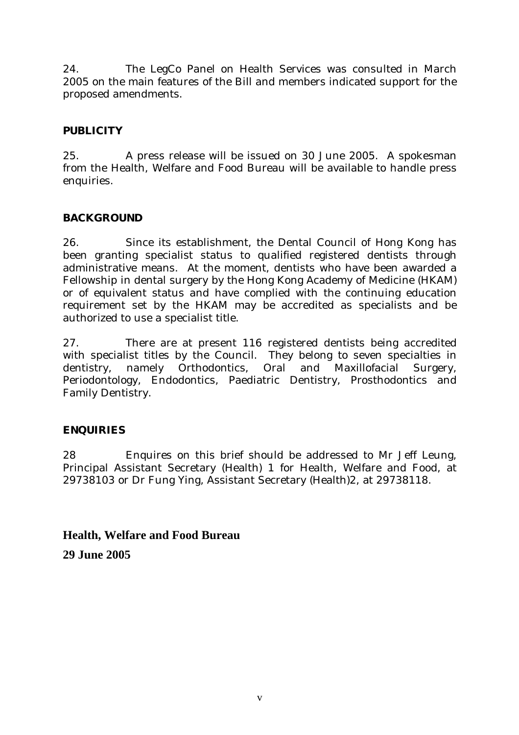24. The LegCo Panel on Health Services was consulted in March 2005 on the main features of the Bill and members indicated support for the proposed amendments.

## PUBLICITY

25. A press release will be issued on 30 June 2005. A spokesman from the Health, Welfare and Food Bureau will be available to handle press enquiries.

## BACKGROUND

26. Since its establishment, the Dental Council of Hong Kong has been granting specialist status to qualified registered dentists through administrative means. At the moment, dentists who have been awarded a Fellowship in dental surgery by the Hong Kong Academy of Medicine (HKAM) or of equivalent status and have complied with the continuing education requirement set by the HKAM may be accredited as specialists and be authorized to use a specialist title.

27. There are at present 116 registered dentists being accredited with specialist titles by the Council. They belong to seven specialties in dentistry, namely Orthodontics, Oral and Maxillofacial Surgery, Periodontology, Endodontics, Paediatric Dentistry, Prosthodontics and Family Dentistry.

## ENQUIRIES

28 Enquires on this brief should be addressed to Mr Jeff Leung, Principal Assistant Secretary (Health) 1 for Health, Welfare and Food, at 29738103 or Dr Fung Ying, Assistant Secretary (Health)2, at 29738118.

**Health, Welfare and Food Bureau**

**29 June 2005**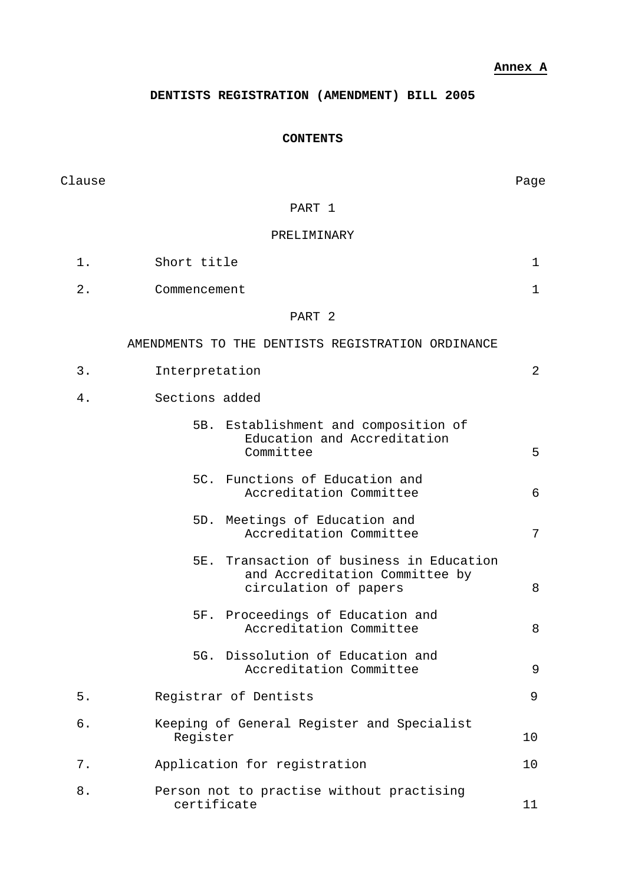**Annex A**

# DENTISTS REGISTRATION (AMENDMENT) BILL 2005

## CONTENTS

| Clause | | Page |
|---|---|---|
| | PART 1 | |
| | PRELIMINARY | |
| 1. | Short title | 1 |
| 2. | Commencement | 1 |
| | PART 2 | |
| | AMENDMENTS TO THE DENTISTS REGISTRATION ORDINANCE | |
| 3. | Interpretation | 2 |
| 4. | Sections added | |
| | 5B. Establishment and composition of Education and Accreditation Committee | 5 |
| | 5C. Functions of Education and Accreditation Committee | 6 |
| | 5D. Meetings of Education and Accreditation Committee | 7 |
| | 5E. Transaction of business in Education and Accreditation Committee by circulation of papers | 8 |
| | 5F. Proceedings of Education and Accreditation Committee | 8 |
| | 5G. Dissolution of Education and Accreditation Committee | 9 |
| 5. | Registrar of Dentists | 9 |
| 6. | Keeping of General Register and Specialist Register | 10 |
| 7. | Application for registration | 10 |
| 8. | Person not to practise without practising certificate | 11 |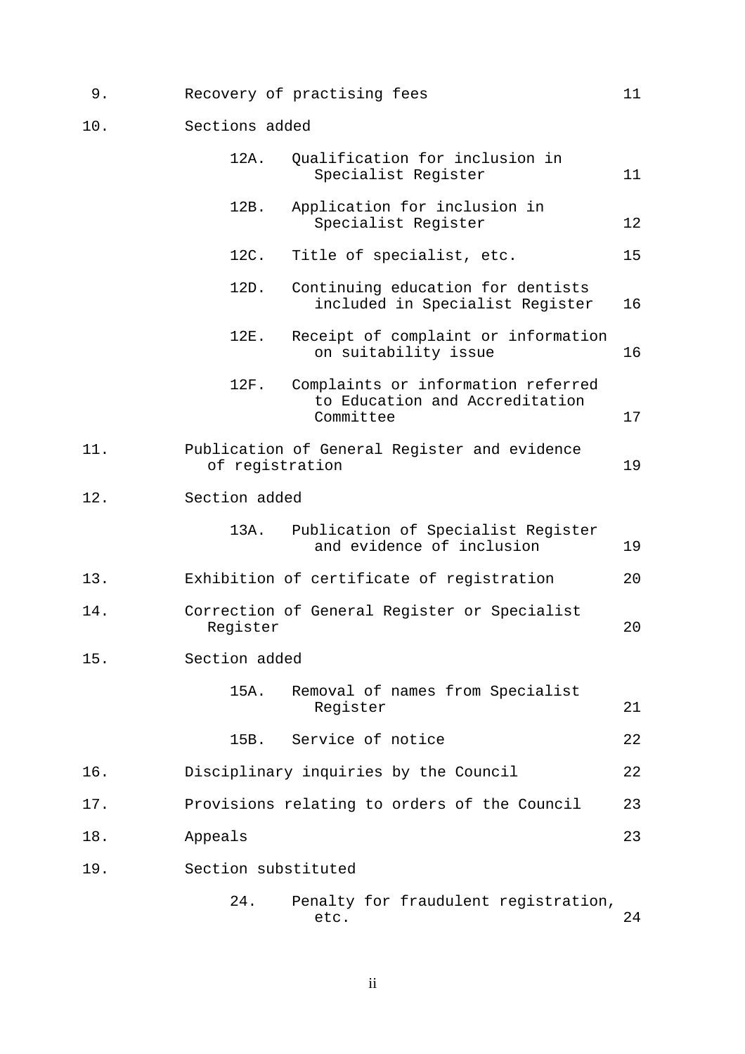| | | |
|---|---|---|
| 9. | Recovery of practising fees | 11 |
| 10. | Sections added | |
| | 12A. Qualification for inclusion in Specialist Register | 11 |
| | 12B. Application for inclusion in Specialist Register | 12 |
| | 12C. Title of specialist, etc. | 15 |
| | 12D. Continuing education for dentists included in Specialist Register | 16 |
| | 12E. Receipt of complaint or information on suitability issue | 16 |
| | 12F. Complaints or information referred to Education and Accreditation Committee | 17 |
| 11. | Publication of General Register and evidence of registration | 19 |
| 12. | Section added | |
| | 13A. Publication of Specialist Register and evidence of inclusion | 19 |
| 13. | Exhibition of certificate of registration | 20 |
| 14. | Correction of General Register or Specialist Register | 20 |
| 15. | Section added | |
| | 15A. Removal of names from Specialist Register | 21 |
| | 15B. Service of notice | 22 |
| 16. | Disciplinary inquiries by the Council | 22 |
| 17. | Provisions relating to orders of the Council | 23 |
| 18. | Appeals | 23 |
| 19. | Section substituted | |
| | 24. Penalty for fraudulent registration, etc. | 24 |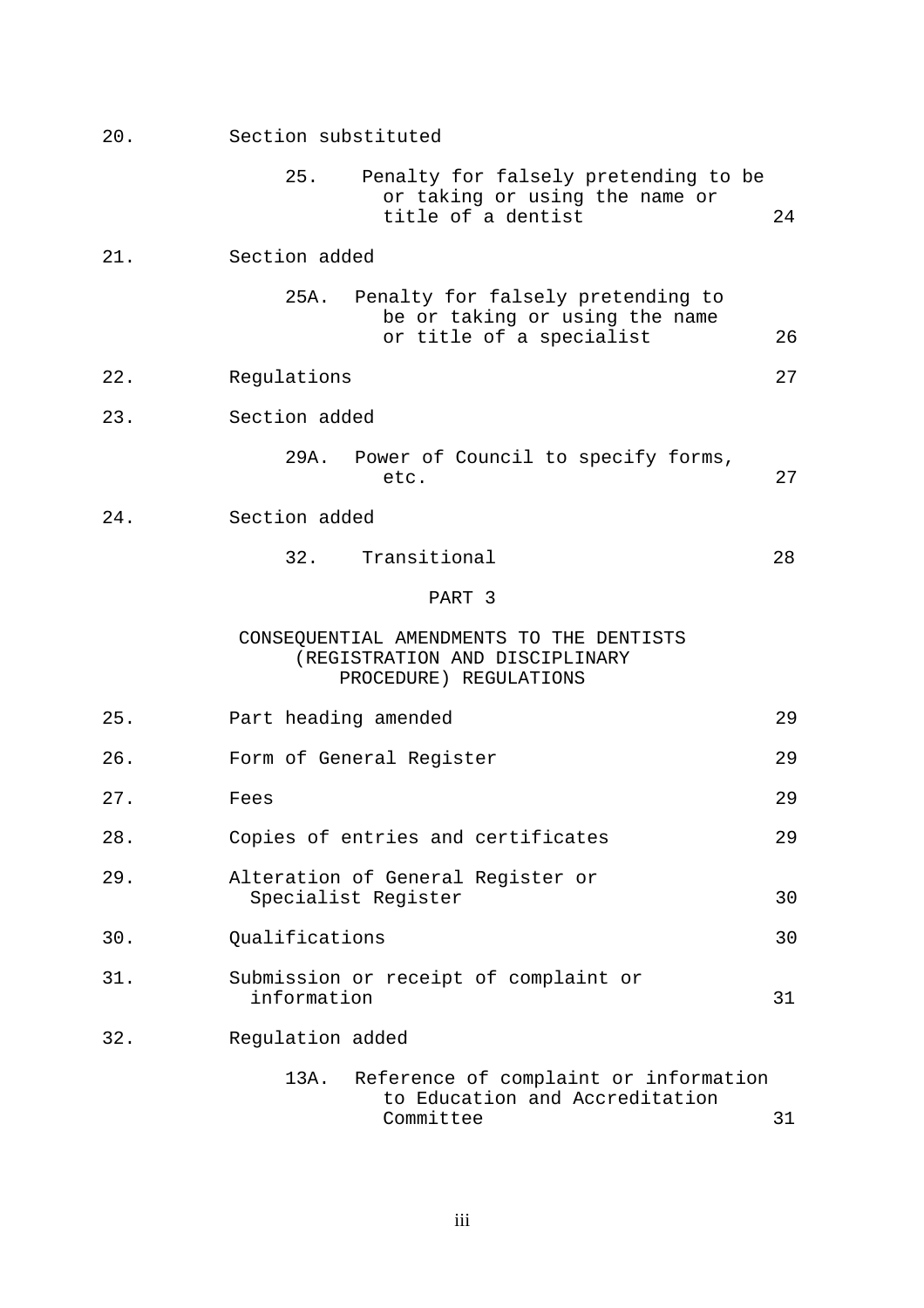| | | |
|---|---|---|
| 20. | Section substituted | |
| | 25. Penalty for falsely pretending to be or taking or using the name or title of a dentist | 24 |
| 21. | Section added | |
| | 25A. Penalty for falsely pretending to be or taking or using the name or title of a specialist | 26 |
| 22. | Regulations | 27 |
| 23. | Section added | |
| | 29A. Power of Council to specify forms, etc. | 27 |
| 24. | Section added | |
| | 32. Transitional | 28 |

PART 3

CONSEQUENTIAL AMENDMENTS TO THE DENTISTS (REGISTRATION AND DISCIPLINARY PROCEDURE) REGULATIONS

| | | |
|---|---|---|
| 25. | Part heading amended | 29 |
| 26. | Form of General Register | 29 |
| 27. | Fees | 29 |
| 28. | Copies of entries and certificates | 29 |
| 29. | Alteration of General Register or Specialist Register | 30 |
| 30. | Qualifications | 30 |
| 31. | Submission or receipt of complaint or information | 31 |
| 32. | Regulation added | |
| | 13A. Reference of complaint or information to Education and Accreditation Committee | 31 |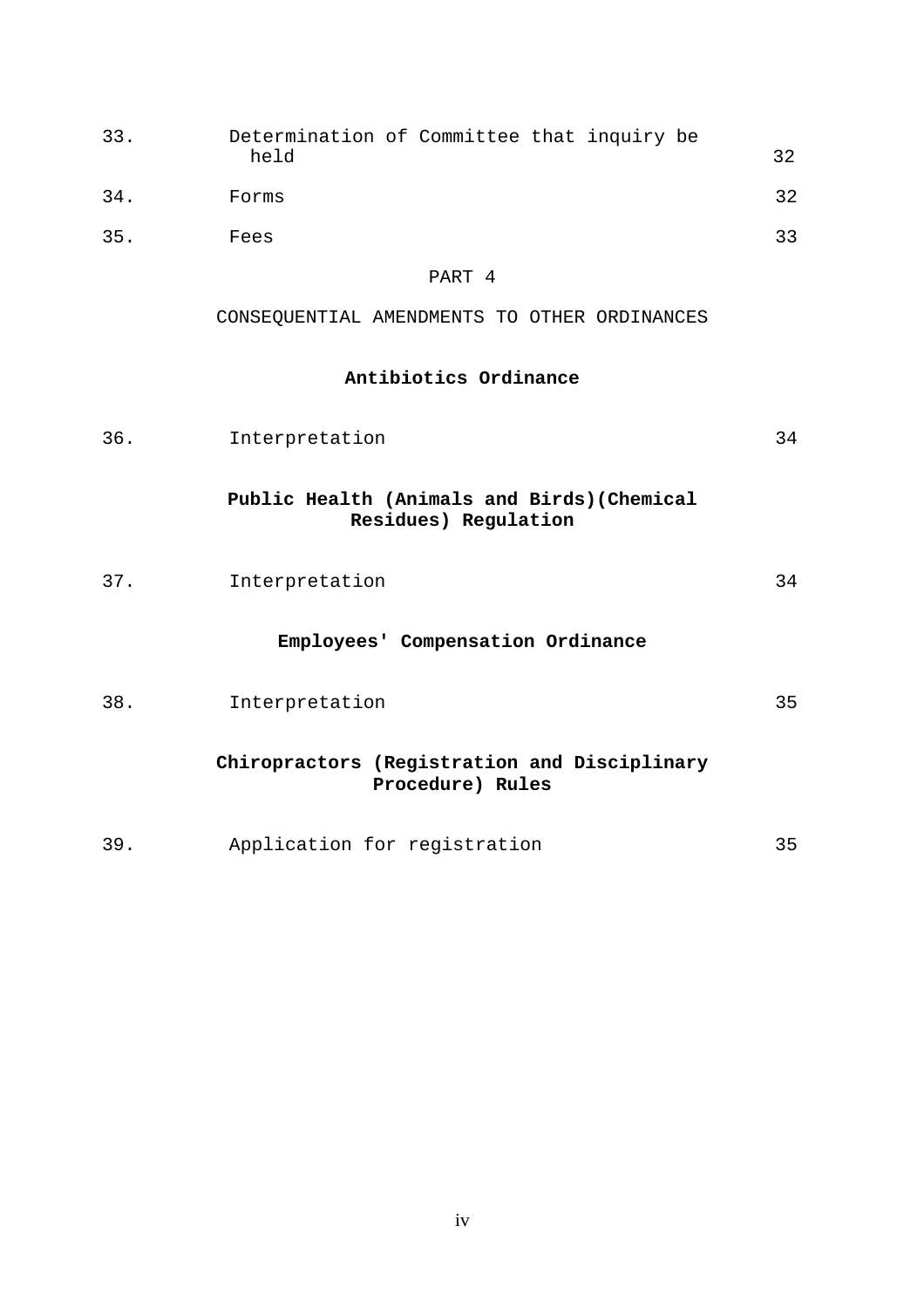| | | |
|---|---|---|
| 33. | Determination of Committee that inquiry be held | 32 |
| 34. | Forms | 32 |
| 35. | Fees | 33 |

PART 4

CONSEQUENTIAL AMENDMENTS TO OTHER ORDINANCES

**Antibiotics Ordinance**

| | | |
|---|---|---|
| 36. | Interpretation | 34 |

**Public Health (Animals and Birds)(Chemical Residues) Regulation**

| | | |
|---|---|---|
| 37. | Interpretation | 34 |

**Employees' Compensation Ordinance**

| | | |
|---|---|---|
| 38. | Interpretation | 35 |

**Chiropractors (Registration and Disciplinary Procedure) Rules**

| | | |
|---|---|---|
| 39. | Application for registration | 35 |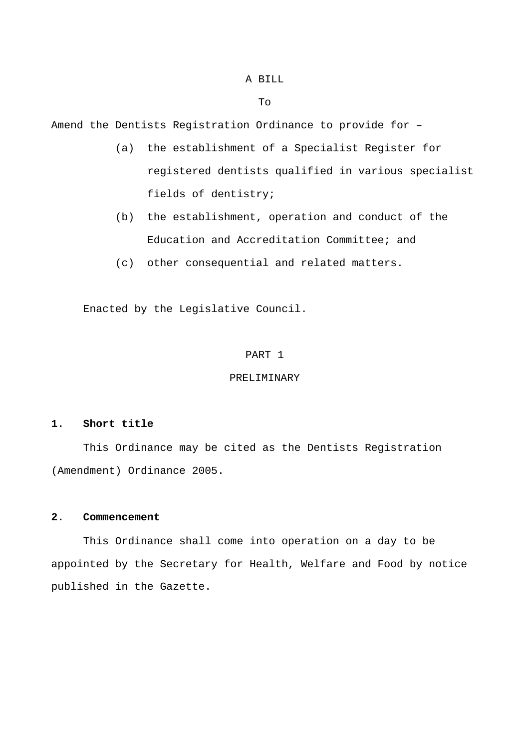A BILL

To

Amend the Dentists Registration Ordinance to provide for –

(a) the establishment of a Specialist Register for registered dentists qualified in various specialist fields of dentistry;

(b) the establishment, operation and conduct of the Education and Accreditation Committee; and

(c) other consequential and related matters.

Enacted by the Legislative Council.

PART 1

PRELIMINARY

**1. Short title**

This Ordinance may be cited as the Dentists Registration (Amendment) Ordinance 2005.

**2. Commencement**

This Ordinance shall come into operation on a day to be appointed by the Secretary for Health, Welfare and Food by notice published in the Gazette.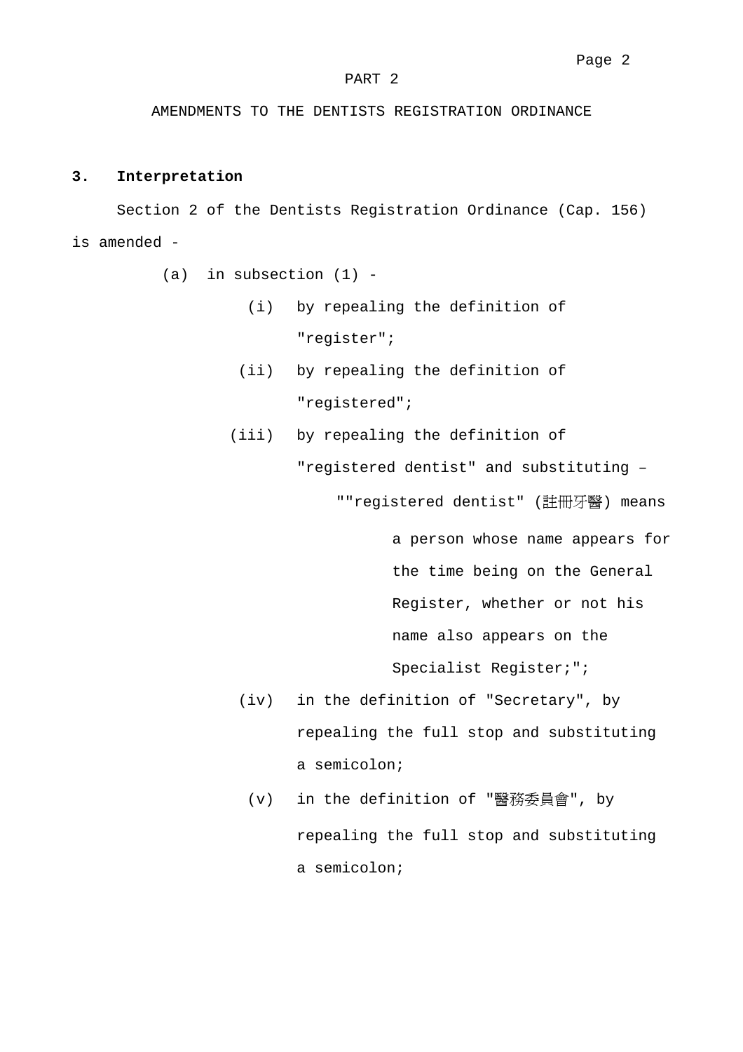PART 2

AMENDMENTS TO THE DENTISTS REGISTRATION ORDINANCE

**3. Interpretation**

Section 2 of the Dentists Registration Ordinance (Cap. 156) is amended -

(a) in subsection (1) -

   (i) by repealing the definition of "register";

   (ii) by repealing the definition of "registered";

   (iii) by repealing the definition of "registered dentist" and substituting –

      ""registered dentist" (註冊牙醫) means a person whose name appears for the time being on the General Register, whether or not his name also appears on the Specialist Register;";

   (iv) in the definition of "Secretary", by repealing the full stop and substituting a semicolon;

   (v) in the definition of "醫務委員會", by repealing the full stop and substituting a semicolon;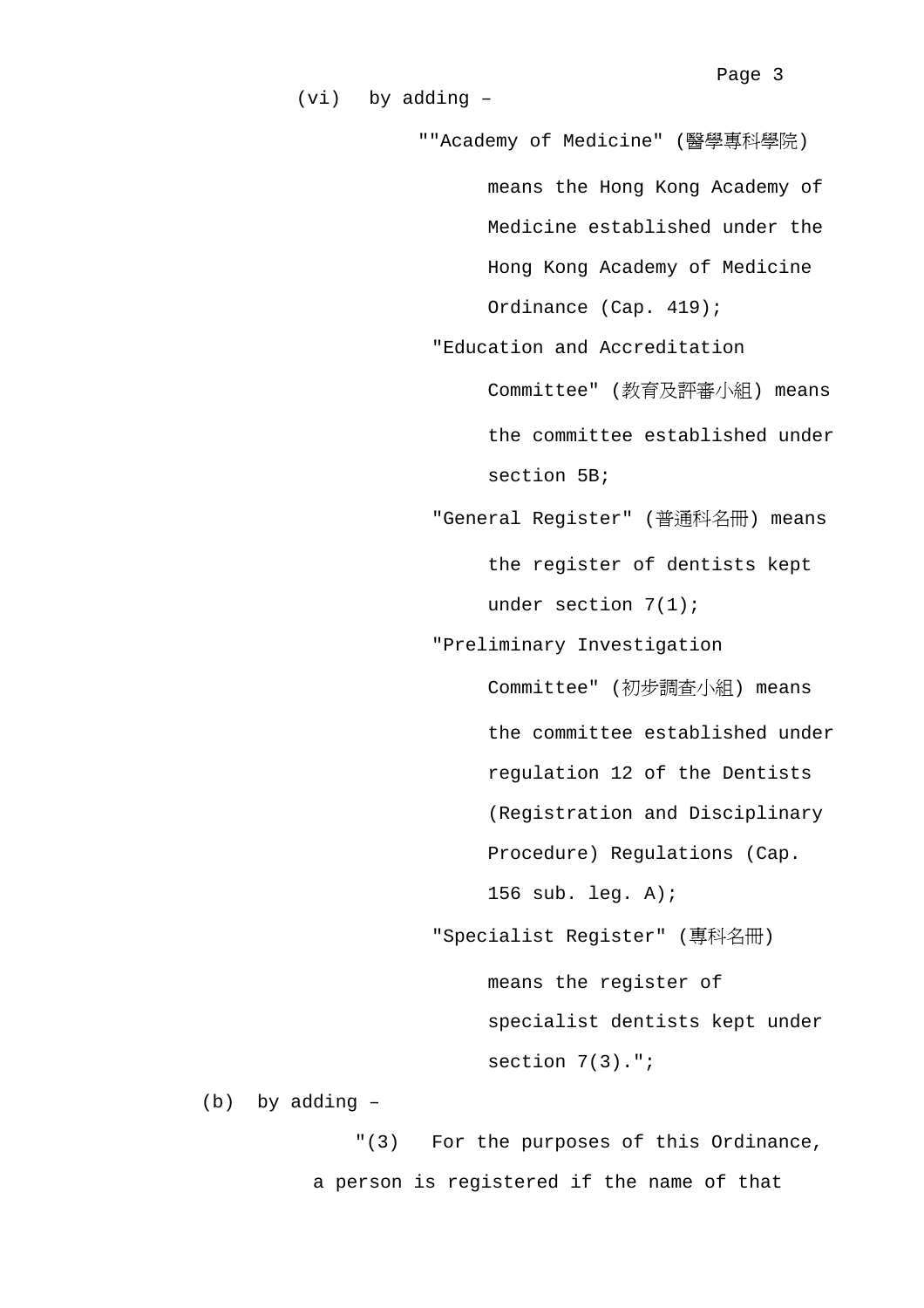(vi) by adding –

""Academy of Medicine" (醫學專科學院) means the Hong Kong Academy of Medicine established under the Hong Kong Academy of Medicine Ordinance (Cap. 419);

"Education and Accreditation Committee" (教育及評審小組) means the committee established under section 5B;

"General Register" (普通科名冊) means the register of dentists kept under section 7(1);

"Preliminary Investigation Committee" (初步調查小組) means the committee established under regulation 12 of the Dentists (Registration and Disciplinary Procedure) Regulations (Cap. 156 sub. leg. A);

"Specialist Register" (專科名冊) means the register of specialist dentists kept under section 7(3).";

(b) by adding –

"(3) For the purposes of this Ordinance, a person is registered if the name of that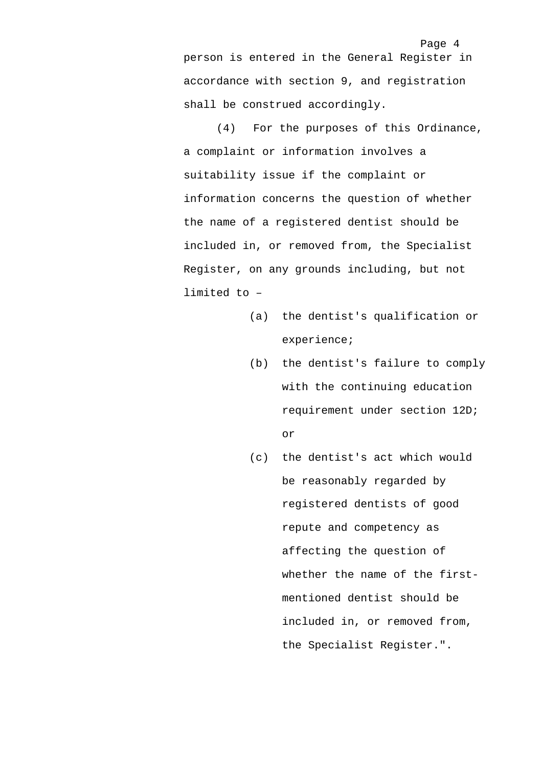person is entered in the General Register in accordance with section 9, and registration shall be construed accordingly.

(4) For the purposes of this Ordinance, a complaint or information involves a suitability issue if the complaint or information concerns the question of whether the name of a registered dentist should be included in, or removed from, the Specialist Register, on any grounds including, but not limited to –

(a) the dentist's qualification or experience;

(b) the dentist's failure to comply with the continuing education requirement under section 12D; or

(c) the dentist's act which would be reasonably regarded by registered dentists of good repute and competency as affecting the question of whether the name of the first-mentioned dentist should be included in, or removed from, the Specialist Register.".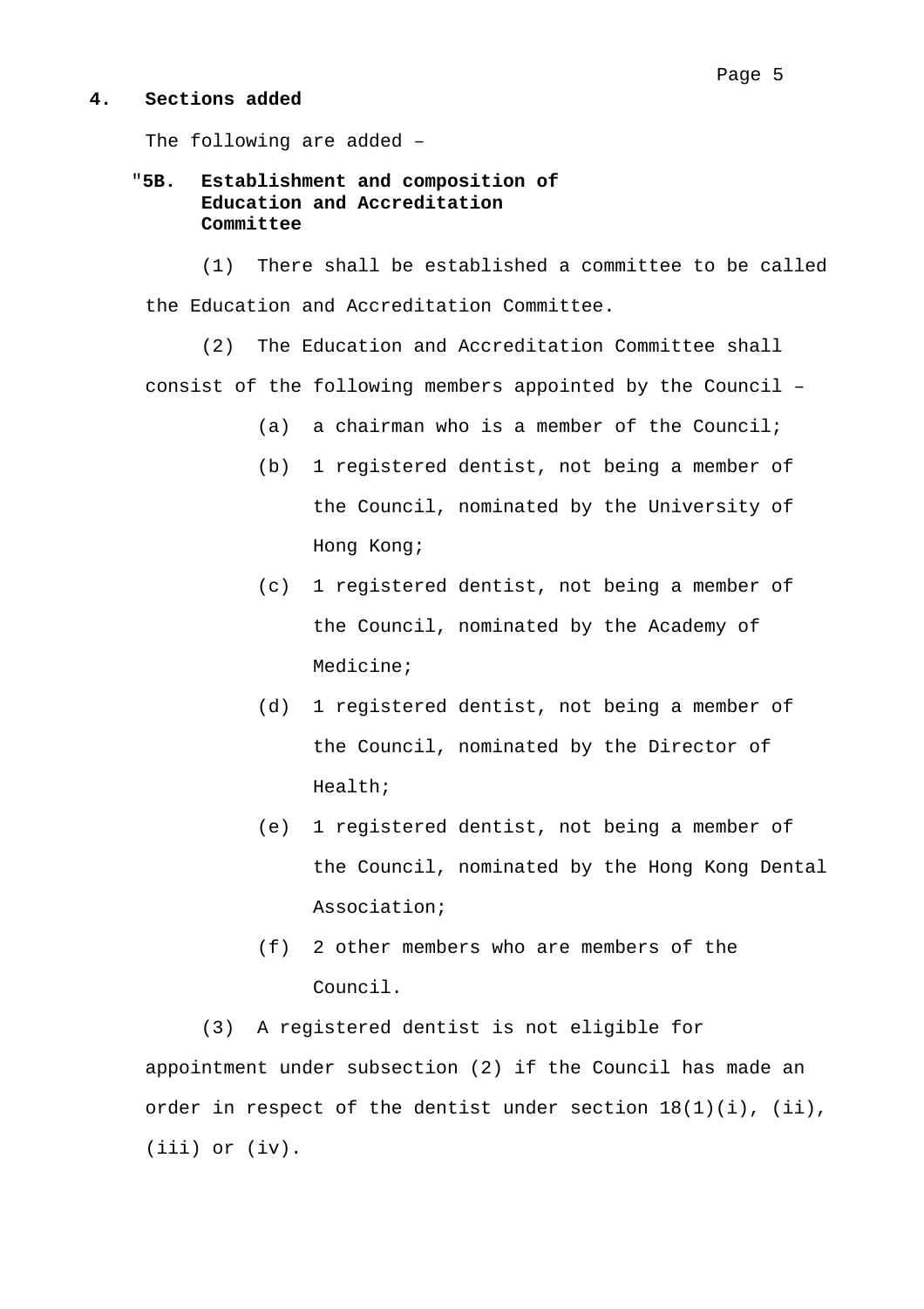**4. Sections added**

The following are added –

"**5B. Establishment and composition of Education and Accreditation Committee**

(1) There shall be established a committee to be called the Education and Accreditation Committee.

(2) The Education and Accreditation Committee shall consist of the following members appointed by the Council –

- (a) a chairman who is a member of the Council;
- (b) 1 registered dentist, not being a member of the Council, nominated by the University of Hong Kong;
- (c) 1 registered dentist, not being a member of the Council, nominated by the Academy of Medicine;
- (d) 1 registered dentist, not being a member of the Council, nominated by the Director of Health;
- (e) 1 registered dentist, not being a member of the Council, nominated by the Hong Kong Dental Association;
- (f) 2 other members who are members of the Council.

(3) A registered dentist is not eligible for appointment under subsection (2) if the Council has made an order in respect of the dentist under section 18(1)(i), (ii), (iii) or (iv).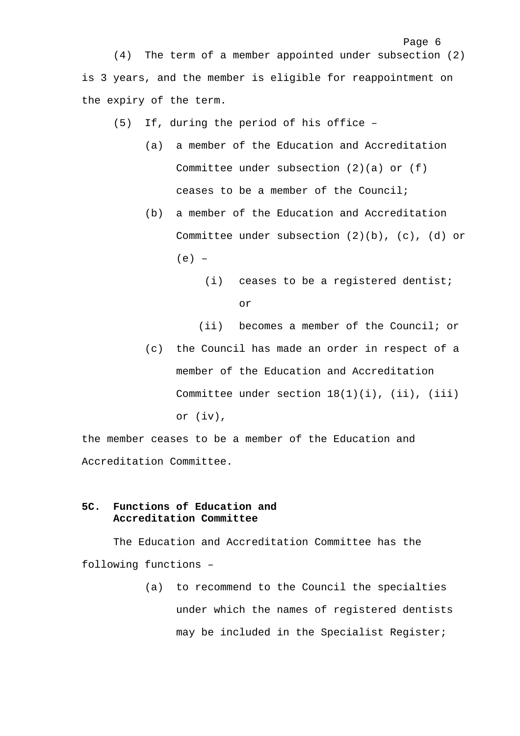(4) The term of a member appointed under subsection (2) is 3 years, and the member is eligible for reappointment on the expiry of the term.

(5) If, during the period of his office –

(a) a member of the Education and Accreditation Committee under subsection (2)(a) or (f) ceases to be a member of the Council;

(b) a member of the Education and Accreditation Committee under subsection (2)(b), (c), (d) or (e) –

(i) ceases to be a registered dentist; or

(ii) becomes a member of the Council; or

(c) the Council has made an order in respect of a member of the Education and Accreditation Committee under section 18(1)(i), (ii), (iii) or (iv),

the member ceases to be a member of the Education and Accreditation Committee.

**5C. Functions of Education and Accreditation Committee**

The Education and Accreditation Committee has the following functions –

(a) to recommend to the Council the specialties under which the names of registered dentists may be included in the Specialist Register;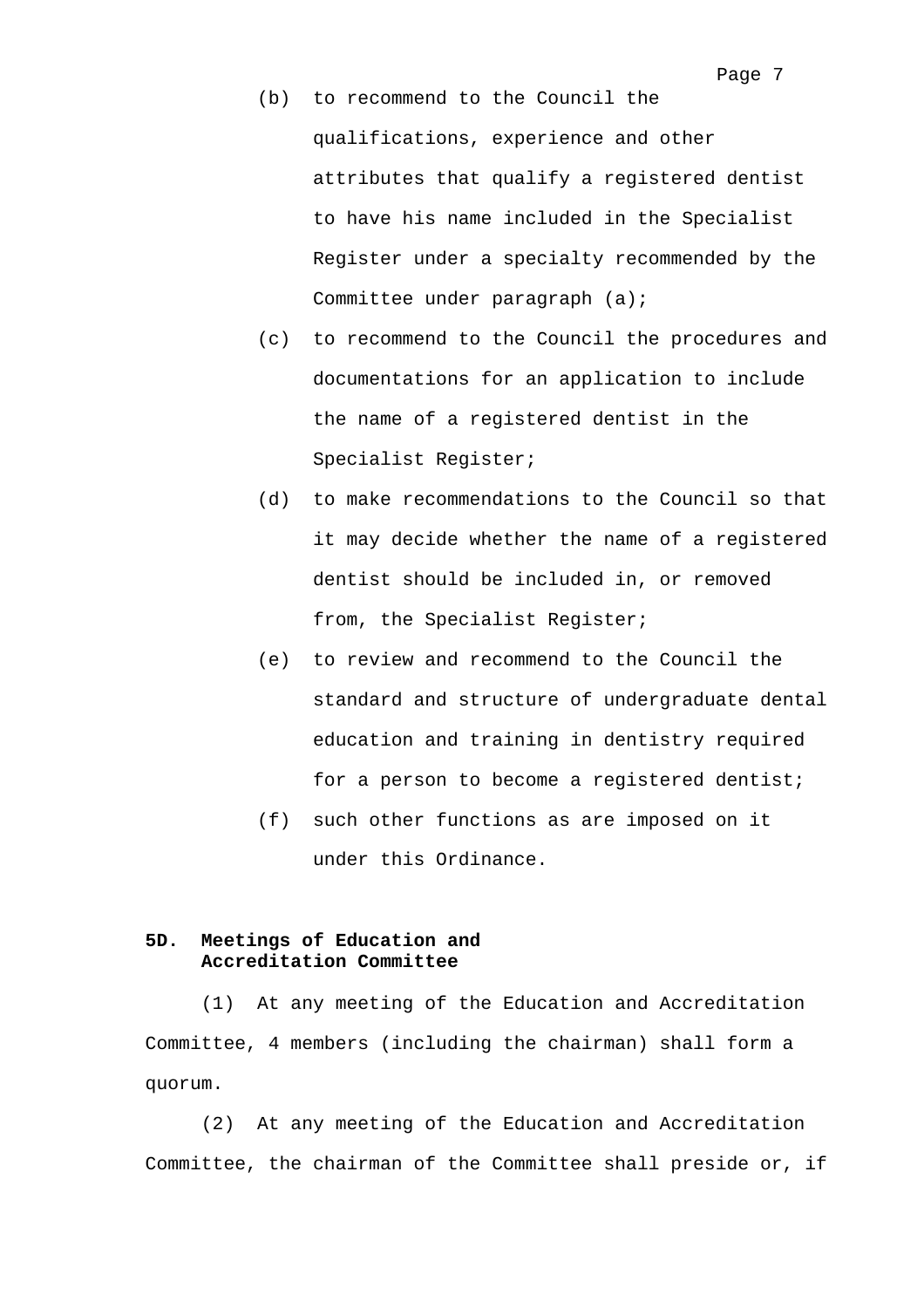(b) to recommend to the Council the qualifications, experience and other attributes that qualify a registered dentist to have his name included in the Specialist Register under a specialty recommended by the Committee under paragraph (a);

(c) to recommend to the Council the procedures and documentations for an application to include the name of a registered dentist in the Specialist Register;

(d) to make recommendations to the Council so that it may decide whether the name of a registered dentist should be included in, or removed from, the Specialist Register;

(e) to review and recommend to the Council the standard and structure of undergraduate dental education and training in dentistry required for a person to become a registered dentist;

(f) such other functions as are imposed on it under this Ordinance.

**5D. Meetings of Education and Accreditation Committee**

(1) At any meeting of the Education and Accreditation Committee, 4 members (including the chairman) shall form a quorum.

(2) At any meeting of the Education and Accreditation Committee, the chairman of the Committee shall preside or, if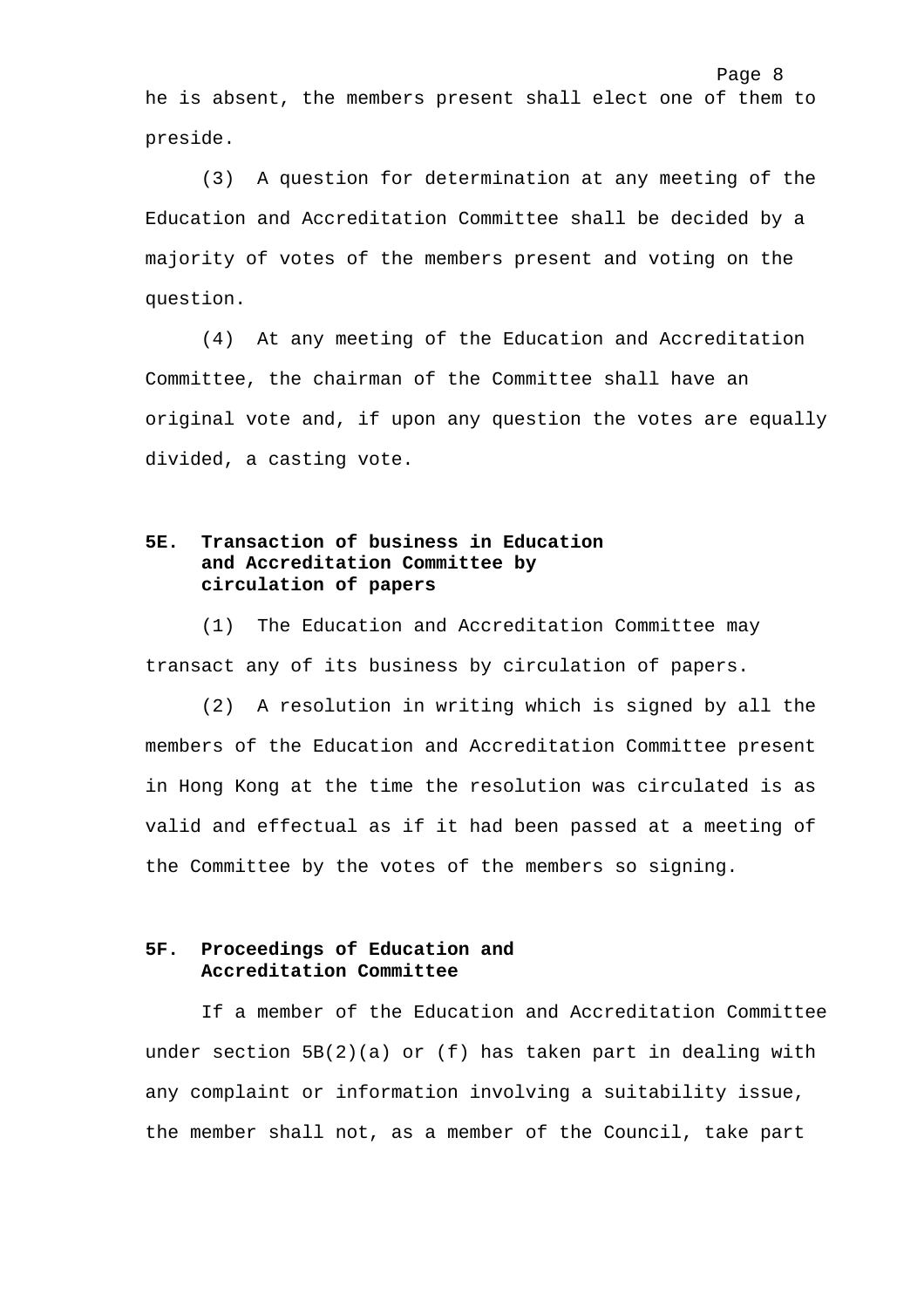he is absent, the members present shall elect one of them to preside.

(3) A question for determination at any meeting of the Education and Accreditation Committee shall be decided by a majority of votes of the members present and voting on the question.

(4) At any meeting of the Education and Accreditation Committee, the chairman of the Committee shall have an original vote and, if upon any question the votes are equally divided, a casting vote.

**5E. Transaction of business in Education and Accreditation Committee by circulation of papers**

(1) The Education and Accreditation Committee may transact any of its business by circulation of papers.

(2) A resolution in writing which is signed by all the members of the Education and Accreditation Committee present in Hong Kong at the time the resolution was circulated is as valid and effectual as if it had been passed at a meeting of the Committee by the votes of the members so signing.

**5F. Proceedings of Education and Accreditation Committee**

If a member of the Education and Accreditation Committee under section 5B(2)(a) or (f) has taken part in dealing with any complaint or information involving a suitability issue, the member shall not, as a member of the Council, take part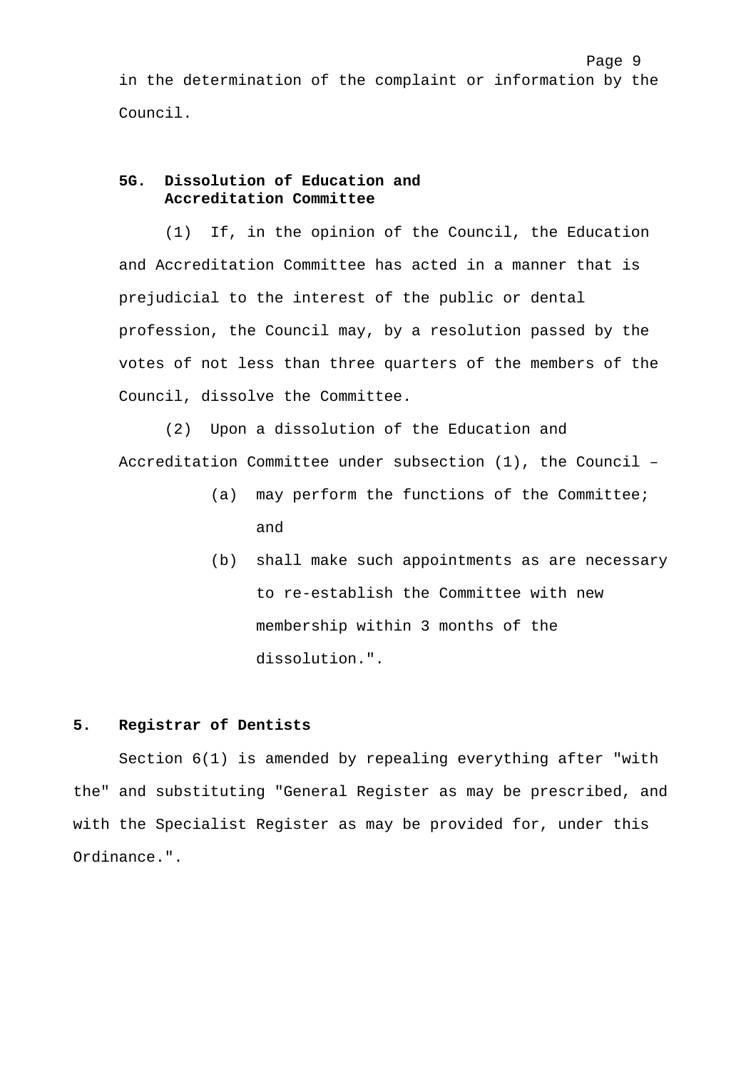in the determination of the complaint or information by the Council.

**5G. Dissolution of Education and Accreditation Committee**

(1) If, in the opinion of the Council, the Education and Accreditation Committee has acted in a manner that is prejudicial to the interest of the public or dental profession, the Council may, by a resolution passed by the votes of not less than three quarters of the members of the Council, dissolve the Committee.

(2) Upon a dissolution of the Education and Accreditation Committee under subsection (1), the Council –

(a) may perform the functions of the Committee; and

(b) shall make such appointments as are necessary to re-establish the Committee with new membership within 3 months of the dissolution.".

**5. Registrar of Dentists**

Section 6(1) is amended by repealing everything after "with the" and substituting "General Register as may be prescribed, and with the Specialist Register as may be provided for, under this Ordinance.".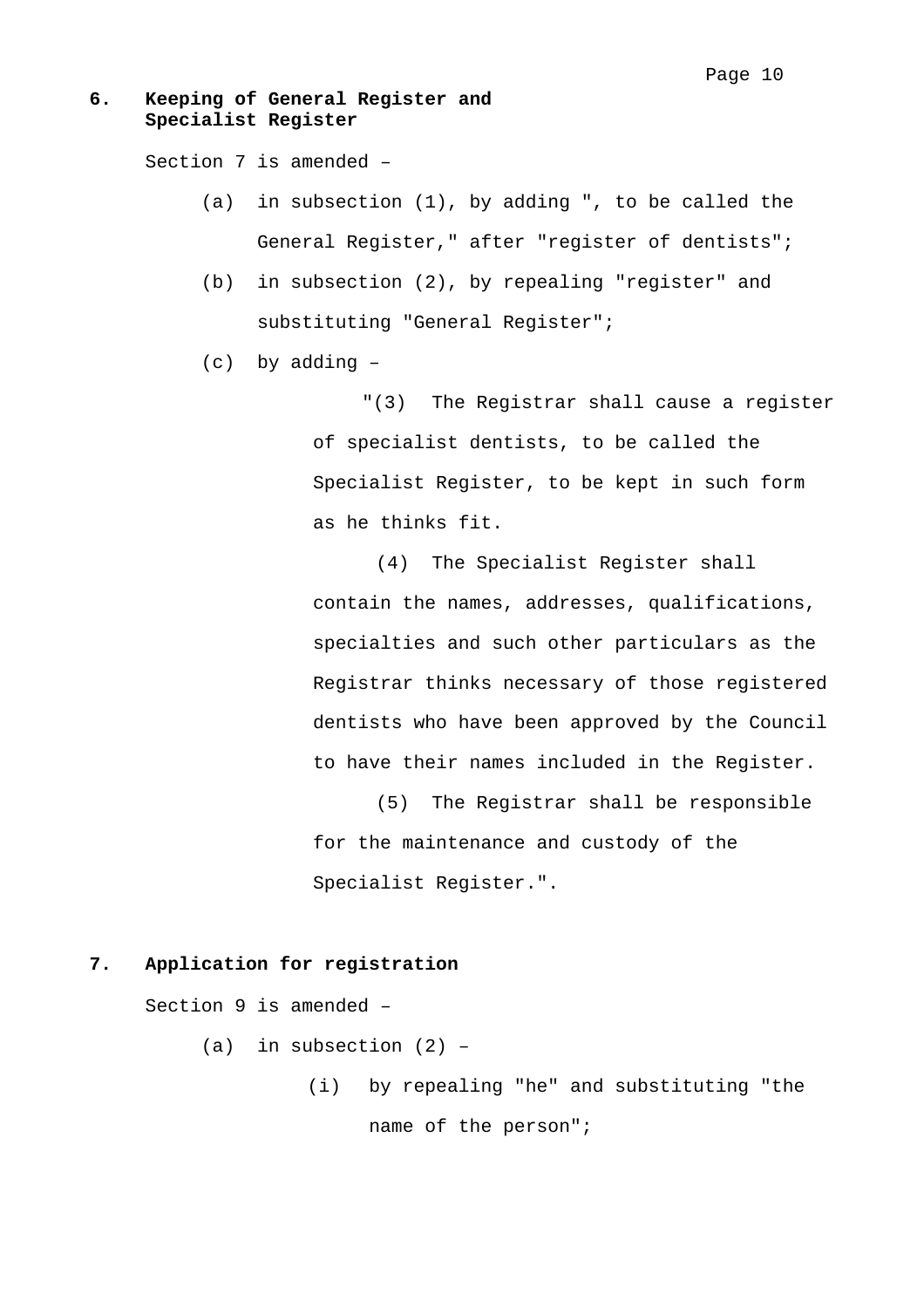**6. Keeping of General Register and Specialist Register**

Section 7 is amended –

(a) in subsection (1), by adding ", to be called the General Register," after "register of dentists";

(b) in subsection (2), by repealing "register" and substituting "General Register";

(c) by adding –

"(3) The Registrar shall cause a register of specialist dentists, to be called the Specialist Register, to be kept in such form as he thinks fit.

(4) The Specialist Register shall contain the names, addresses, qualifications, specialties and such other particulars as the Registrar thinks necessary of those registered dentists who have been approved by the Council to have their names included in the Register.

(5) The Registrar shall be responsible for the maintenance and custody of the Specialist Register.".

**7. Application for registration**

Section 9 is amended –

(a) in subsection (2) –

(i) by repealing "he" and substituting "the name of the person";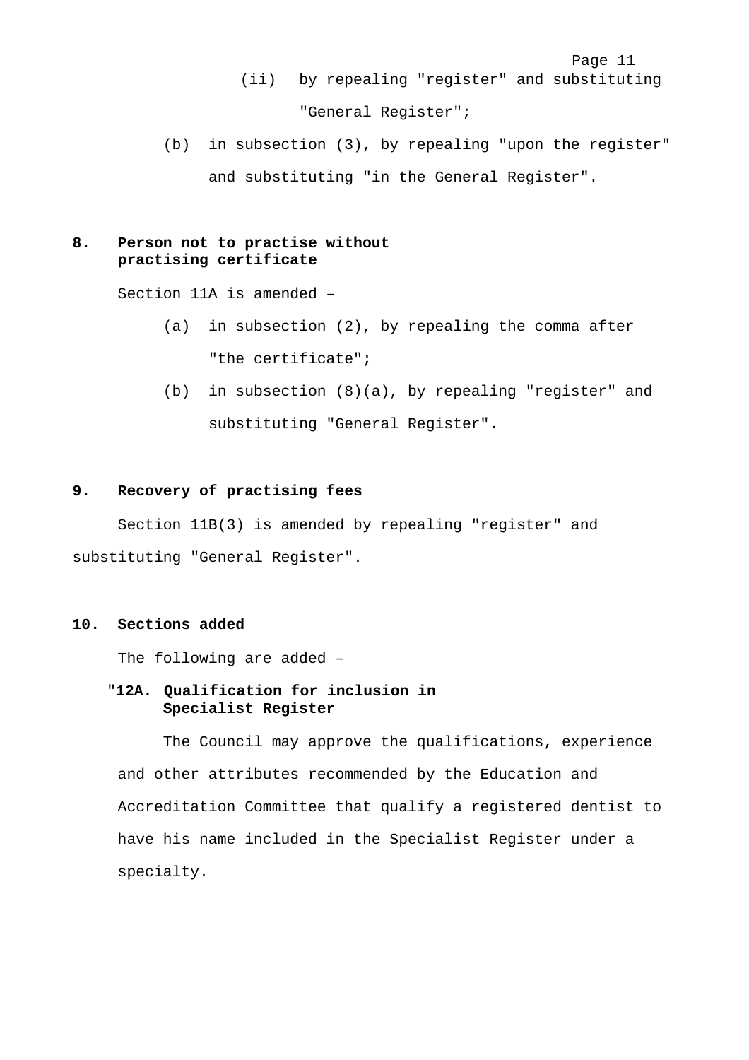(ii) by repealing "register" and substituting "General Register";

(b) in subsection (3), by repealing "upon the register" and substituting "in the General Register".

**8. Person not to practise without practising certificate**

Section 11A is amended –

(a) in subsection (2), by repealing the comma after "the certificate";

(b) in subsection (8)(a), by repealing "register" and substituting "General Register".

**9. Recovery of practising fees**

Section 11B(3) is amended by repealing "register" and substituting "General Register".

**10. Sections added**

The following are added –

"**12A. Qualification for inclusion in Specialist Register**

The Council may approve the qualifications, experience and other attributes recommended by the Education and Accreditation Committee that qualify a registered dentist to have his name included in the Specialist Register under a specialty.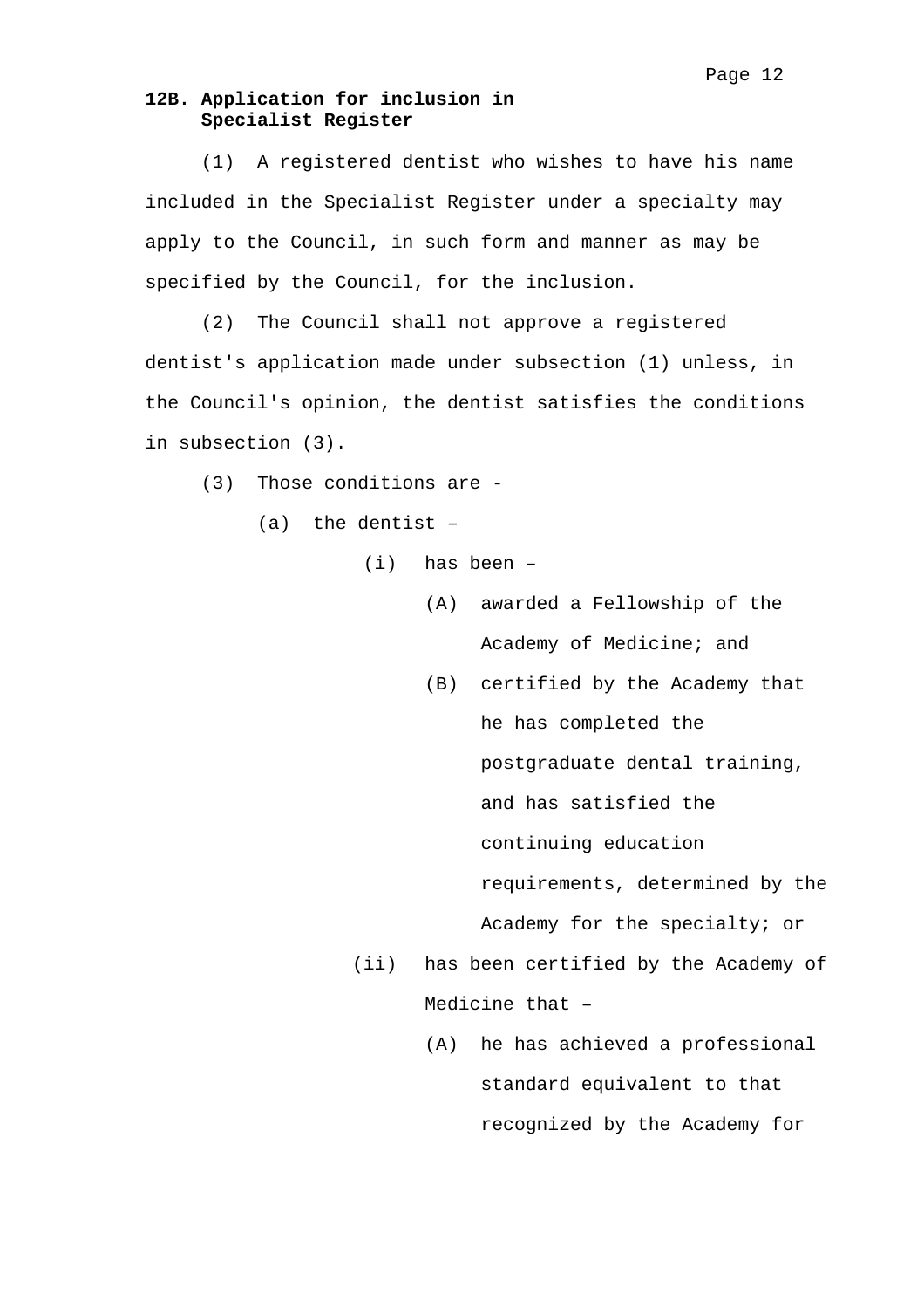**12B. Application for inclusion in Specialist Register**

(1) A registered dentist who wishes to have his name included in the Specialist Register under a specialty may apply to the Council, in such form and manner as may be specified by the Council, for the inclusion.

(2) The Council shall not approve a registered dentist's application made under subsection (1) unless, in the Council's opinion, the dentist satisfies the conditions in subsection (3).

(3) Those conditions are -

(a) the dentist –

(i) has been –

(A) awarded a Fellowship of the Academy of Medicine; and

(B) certified by the Academy that he has completed the postgraduate dental training, and has satisfied the continuing education requirements, determined by the Academy for the specialty; or

(ii) has been certified by the Academy of Medicine that –

(A) he has achieved a professional standard equivalent to that recognized by the Academy for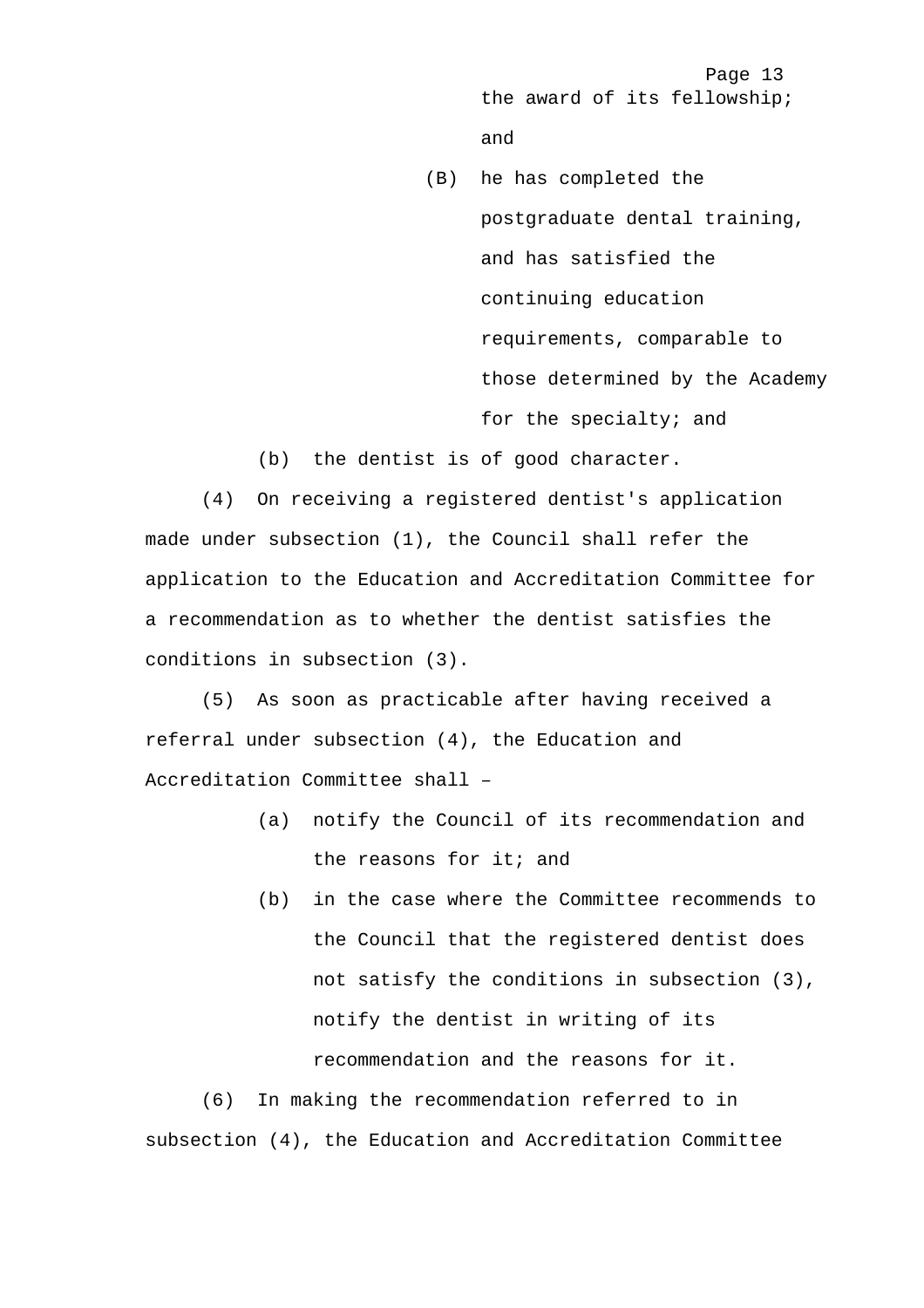the award of its fellowship; and

(B) he has completed the postgraduate dental training, and has satisfied the continuing education requirements, comparable to those determined by the Academy for the specialty; and

(b) the dentist is of good character.

(4) On receiving a registered dentist's application made under subsection (1), the Council shall refer the application to the Education and Accreditation Committee for a recommendation as to whether the dentist satisfies the conditions in subsection (3).

(5) As soon as practicable after having received a referral under subsection (4), the Education and Accreditation Committee shall –

(a) notify the Council of its recommendation and the reasons for it; and

(b) in the case where the Committee recommends to the Council that the registered dentist does not satisfy the conditions in subsection (3), notify the dentist in writing of its recommendation and the reasons for it.

(6) In making the recommendation referred to in subsection (4), the Education and Accreditation Committee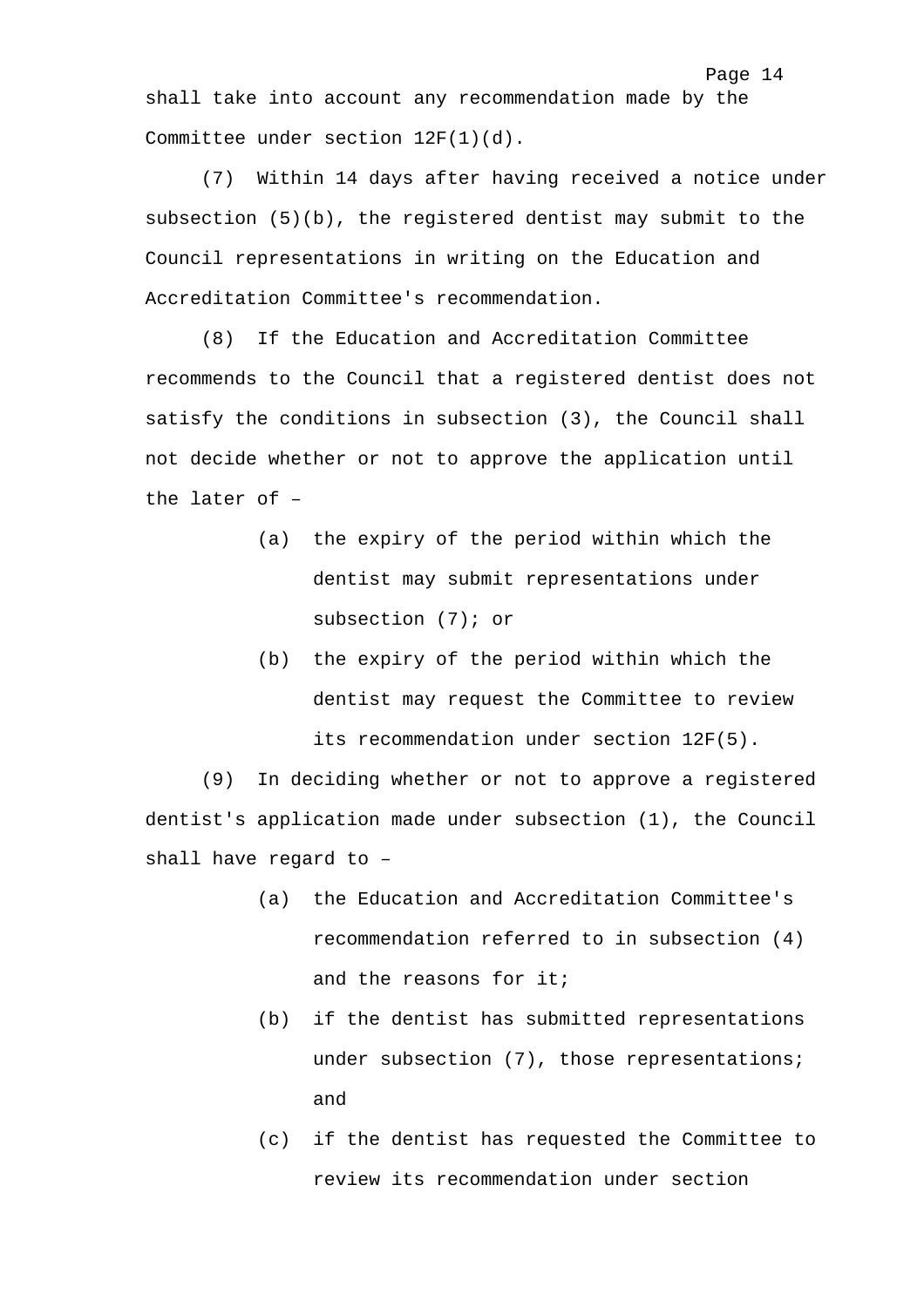shall take into account any recommendation made by the Committee under section 12F(1)(d).

(7) Within 14 days after having received a notice under subsection (5)(b), the registered dentist may submit to the Council representations in writing on the Education and Accreditation Committee's recommendation.

(8) If the Education and Accreditation Committee recommends to the Council that a registered dentist does not satisfy the conditions in subsection (3), the Council shall not decide whether or not to approve the application until the later of –

- (a) the expiry of the period within which the dentist may submit representations under subsection (7); or
- (b) the expiry of the period within which the dentist may request the Committee to review its recommendation under section 12F(5).

(9) In deciding whether or not to approve a registered dentist's application made under subsection (1), the Council shall have regard to –

- (a) the Education and Accreditation Committee's recommendation referred to in subsection (4) and the reasons for it;
- (b) if the dentist has submitted representations under subsection (7), those representations; and
- (c) if the dentist has requested the Committee to review its recommendation under section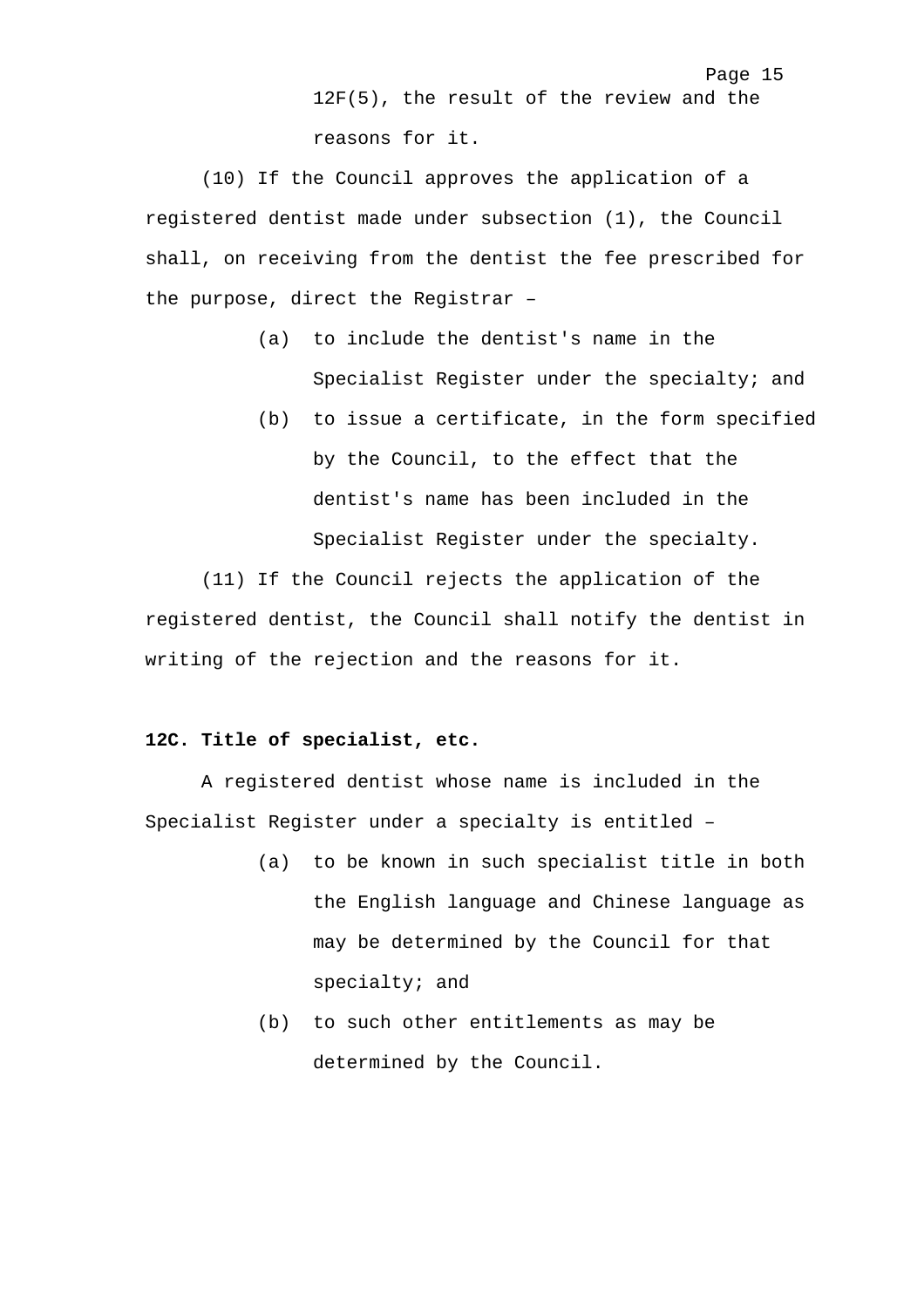12F(5), the result of the review and the reasons for it.

(10) If the Council approves the application of a registered dentist made under subsection (1), the Council shall, on receiving from the dentist the fee prescribed for the purpose, direct the Registrar –

- (a) to include the dentist's name in the Specialist Register under the specialty; and
- (b) to issue a certificate, in the form specified by the Council, to the effect that the dentist's name has been included in the Specialist Register under the specialty.

(11) If the Council rejects the application of the registered dentist, the Council shall notify the dentist in writing of the rejection and the reasons for it.

**12C. Title of specialist, etc.**

A registered dentist whose name is included in the Specialist Register under a specialty is entitled –

- (a) to be known in such specialist title in both the English language and Chinese language as may be determined by the Council for that specialty; and
- (b) to such other entitlements as may be determined by the Council.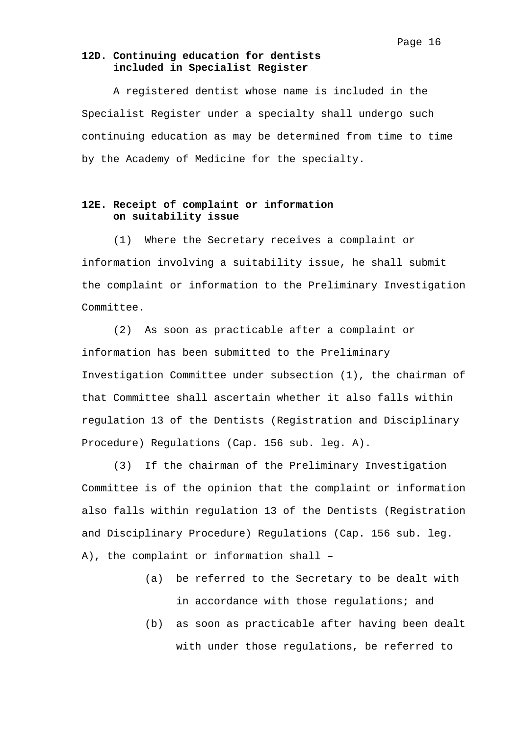**12D. Continuing education for dentists included in Specialist Register**

A registered dentist whose name is included in the Specialist Register under a specialty shall undergo such continuing education as may be determined from time to time by the Academy of Medicine for the specialty.

**12E. Receipt of complaint or information on suitability issue**

(1) Where the Secretary receives a complaint or information involving a suitability issue, he shall submit the complaint or information to the Preliminary Investigation Committee.

(2) As soon as practicable after a complaint or information has been submitted to the Preliminary Investigation Committee under subsection (1), the chairman of that Committee shall ascertain whether it also falls within regulation 13 of the Dentists (Registration and Disciplinary Procedure) Regulations (Cap. 156 sub. leg. A).

(3) If the chairman of the Preliminary Investigation Committee is of the opinion that the complaint or information also falls within regulation 13 of the Dentists (Registration and Disciplinary Procedure) Regulations (Cap. 156 sub. leg. A), the complaint or information shall –

- (a) be referred to the Secretary to be dealt with in accordance with those regulations; and
- (b) as soon as practicable after having been dealt with under those regulations, be referred to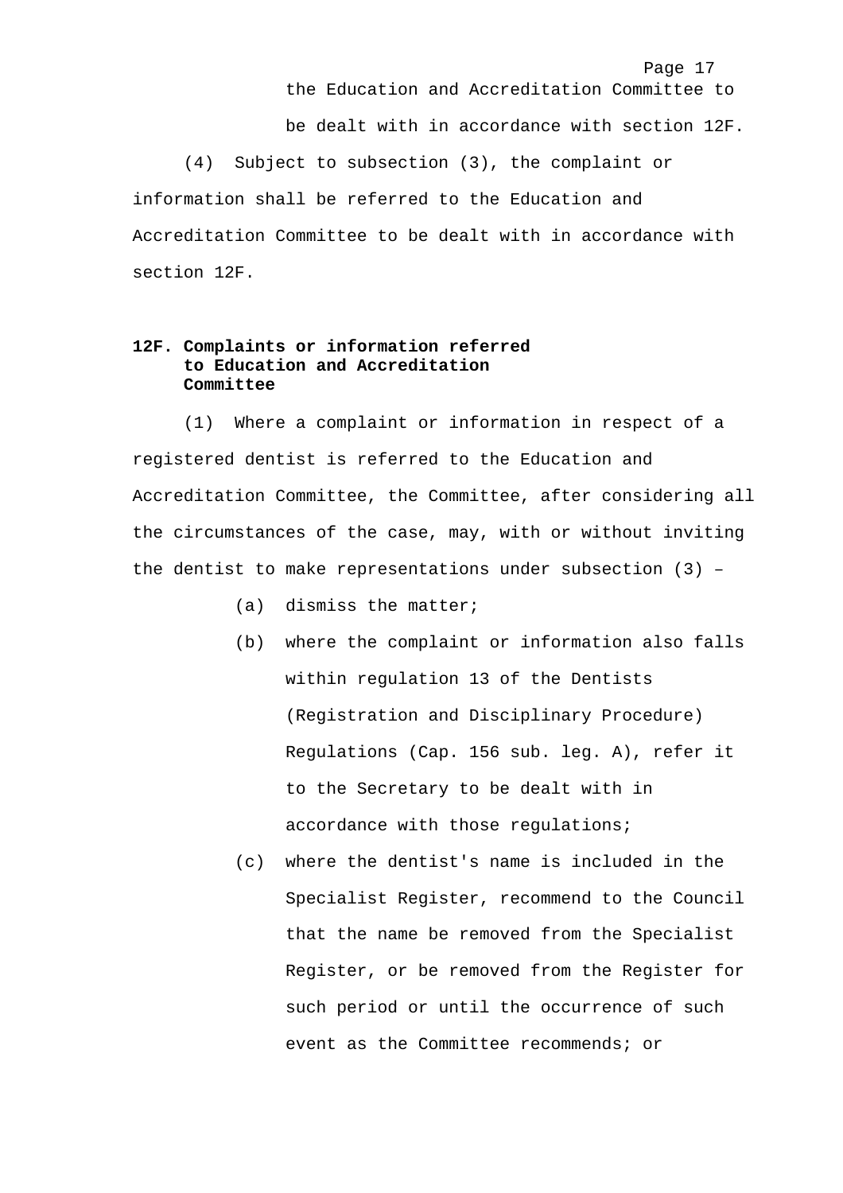the Education and Accreditation Committee to be dealt with in accordance with section 12F.

(4) Subject to subsection (3), the complaint or information shall be referred to the Education and Accreditation Committee to be dealt with in accordance with section 12F.

**12F. Complaints or information referred to Education and Accreditation Committee**

(1) Where a complaint or information in respect of a registered dentist is referred to the Education and Accreditation Committee, the Committee, after considering all the circumstances of the case, may, with or without inviting the dentist to make representations under subsection (3) –

(a) dismiss the matter;

(b) where the complaint or information also falls within regulation 13 of the Dentists (Registration and Disciplinary Procedure) Regulations (Cap. 156 sub. leg. A), refer it to the Secretary to be dealt with in accordance with those regulations;

(c) where the dentist's name is included in the Specialist Register, recommend to the Council that the name be removed from the Specialist Register, or be removed from the Register for such period or until the occurrence of such event as the Committee recommends; or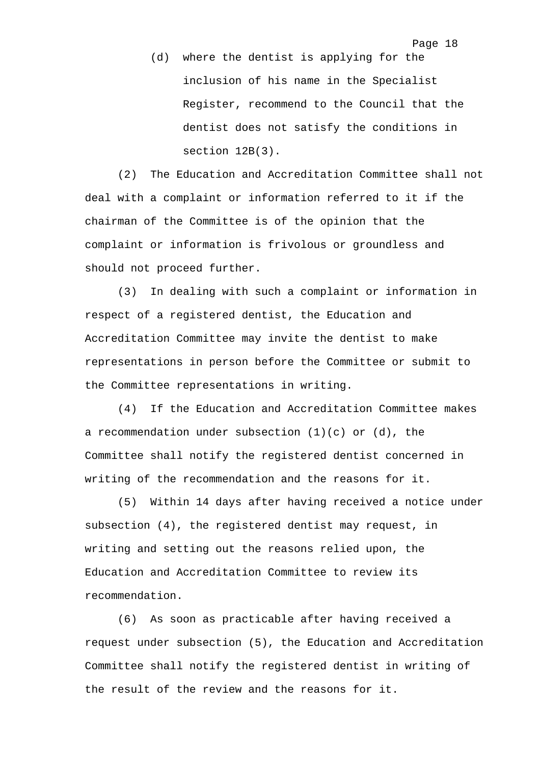(d) where the dentist is applying for the inclusion of his name in the Specialist Register, recommend to the Council that the dentist does not satisfy the conditions in section 12B(3).

(2) The Education and Accreditation Committee shall not deal with a complaint or information referred to it if the chairman of the Committee is of the opinion that the complaint or information is frivolous or groundless and should not proceed further.

(3) In dealing with such a complaint or information in respect of a registered dentist, the Education and Accreditation Committee may invite the dentist to make representations in person before the Committee or submit to the Committee representations in writing.

(4) If the Education and Accreditation Committee makes a recommendation under subsection (1)(c) or (d), the Committee shall notify the registered dentist concerned in writing of the recommendation and the reasons for it.

(5) Within 14 days after having received a notice under subsection (4), the registered dentist may request, in writing and setting out the reasons relied upon, the Education and Accreditation Committee to review its recommendation.

(6) As soon as practicable after having received a request under subsection (5), the Education and Accreditation Committee shall notify the registered dentist in writing of the result of the review and the reasons for it.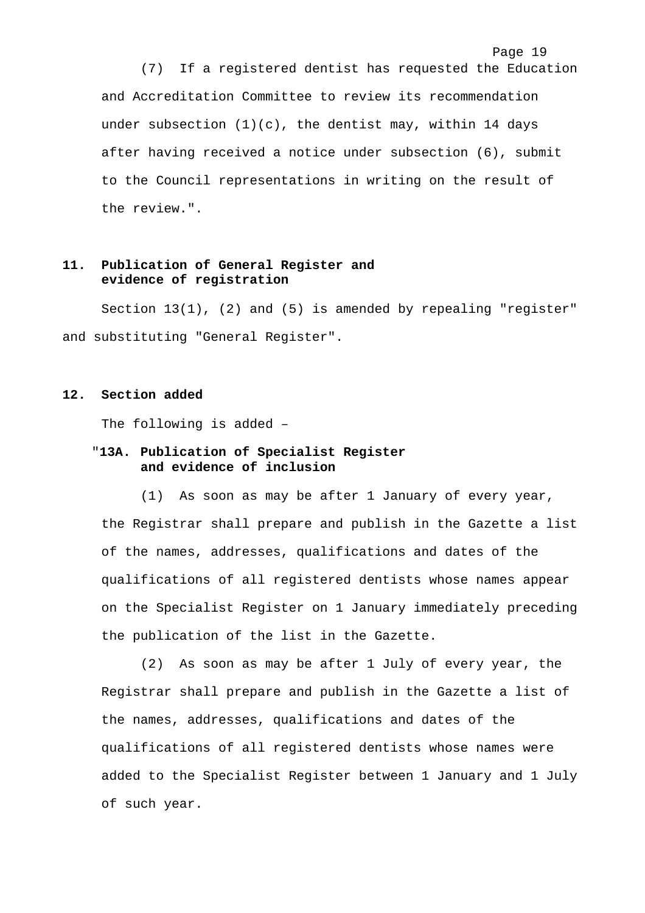(7) If a registered dentist has requested the Education and Accreditation Committee to review its recommendation under subsection (1)(c), the dentist may, within 14 days after having received a notice under subsection (6), submit to the Council representations in writing on the result of the review.".

**11. Publication of General Register and evidence of registration**

Section 13(1), (2) and (5) is amended by repealing "register" and substituting "General Register".

**12. Section added**

The following is added –

"**13A. Publication of Specialist Register and evidence of inclusion**

(1) As soon as may be after 1 January of every year, the Registrar shall prepare and publish in the Gazette a list of the names, addresses, qualifications and dates of the qualifications of all registered dentists whose names appear on the Specialist Register on 1 January immediately preceding the publication of the list in the Gazette.

(2) As soon as may be after 1 July of every year, the Registrar shall prepare and publish in the Gazette a list of the names, addresses, qualifications and dates of the qualifications of all registered dentists whose names were added to the Specialist Register between 1 January and 1 July of such year.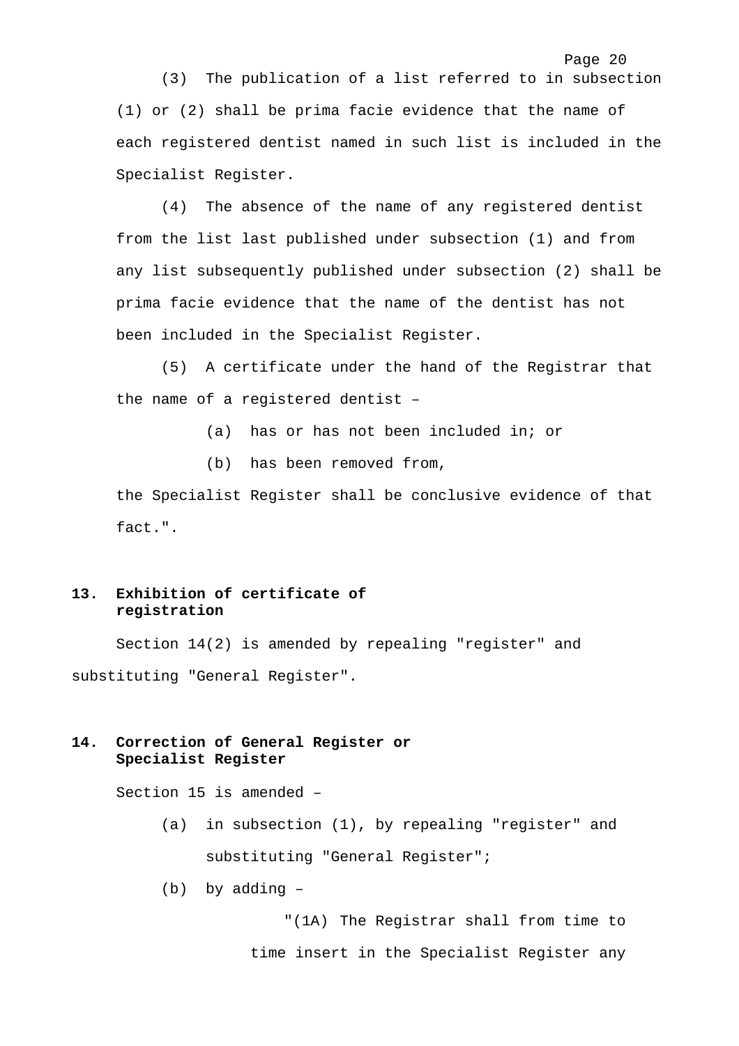(3) The publication of a list referred to in subsection (1) or (2) shall be prima facie evidence that the name of each registered dentist named in such list is included in the Specialist Register.

(4) The absence of the name of any registered dentist from the list last published under subsection (1) and from any list subsequently published under subsection (2) shall be prima facie evidence that the name of the dentist has not been included in the Specialist Register.

(5) A certificate under the hand of the Registrar that the name of a registered dentist –

(a) has or has not been included in; or

(b) has been removed from,

the Specialist Register shall be conclusive evidence of that fact.".

**13. Exhibition of certificate of registration**

Section 14(2) is amended by repealing "register" and substituting "General Register".

**14. Correction of General Register or Specialist Register**

Section 15 is amended –

(a) in subsection (1), by repealing "register" and substituting "General Register";

(b) by adding –

"(1A) The Registrar shall from time to time insert in the Specialist Register any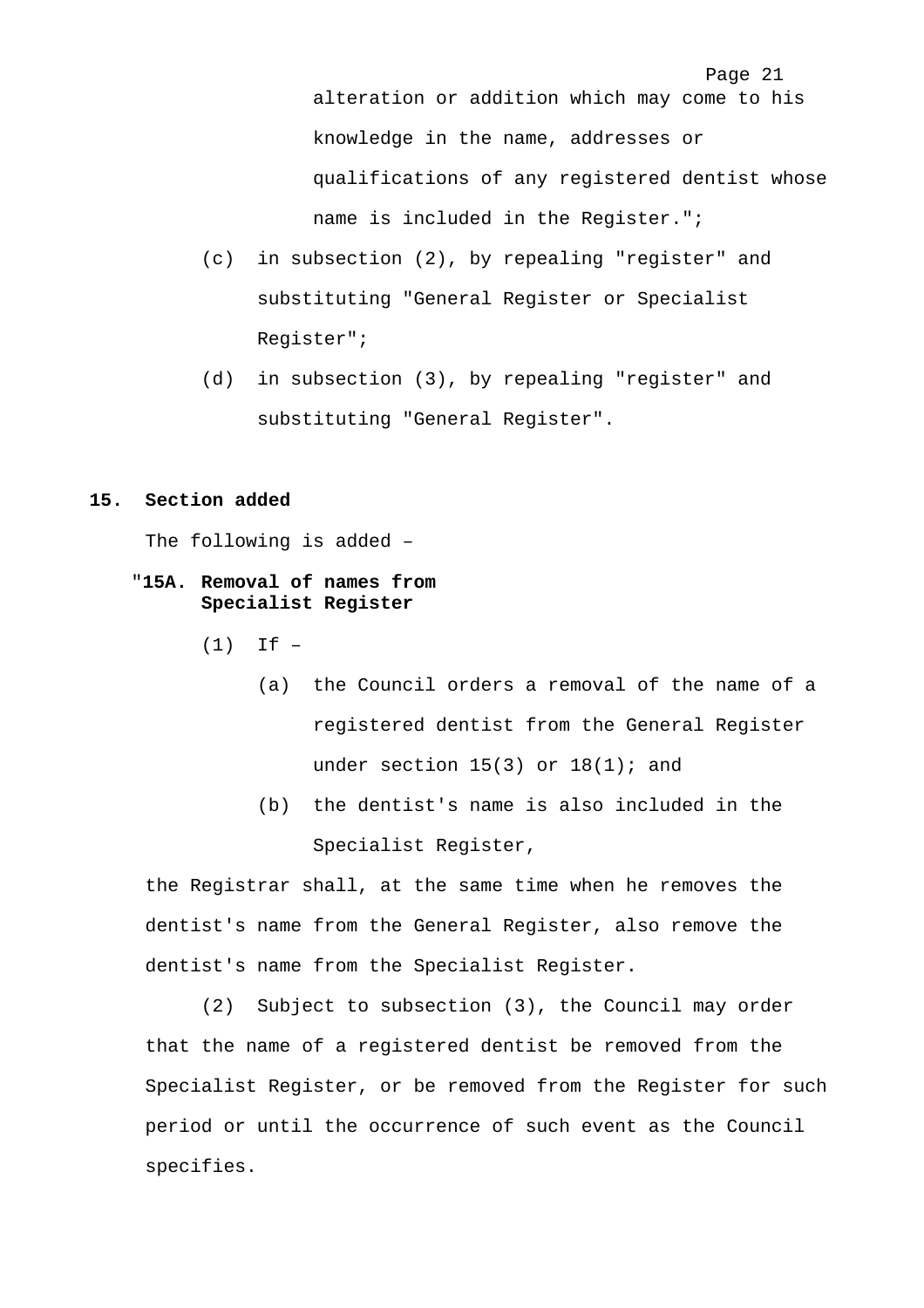alteration or addition which may come to his knowledge in the name, addresses or qualifications of any registered dentist whose name is included in the Register.";

(c) in subsection (2), by repealing "register" and substituting "General Register or Specialist Register";

(d) in subsection (3), by repealing "register" and substituting "General Register".

**15. Section added**

The following is added –

"**15A. Removal of names from Specialist Register**

(1) If –

(a) the Council orders a removal of the name of a registered dentist from the General Register under section 15(3) or 18(1); and

(b) the dentist's name is also included in the Specialist Register,

the Registrar shall, at the same time when he removes the dentist's name from the General Register, also remove the dentist's name from the Specialist Register.

(2) Subject to subsection (3), the Council may order that the name of a registered dentist be removed from the Specialist Register, or be removed from the Register for such period or until the occurrence of such event as the Council specifies.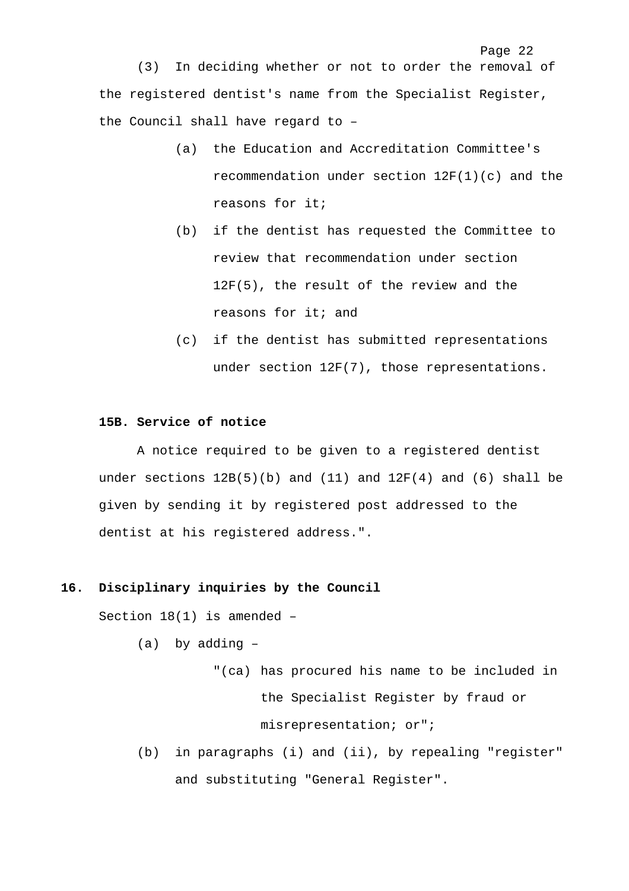(3) In deciding whether or not to order the removal of the registered dentist's name from the Specialist Register, the Council shall have regard to –

(a) the Education and Accreditation Committee's recommendation under section 12F(1)(c) and the reasons for it;

(b) if the dentist has requested the Committee to review that recommendation under section 12F(5), the result of the review and the reasons for it; and

(c) if the dentist has submitted representations under section 12F(7), those representations.

**15B. Service of notice**

A notice required to be given to a registered dentist under sections 12B(5)(b) and (11) and 12F(4) and (6) shall be given by sending it by registered post addressed to the dentist at his registered address.".

**16. Disciplinary inquiries by the Council**

Section 18(1) is amended –

(a) by adding –

"(ca) has procured his name to be included in the Specialist Register by fraud or misrepresentation; or";

(b) in paragraphs (i) and (ii), by repealing "register" and substituting "General Register".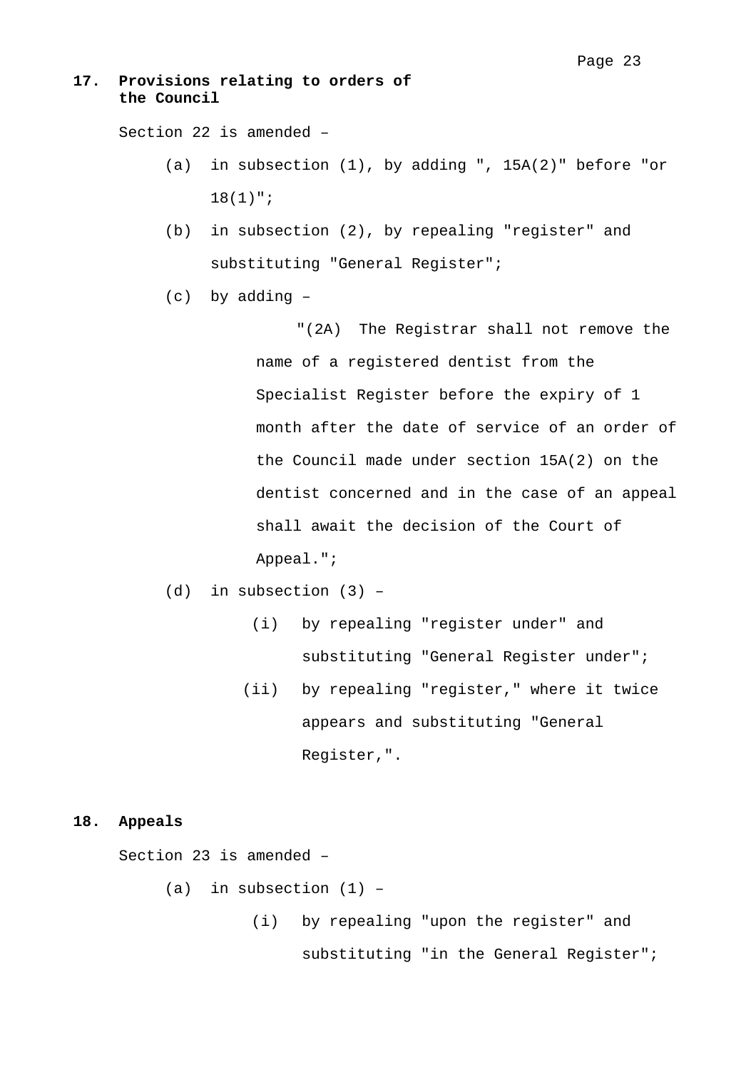**17. Provisions relating to orders of the Council**

Section 22 is amended –

(a) in subsection (1), by adding ", 15A(2)" before "or 18(1)";

(b) in subsection (2), by repealing "register" and substituting "General Register";

(c) by adding –

"(2A) The Registrar shall not remove the name of a registered dentist from the Specialist Register before the expiry of 1 month after the date of service of an order of the Council made under section 15A(2) on the dentist concerned and in the case of an appeal shall await the decision of the Court of Appeal.";

(d) in subsection (3) –

(i) by repealing "register under" and substituting "General Register under";

(ii) by repealing "register," where it twice appears and substituting "General Register,".

**18. Appeals**

Section 23 is amended –

(a) in subsection (1) –

(i) by repealing "upon the register" and substituting "in the General Register";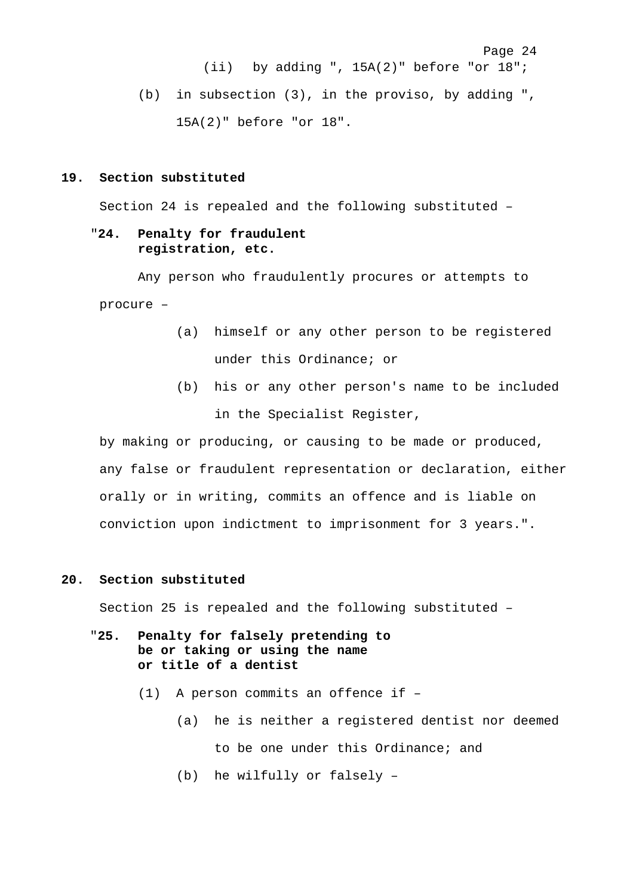(ii) by adding ", 15A(2)" before "or 18";

(b) in subsection (3), in the proviso, by adding ", 15A(2)" before "or 18".

**19. Section substituted**

Section 24 is repealed and the following substituted –

"**24. Penalty for fraudulent registration, etc.**

Any person who fraudulently procures or attempts to procure –

(a) himself or any other person to be registered under this Ordinance; or

(b) his or any other person's name to be included in the Specialist Register,

by making or producing, or causing to be made or produced, any false or fraudulent representation or declaration, either orally or in writing, commits an offence and is liable on conviction upon indictment to imprisonment for 3 years.".

**20. Section substituted**

Section 25 is repealed and the following substituted –

"**25. Penalty for falsely pretending to be or taking or using the name or title of a dentist**

(1) A person commits an offence if –

(a) he is neither a registered dentist nor deemed to be one under this Ordinance; and

(b) he wilfully or falsely –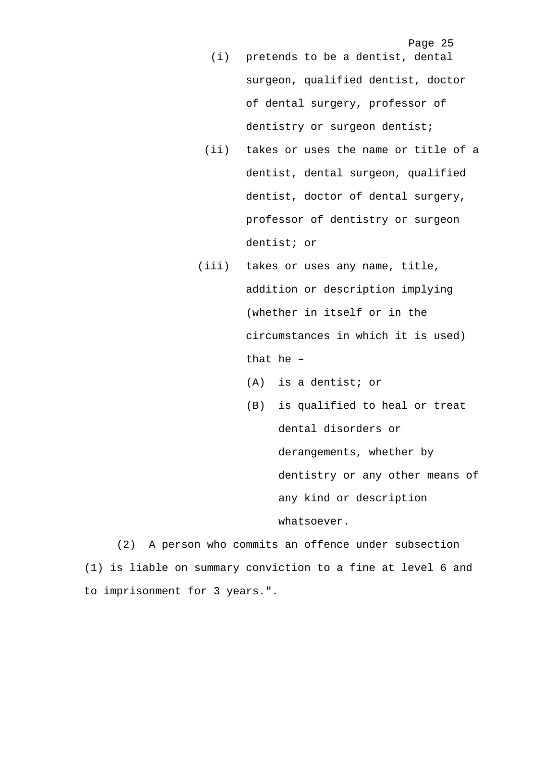(i) pretends to be a dentist, dental surgeon, qualified dentist, doctor of dental surgery, professor of dentistry or surgeon dentist;

(ii) takes or uses the name or title of a dentist, dental surgeon, qualified dentist, doctor of dental surgery, professor of dentistry or surgeon dentist; or

(iii) takes or uses any name, title, addition or description implying (whether in itself or in the circumstances in which it is used) that he –

(A) is a dentist; or

(B) is qualified to heal or treat dental disorders or derangements, whether by dentistry or any other means of any kind or description whatsoever.

(2) A person who commits an offence under subsection (1) is liable on summary conviction to a fine at level 6 and to imprisonment for 3 years.".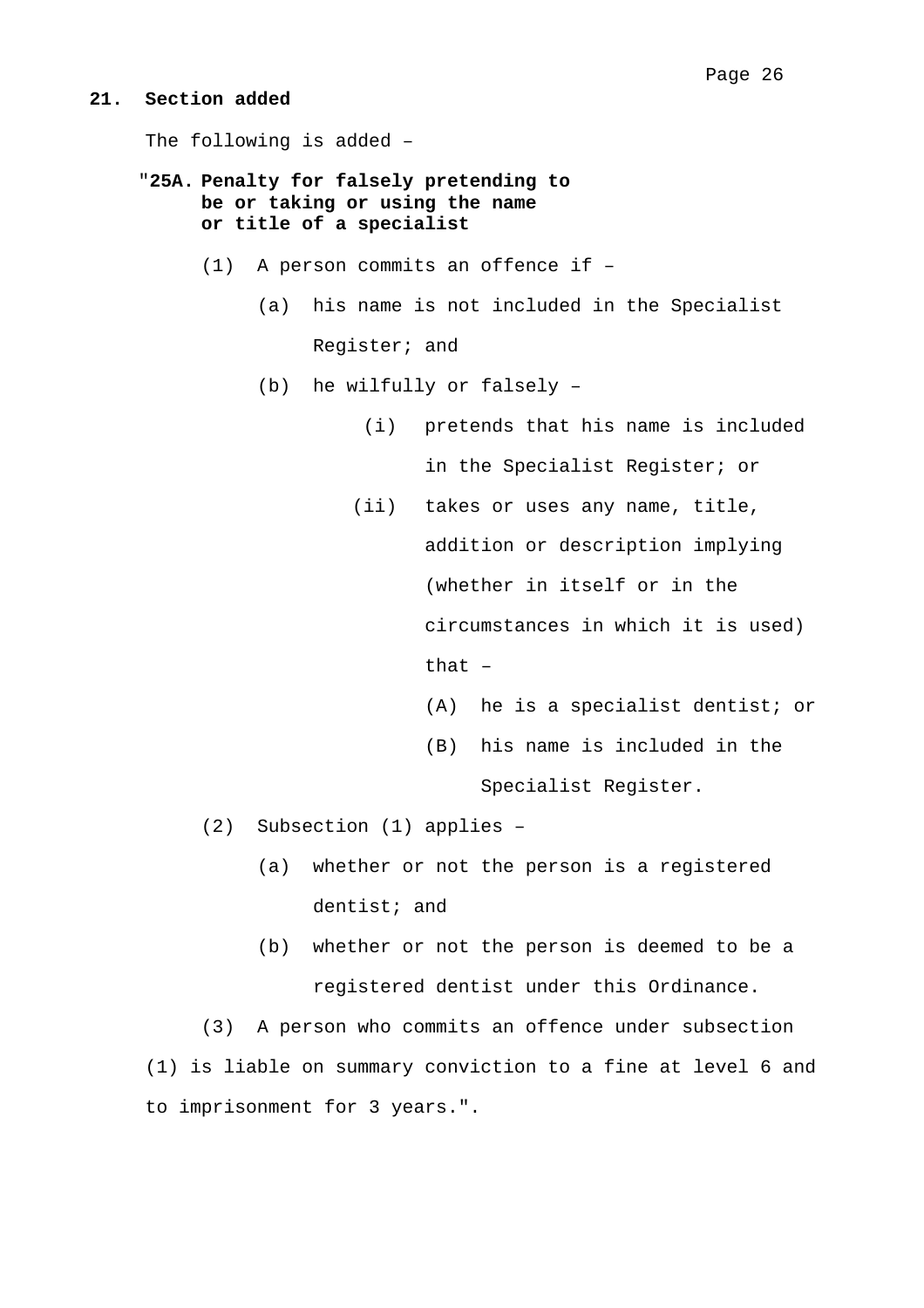**21. Section added**

The following is added –

"**25A. Penalty for falsely pretending to be or taking or using the name or title of a specialist**

(1) A person commits an offence if –

(a) his name is not included in the Specialist Register; and

(b) he wilfully or falsely –

(i) pretends that his name is included in the Specialist Register; or

(ii) takes or uses any name, title, addition or description implying (whether in itself or in the circumstances in which it is used) that –

(A) he is a specialist dentist; or

(B) his name is included in the Specialist Register.

(2) Subsection (1) applies –

(a) whether or not the person is a registered dentist; and

(b) whether or not the person is deemed to be a registered dentist under this Ordinance.

(3) A person who commits an offence under subsection (1) is liable on summary conviction to a fine at level 6 and to imprisonment for 3 years.".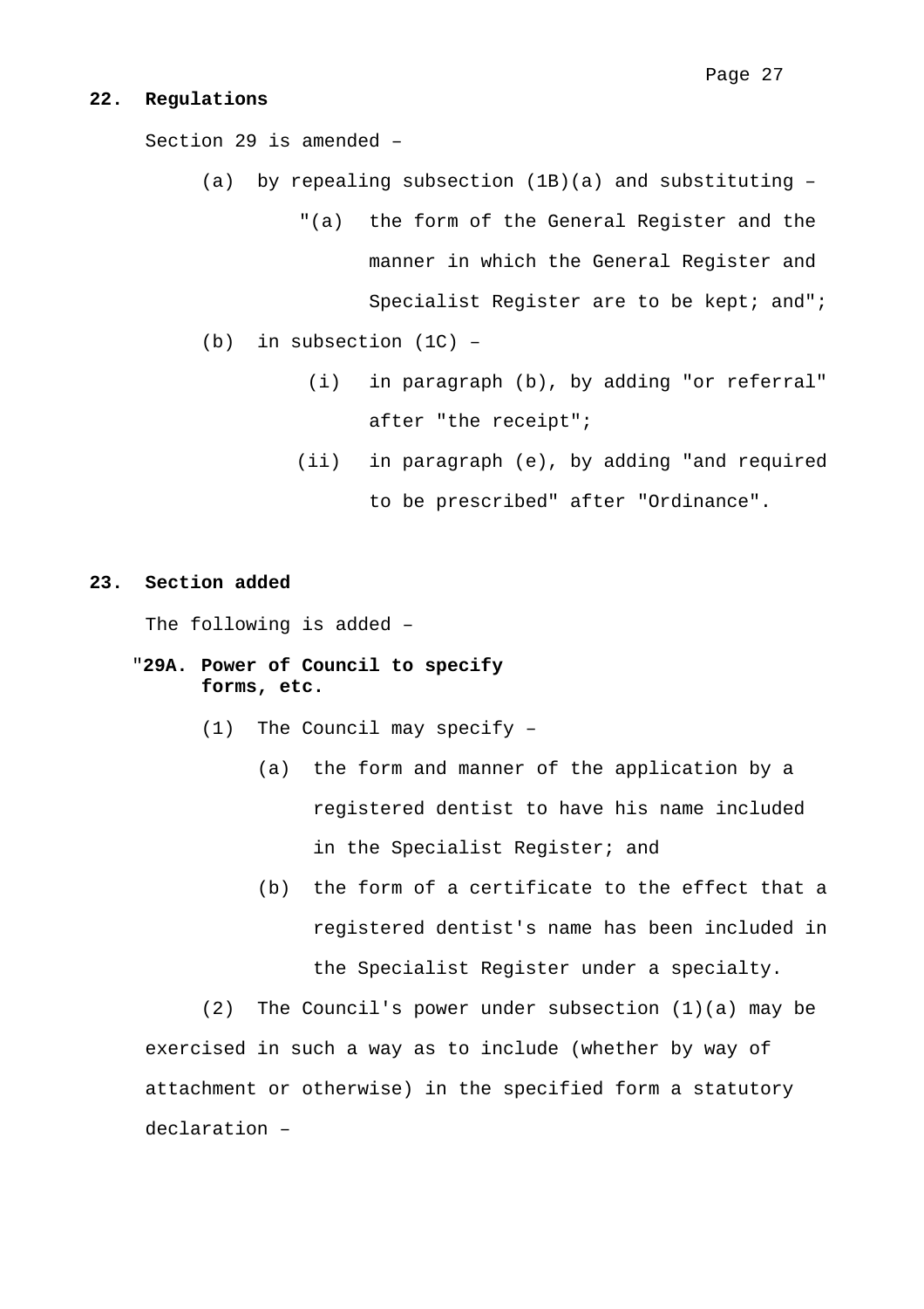**22. Regulations**

Section 29 is amended –

(a) by repealing subsection (1B)(a) and substituting –

"(a) the form of the General Register and the manner in which the General Register and Specialist Register are to be kept; and";

(b) in subsection (1C) –

(i) in paragraph (b), by adding "or referral" after "the receipt";

(ii) in paragraph (e), by adding "and required to be prescribed" after "Ordinance".

**23. Section added**

The following is added –

"**29A. Power of Council to specify forms, etc.**

(1) The Council may specify –

(a) the form and manner of the application by a registered dentist to have his name included in the Specialist Register; and

(b) the form of a certificate to the effect that a registered dentist's name has been included in the Specialist Register under a specialty.

(2) The Council's power under subsection (1)(a) may be exercised in such a way as to include (whether by way of attachment or otherwise) in the specified form a statutory declaration –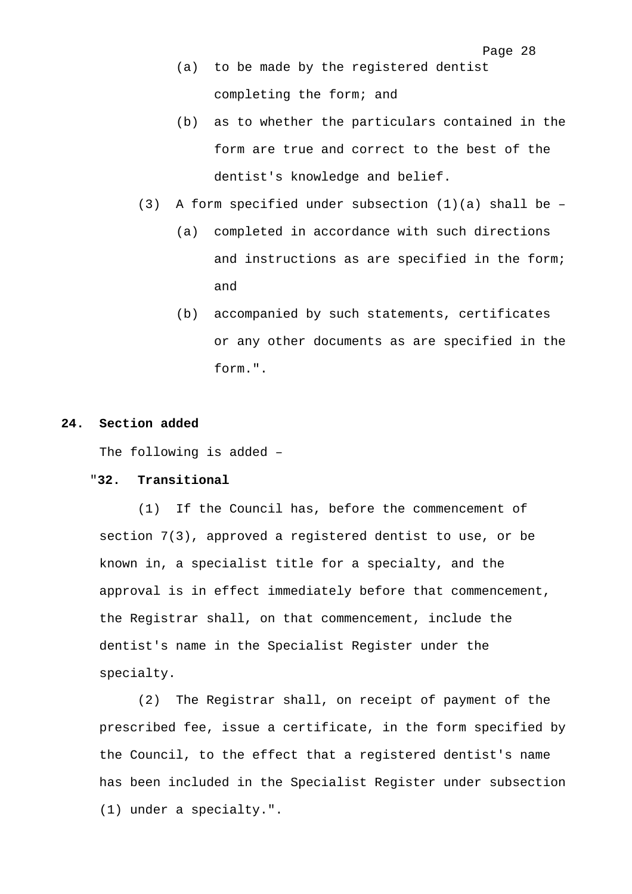(a) to be made by the registered dentist completing the form; and

(b) as to whether the particulars contained in the form are true and correct to the best of the dentist's knowledge and belief.

(3) A form specified under subsection (1)(a) shall be –

(a) completed in accordance with such directions and instructions as are specified in the form; and

(b) accompanied by such statements, certificates or any other documents as are specified in the form.".

**24. Section added**

The following is added –

"**32. Transitional**

(1) If the Council has, before the commencement of section 7(3), approved a registered dentist to use, or be known in, a specialist title for a specialty, and the approval is in effect immediately before that commencement, the Registrar shall, on that commencement, include the dentist's name in the Specialist Register under the specialty.

(2) The Registrar shall, on receipt of payment of the prescribed fee, issue a certificate, in the form specified by the Council, to the effect that a registered dentist's name has been included in the Specialist Register under subsection (1) under a specialty.".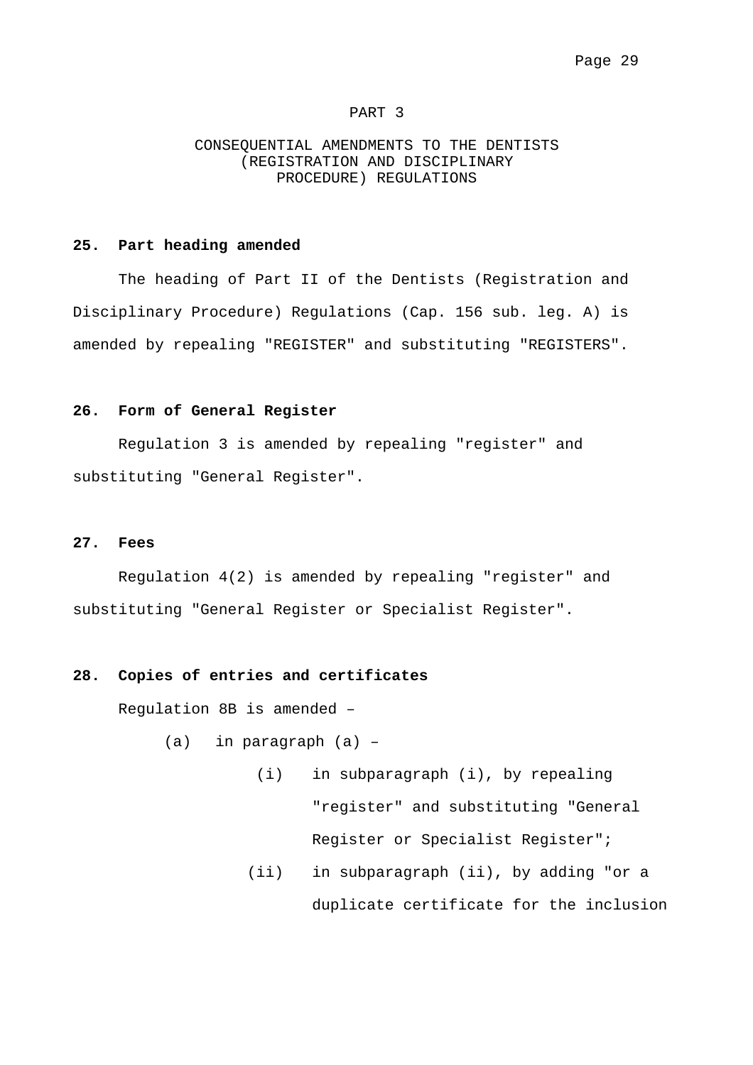# PART 3

## CONSEQUENTIAL AMENDMENTS TO THE DENTISTS (REGISTRATION AND DISCIPLINARY PROCEDURE) REGULATIONS

**25. Part heading amended**

The heading of Part II of the Dentists (Registration and Disciplinary Procedure) Regulations (Cap. 156 sub. leg. A) is amended by repealing "REGISTER" and substituting "REGISTERS".

**26. Form of General Register**

Regulation 3 is amended by repealing "register" and substituting "General Register".

**27. Fees**

Regulation 4(2) is amended by repealing "register" and substituting "General Register or Specialist Register".

**28. Copies of entries and certificates**

Regulation 8B is amended –

(a) in paragraph (a) –

(i) in subparagraph (i), by repealing "register" and substituting "General Register or Specialist Register";

(ii) in subparagraph (ii), by adding "or a duplicate certificate for the inclusion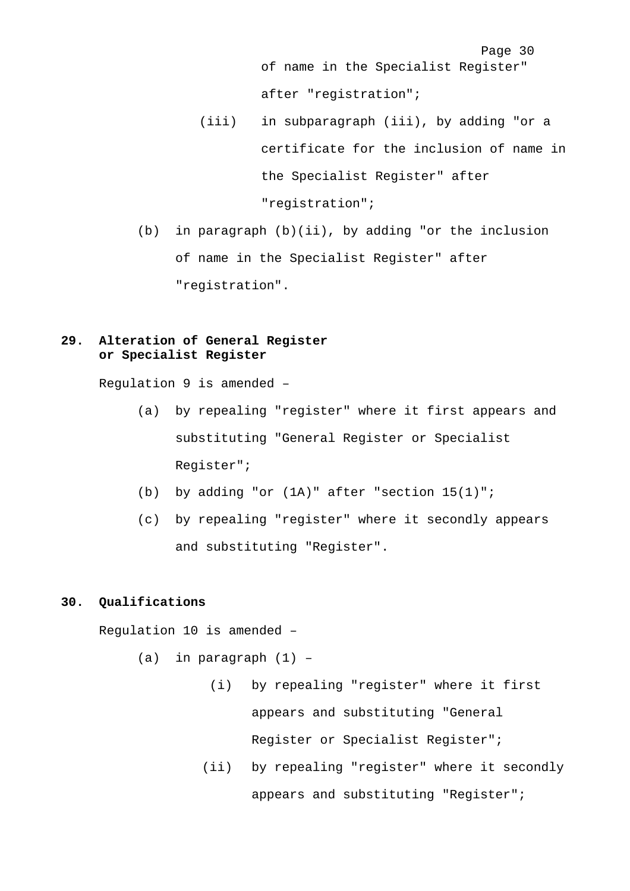of name in the Specialist Register" after "registration";

(iii) in subparagraph (iii), by adding "or a certificate for the inclusion of name in the Specialist Register" after "registration";

(b) in paragraph (b)(ii), by adding "or the inclusion of name in the Specialist Register" after "registration".

**29. Alteration of General Register or Specialist Register**

Regulation 9 is amended –

(a) by repealing "register" where it first appears and substituting "General Register or Specialist Register";

(b) by adding "or (1A)" after "section 15(1)";

(c) by repealing "register" where it secondly appears and substituting "Register".

**30. Qualifications**

Regulation 10 is amended –

(a) in paragraph (1) –

(i) by repealing "register" where it first appears and substituting "General Register or Specialist Register";

(ii) by repealing "register" where it secondly appears and substituting "Register";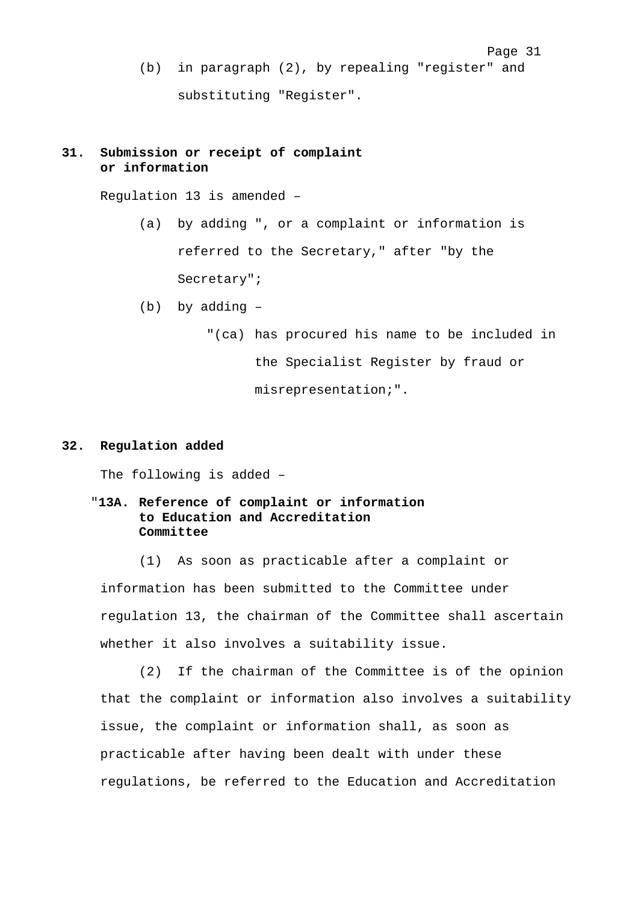(b) in paragraph (2), by repealing "register" and substituting "Register".

**31. Submission or receipt of complaint or information**

Regulation 13 is amended –

(a) by adding ", or a complaint or information is referred to the Secretary," after "by the Secretary";

(b) by adding –

"(ca) has procured his name to be included in the Specialist Register by fraud or misrepresentation;".

**32. Regulation added**

The following is added –

"**13A. Reference of complaint or information to Education and Accreditation Committee**

(1) As soon as practicable after a complaint or information has been submitted to the Committee under regulation 13, the chairman of the Committee shall ascertain whether it also involves a suitability issue.

(2) If the chairman of the Committee is of the opinion that the complaint or information also involves a suitability issue, the complaint or information shall, as soon as practicable after having been dealt with under these regulations, be referred to the Education and Accreditation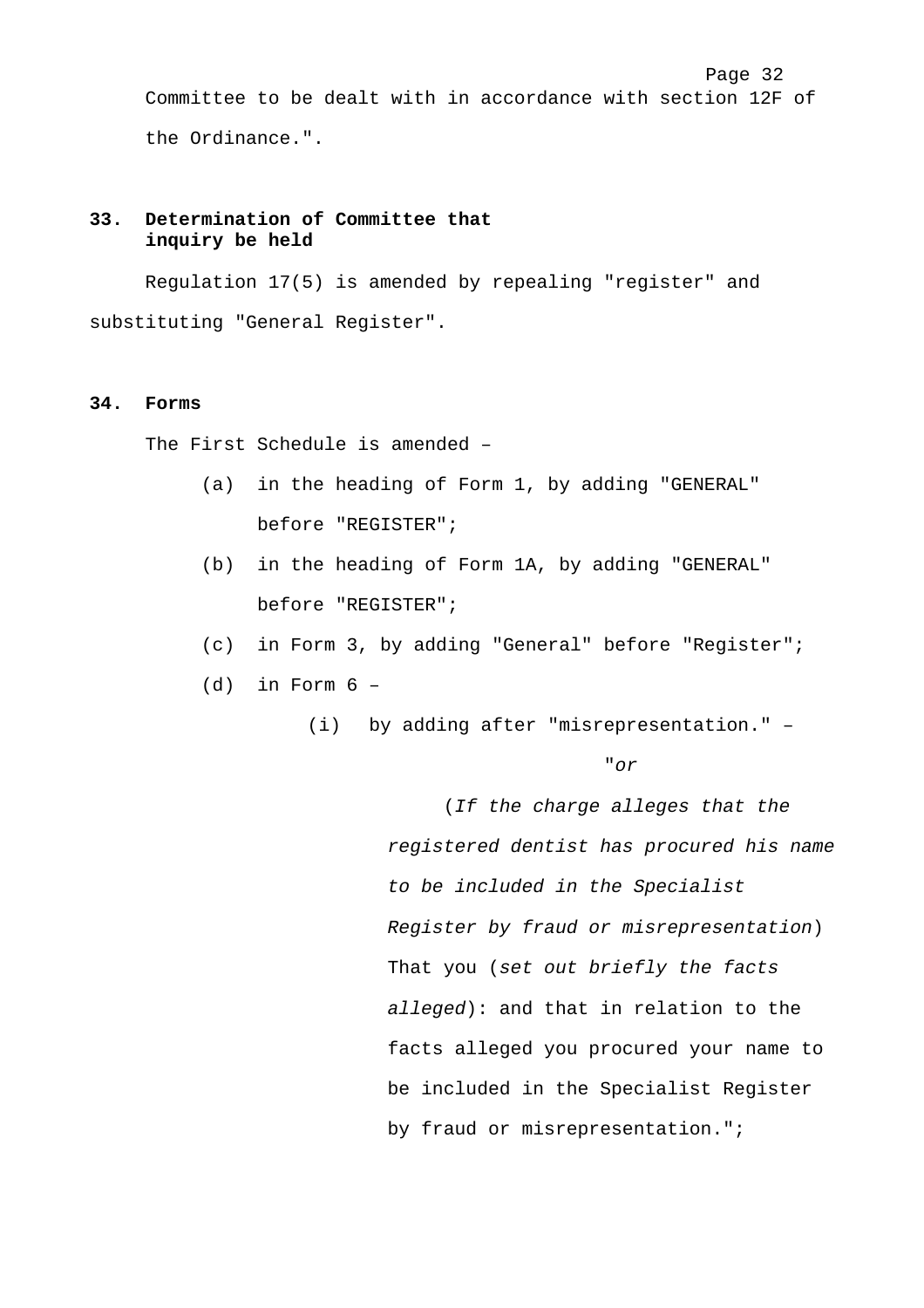Committee to be dealt with in accordance with section 12F of the Ordinance.".

**33. Determination of Committee that inquiry be held**

Regulation 17(5) is amended by repealing "register" and substituting "General Register".

**34. Forms**

The First Schedule is amended –

(a) in the heading of Form 1, by adding "GENERAL" before "REGISTER";

(b) in the heading of Form 1A, by adding "GENERAL" before "REGISTER";

(c) in Form 3, by adding "General" before "Register";

(d) in Form 6 –

(i) by adding after "misrepresentation." –

"*or*

(*If the charge alleges that the registered dentist has procured his name to be included in the Specialist Register by fraud or misrepresentation*) That you (*set out briefly the facts alleged*): and that in relation to the facts alleged you procured your name to be included in the Specialist Register by fraud or misrepresentation.";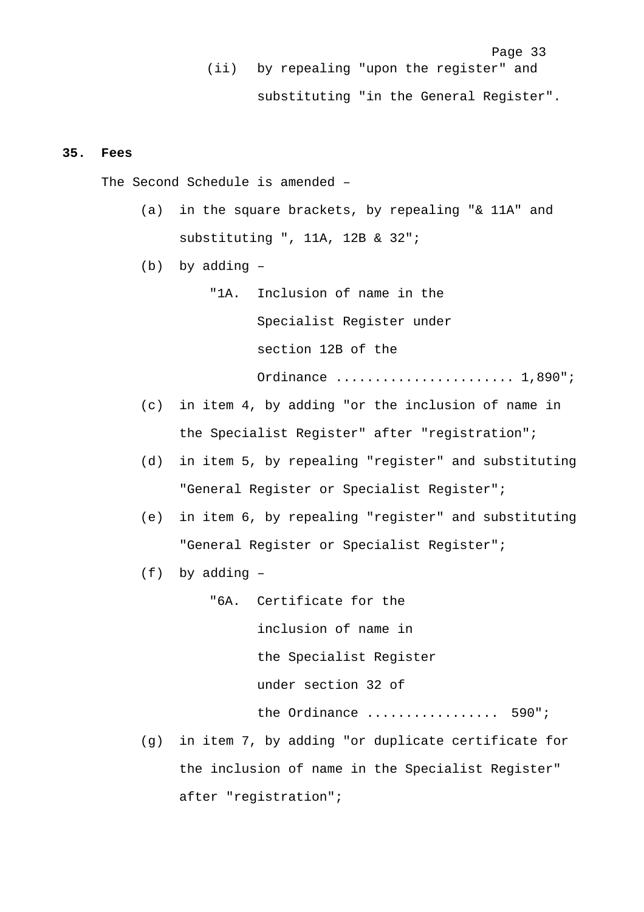(ii) by repealing "upon the register" and substituting "in the General Register".

**35. Fees**

The Second Schedule is amended –

(a) in the square brackets, by repealing "& 11A" and substituting ", 11A, 12B & 32";

(b) by adding –

"1A. Inclusion of name in the Specialist Register under section 12B of the Ordinance ....................... 1,890";

(c) in item 4, by adding "or the inclusion of name in the Specialist Register" after "registration";

(d) in item 5, by repealing "register" and substituting "General Register or Specialist Register";

(e) in item 6, by repealing "register" and substituting "General Register or Specialist Register";

(f) by adding –

"6A. Certificate for the inclusion of name in the Specialist Register under section 32 of the Ordinance ................. 590";

(g) in item 7, by adding "or duplicate certificate for the inclusion of name in the Specialist Register" after "registration";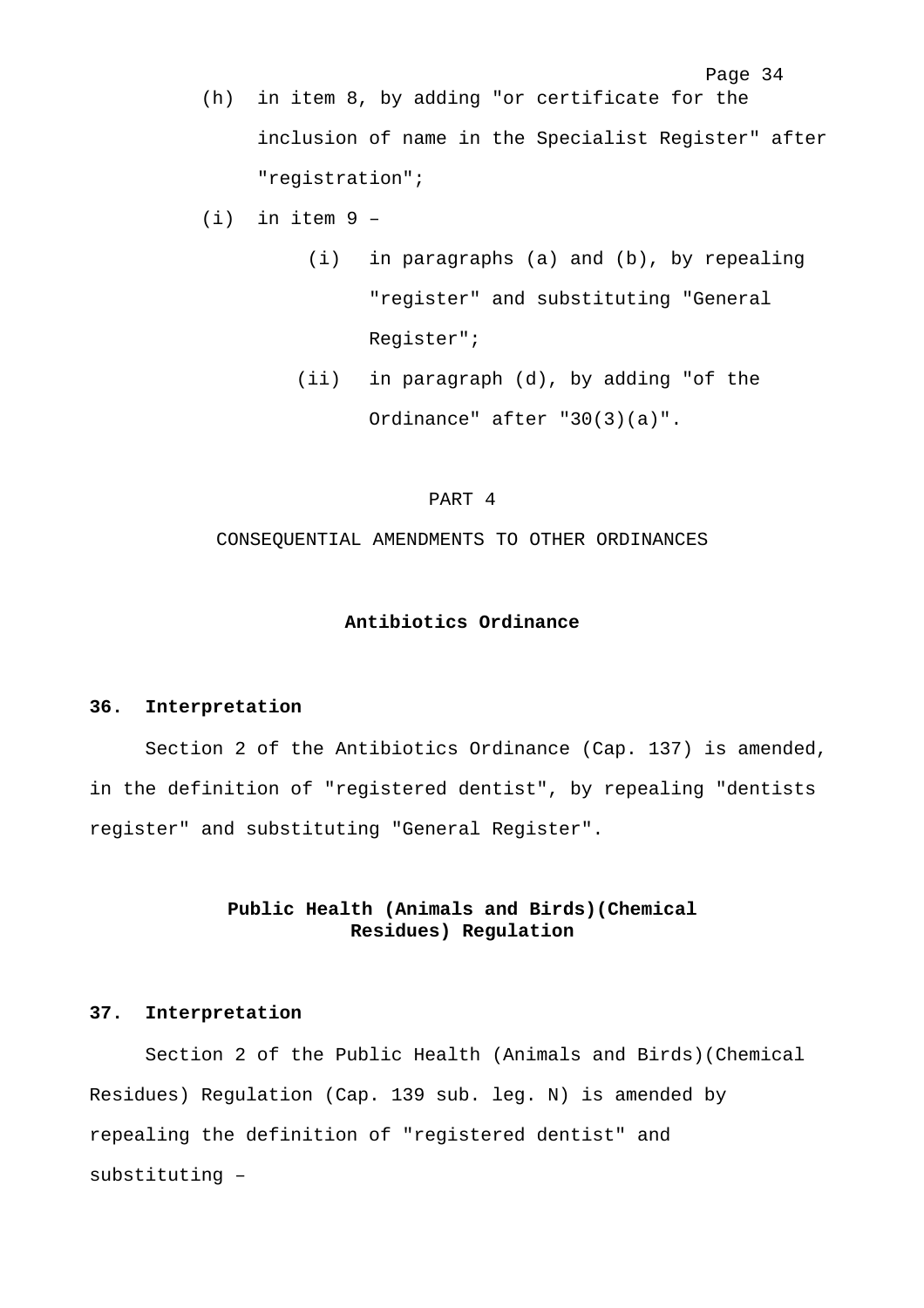(h) in item 8, by adding "or certificate for the inclusion of name in the Specialist Register" after "registration";

(i) in item 9 –

  (i) in paragraphs (a) and (b), by repealing "register" and substituting "General Register";

  (ii) in paragraph (d), by adding "of the Ordinance" after "30(3)(a)".

PART 4

CONSEQUENTIAL AMENDMENTS TO OTHER ORDINANCES

**Antibiotics Ordinance**

**36. Interpretation**

Section 2 of the Antibiotics Ordinance (Cap. 137) is amended, in the definition of "registered dentist", by repealing "dentists register" and substituting "General Register".

**Public Health (Animals and Birds)(Chemical Residues) Regulation**

**37. Interpretation**

Section 2 of the Public Health (Animals and Birds)(Chemical Residues) Regulation (Cap. 139 sub. leg. N) is amended by repealing the definition of "registered dentist" and substituting –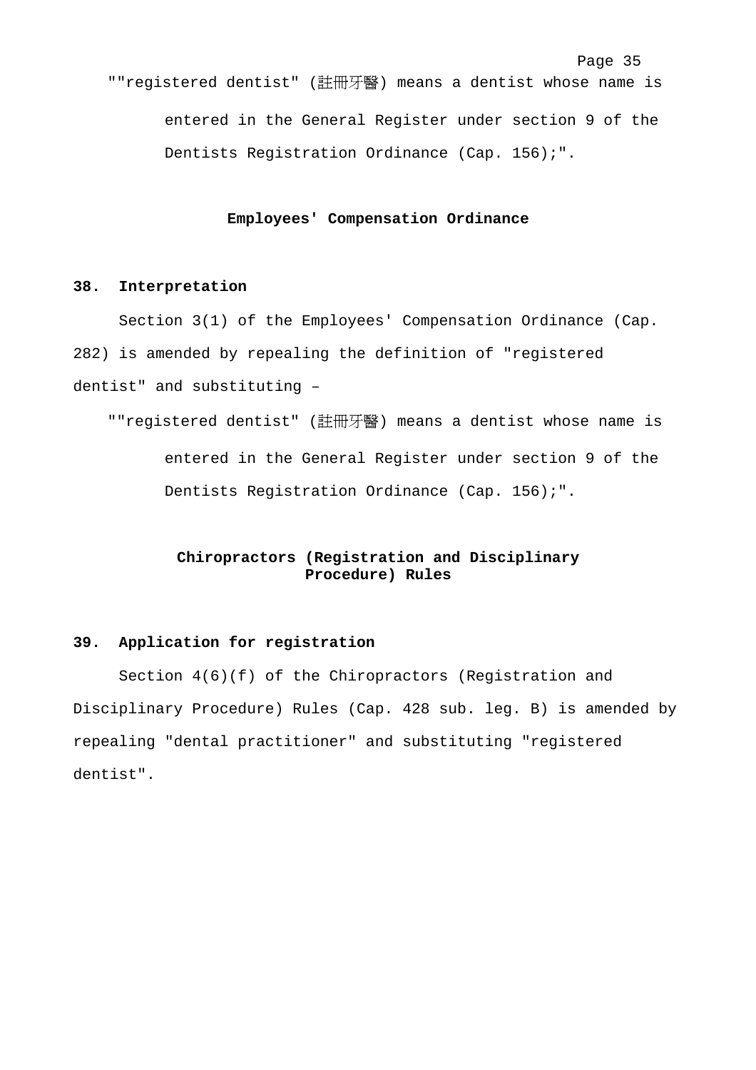""registered dentist" (註冊牙醫) means a dentist whose name is entered in the General Register under section 9 of the Dentists Registration Ordinance (Cap. 156);".

## Employees' Compensation Ordinance

### 38. Interpretation

Section 3(1) of the Employees' Compensation Ordinance (Cap. 282) is amended by repealing the definition of "registered dentist" and substituting –

""registered dentist" (註冊牙醫) means a dentist whose name is entered in the General Register under section 9 of the Dentists Registration Ordinance (Cap. 156);".

## Chiropractors (Registration and Disciplinary Procedure) Rules

### 39. Application for registration

Section 4(6)(f) of the Chiropractors (Registration and Disciplinary Procedure) Rules (Cap. 428 sub. leg. B) is amended by repealing "dental practitioner" and substituting "registered dentist".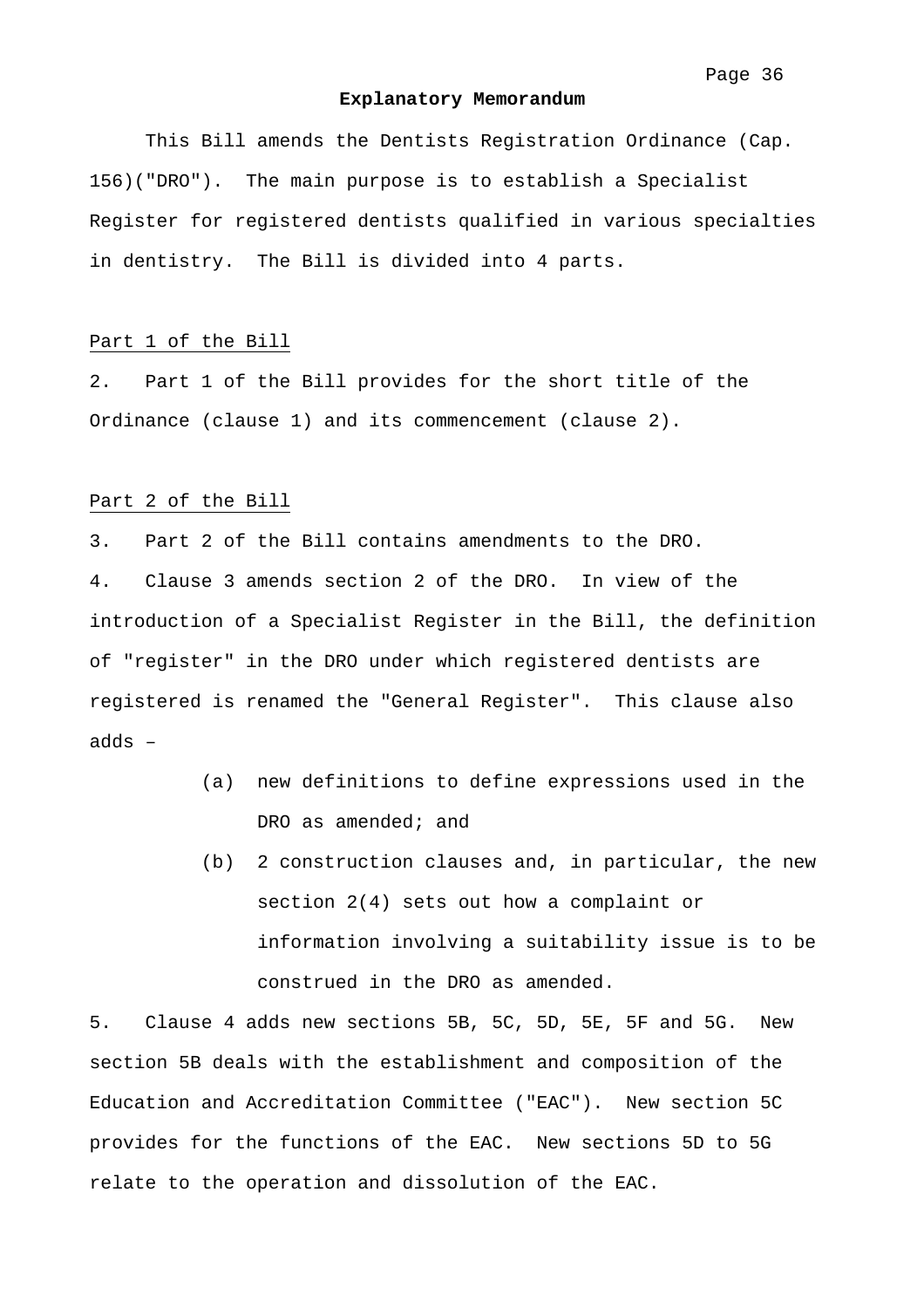## Explanatory Memorandum

This Bill amends the Dentists Registration Ordinance (Cap. 156)("DRO"). The main purpose is to establish a Specialist Register for registered dentists qualified in various specialties in dentistry. The Bill is divided into 4 parts.

<u>Part 1 of the Bill</u>

2. Part 1 of the Bill provides for the short title of the Ordinance (clause 1) and its commencement (clause 2).

<u>Part 2 of the Bill</u>

3. Part 2 of the Bill contains amendments to the DRO.

4. Clause 3 amends section 2 of the DRO. In view of the introduction of a Specialist Register in the Bill, the definition of "register" in the DRO under which registered dentists are registered is renamed the "General Register". This clause also adds –

   (a) new definitions to define expressions used in the DRO as amended; and

   (b) 2 construction clauses and, in particular, the new section 2(4) sets out how a complaint or information involving a suitability issue is to be construed in the DRO as amended.

5. Clause 4 adds new sections 5B, 5C, 5D, 5E, 5F and 5G. New section 5B deals with the establishment and composition of the Education and Accreditation Committee ("EAC"). New section 5C provides for the functions of the EAC. New sections 5D to 5G relate to the operation and dissolution of the EAC.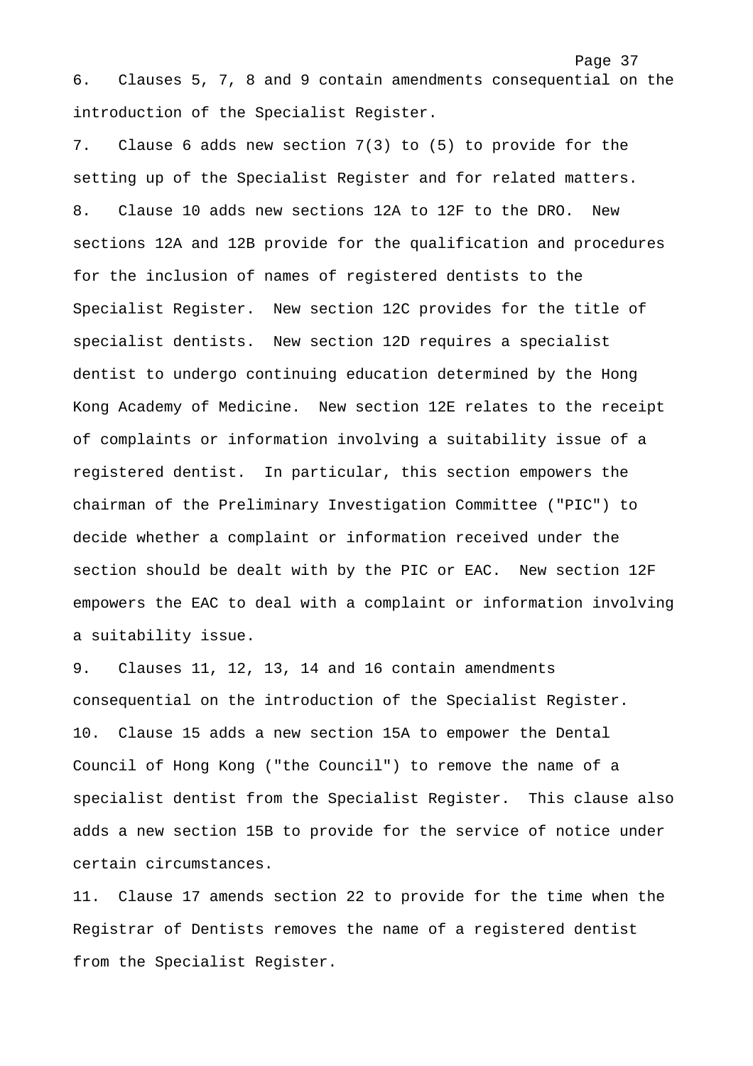6. Clauses 5, 7, 8 and 9 contain amendments consequential on the introduction of the Specialist Register.

7. Clause 6 adds new section 7(3) to (5) to provide for the setting up of the Specialist Register and for related matters.

8. Clause 10 adds new sections 12A to 12F to the DRO. New sections 12A and 12B provide for the qualification and procedures for the inclusion of names of registered dentists to the Specialist Register. New section 12C provides for the title of specialist dentists. New section 12D requires a specialist dentist to undergo continuing education determined by the Hong Kong Academy of Medicine. New section 12E relates to the receipt of complaints or information involving a suitability issue of a registered dentist. In particular, this section empowers the chairman of the Preliminary Investigation Committee ("PIC") to decide whether a complaint or information received under the section should be dealt with by the PIC or EAC. New section 12F empowers the EAC to deal with a complaint or information involving a suitability issue.

9. Clauses 11, 12, 13, 14 and 16 contain amendments consequential on the introduction of the Specialist Register.

10. Clause 15 adds a new section 15A to empower the Dental Council of Hong Kong ("the Council") to remove the name of a specialist dentist from the Specialist Register. This clause also adds a new section 15B to provide for the service of notice under certain circumstances.

11. Clause 17 amends section 22 to provide for the time when the Registrar of Dentists removes the name of a registered dentist from the Specialist Register.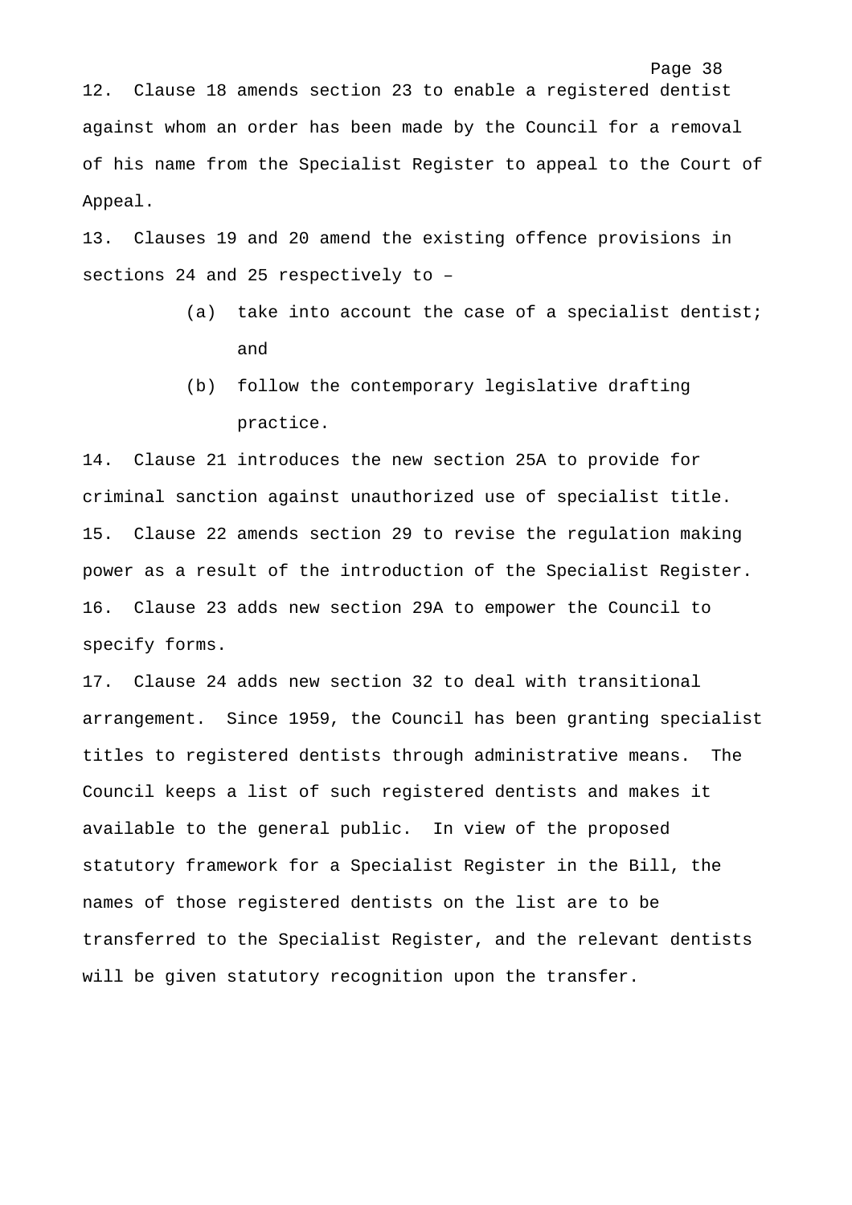12. Clause 18 amends section 23 to enable a registered dentist against whom an order has been made by the Council for a removal of his name from the Specialist Register to appeal to the Court of Appeal.

13. Clauses 19 and 20 amend the existing offence provisions in sections 24 and 25 respectively to –

   (a) take into account the case of a specialist dentist; and

   (b) follow the contemporary legislative drafting practice.

14. Clause 21 introduces the new section 25A to provide for criminal sanction against unauthorized use of specialist title.

15. Clause 22 amends section 29 to revise the regulation making power as a result of the introduction of the Specialist Register.

16. Clause 23 adds new section 29A to empower the Council to specify forms.

17. Clause 24 adds new section 32 to deal with transitional arrangement. Since 1959, the Council has been granting specialist titles to registered dentists through administrative means. The Council keeps a list of such registered dentists and makes it available to the general public. In view of the proposed statutory framework for a Specialist Register in the Bill, the names of those registered dentists on the list are to be transferred to the Specialist Register, and the relevant dentists will be given statutory recognition upon the transfer.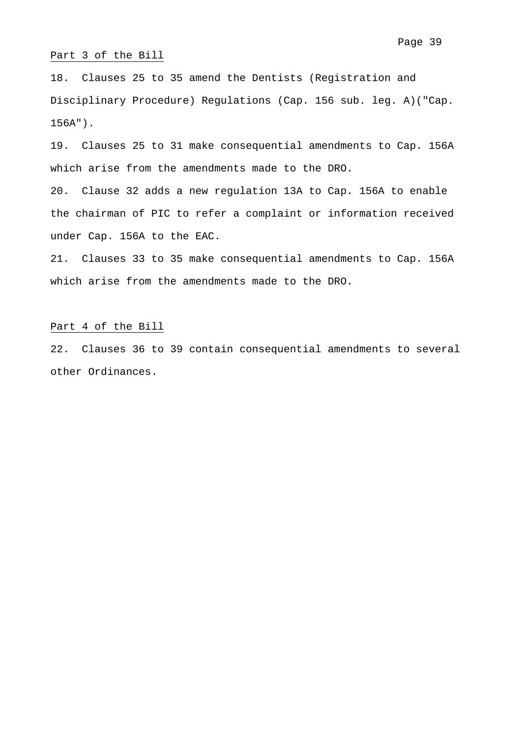Part 3 of the Bill

18. Clauses 25 to 35 amend the Dentists (Registration and Disciplinary Procedure) Regulations (Cap. 156 sub. leg. A)("Cap. 156A").

19. Clauses 25 to 31 make consequential amendments to Cap. 156A which arise from the amendments made to the DRO.

20. Clause 32 adds a new regulation 13A to Cap. 156A to enable the chairman of PIC to refer a complaint or information received under Cap. 156A to the EAC.

21. Clauses 33 to 35 make consequential amendments to Cap. 156A which arise from the amendments made to the DRO.

Part 4 of the Bill

22. Clauses 36 to 39 contain consequential amendments to several other Ordinances.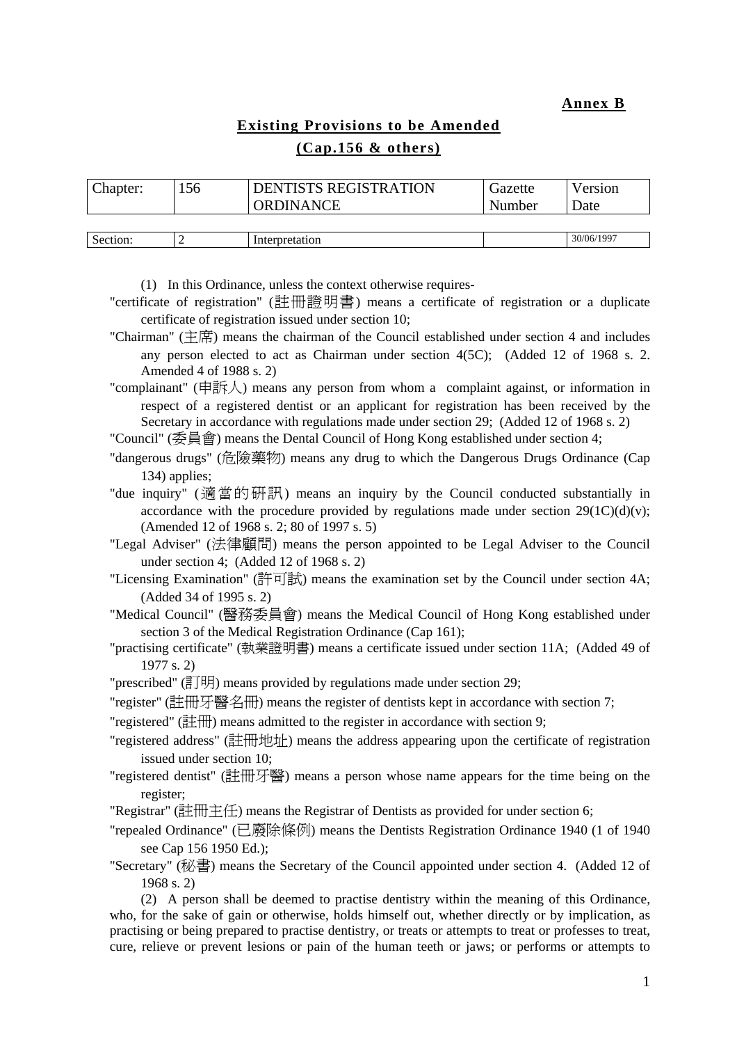**Annex B**

**Existing Provisions to be Amended**

**(Cap.156 & others)**

| Chapter: | 156 | DENTISTS REGISTRATION ORDINANCE | Gazette Number | Version Date |
|---|---|---|---|---|

| Section: | 2 | Interpretation | | 30/06/1997 |
|---|---|---|---|---|

(1) In this Ordinance, unless the context otherwise requires-

"certificate of registration" (註冊證明書) means a certificate of registration or a duplicate certificate of registration issued under section 10;

"Chairman" (主席) means the chairman of the Council established under section 4 and includes any person elected to act as Chairman under section 4(5C); (Added 12 of 1968 s. 2. Amended 4 of 1988 s. 2)

"complainant" (申訴人) means any person from whom a complaint against, or information in respect of a registered dentist or an applicant for registration has been received by the Secretary in accordance with regulations made under section 29; (Added 12 of 1968 s. 2)

"Council" (委員會) means the Dental Council of Hong Kong established under section 4;

"dangerous drugs" (危險藥物) means any drug to which the Dangerous Drugs Ordinance (Cap 134) applies;

"due inquiry" (適當的研訊) means an inquiry by the Council conducted substantially in accordance with the procedure provided by regulations made under section 29(1C)(d)(v); (Amended 12 of 1968 s. 2; 80 of 1997 s. 5)

"Legal Adviser" (法律顧問) means the person appointed to be Legal Adviser to the Council under section 4; (Added 12 of 1968 s. 2)

"Licensing Examination" (許可試) means the examination set by the Council under section 4A; (Added 34 of 1995 s. 2)

"Medical Council" (醫務委員會) means the Medical Council of Hong Kong established under section 3 of the Medical Registration Ordinance (Cap 161);

"practising certificate" (執業證明書) means a certificate issued under section 11A; (Added 49 of 1977 s. 2)

"prescribed" (訂明) means provided by regulations made under section 29;

"register" (註冊牙醫名冊) means the register of dentists kept in accordance with section 7;

"registered" (註冊) means admitted to the register in accordance with section 9;

"registered address" (註冊地址) means the address appearing upon the certificate of registration issued under section 10;

"registered dentist" (註冊牙醫) means a person whose name appears for the time being on the register;

"Registrar" (註冊主任) means the Registrar of Dentists as provided for under section 6;

"repealed Ordinance" (已廢除條例) means the Dentists Registration Ordinance 1940 (1 of 1940 see Cap 156 1950 Ed.);

"Secretary" (秘書) means the Secretary of the Council appointed under section 4. (Added 12 of 1968 s. 2)

(2) A person shall be deemed to practise dentistry within the meaning of this Ordinance, who, for the sake of gain or otherwise, holds himself out, whether directly or by implication, as practising or being prepared to practise dentistry, or treats or attempts to treat or professes to treat, cure, relieve or prevent lesions or pain of the human teeth or jaws; or performs or attempts to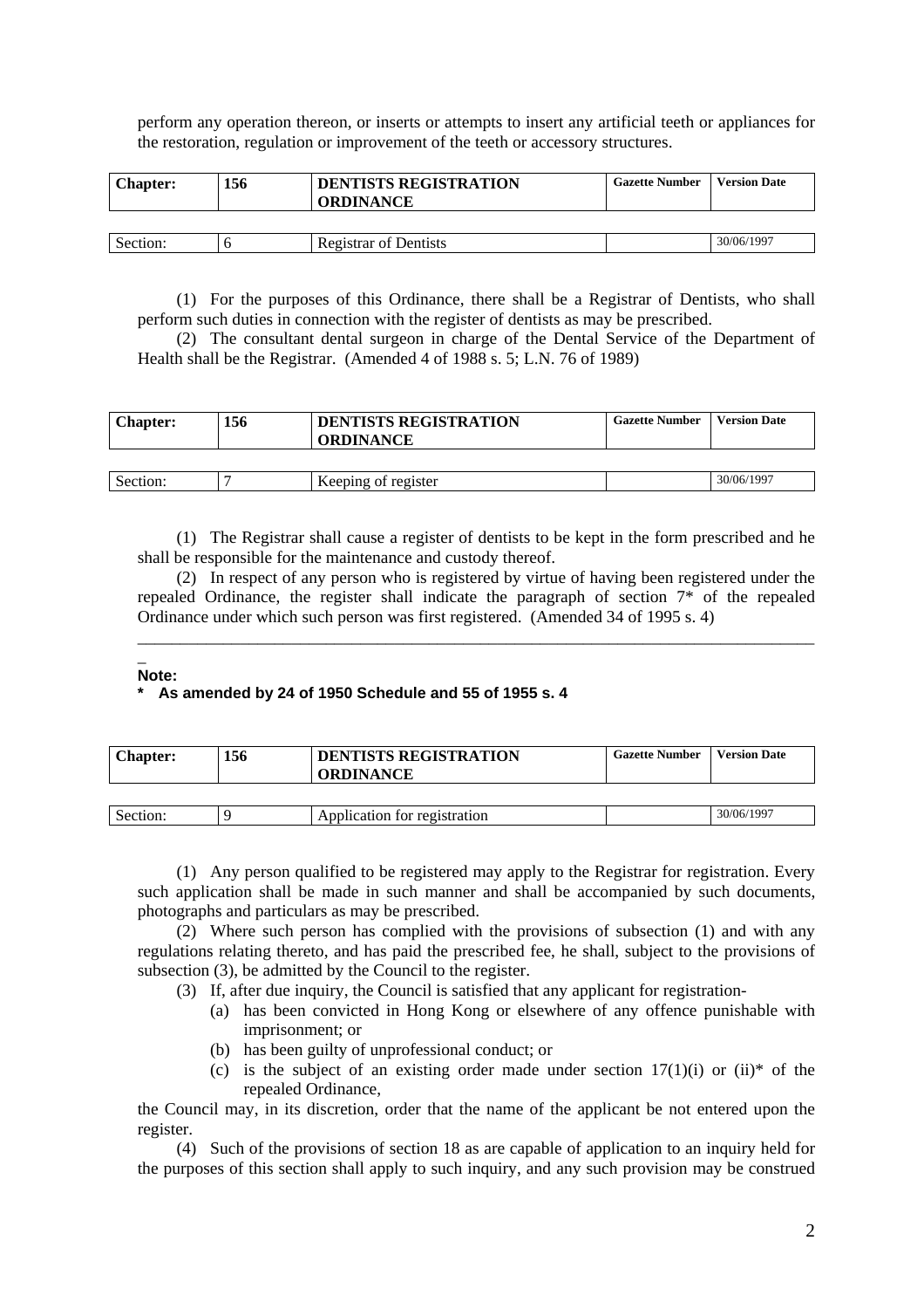perform any operation thereon, or inserts or attempts to insert any artificial teeth or appliances for the restoration, regulation or improvement of the teeth or accessory structures.

| **Chapter:** | **156** | **DENTISTS REGISTRATION ORDINANCE** | **Gazette Number** | **Version Date** |
|---|---|---|---|---|
| Section: | 6 | Registrar of Dentists | | 30/06/1997 |

(1) For the purposes of this Ordinance, there shall be a Registrar of Dentists, who shall perform such duties in connection with the register of dentists as may be prescribed.

(2) The consultant dental surgeon in charge of the Dental Service of the Department of Health shall be the Registrar. (Amended 4 of 1988 s. 5; L.N. 76 of 1989)

| **Chapter:** | **156** | **DENTISTS REGISTRATION ORDINANCE** | **Gazette Number** | **Version Date** |
|---|---|---|---|---|
| Section: | 7 | Keeping of register | | 30/06/1997 |

(1) The Registrar shall cause a register of dentists to be kept in the form prescribed and he shall be responsible for the maintenance and custody thereof.

(2) In respect of any person who is registered by virtue of having been registered under the repealed Ordinance, the register shall indicate the paragraph of section 7* of the repealed Ordinance under which such person was first registered. (Amended 34 of 1995 s. 4)

**Note:**

**\* As amended by 24 of 1950 Schedule and 55 of 1955 s. 4**

| **Chapter:** | **156** | **DENTISTS REGISTRATION ORDINANCE** | **Gazette Number** | **Version Date** |
|---|---|---|---|---|
| Section: | 9 | Application for registration | | 30/06/1997 |

(1) Any person qualified to be registered may apply to the Registrar for registration. Every such application shall be made in such manner and shall be accompanied by such documents, photographs and particulars as may be prescribed.

(2) Where such person has complied with the provisions of subsection (1) and with any regulations relating thereto, and has paid the prescribed fee, he shall, subject to the provisions of subsection (3), be admitted by the Council to the register.

(3) If, after due inquiry, the Council is satisfied that any applicant for registration-

- (a) has been convicted in Hong Kong or elsewhere of any offence punishable with imprisonment; or
- (b) has been guilty of unprofessional conduct; or
- (c) is the subject of an existing order made under section 17(1)(i) or (ii)* of the repealed Ordinance,

the Council may, in its discretion, order that the name of the applicant be not entered upon the register.

(4) Such of the provisions of section 18 as are capable of application to an inquiry held for the purposes of this section shall apply to such inquiry, and any such provision may be construed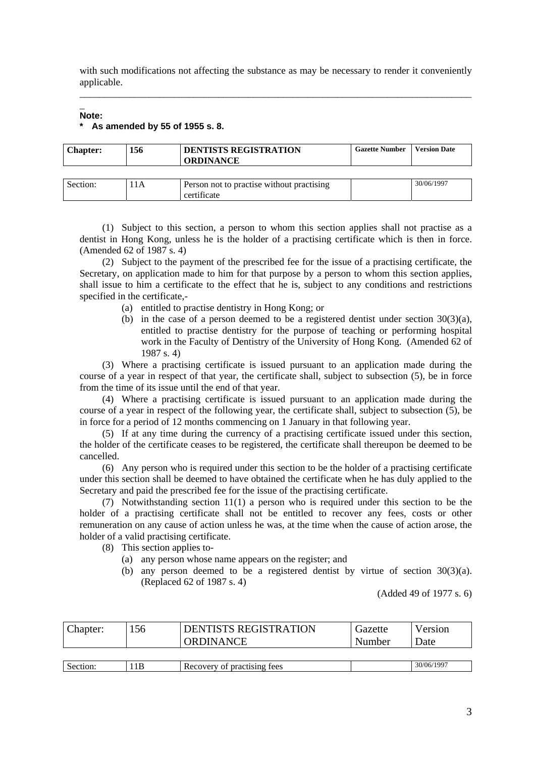with such modifications not affecting the substance as may be necessary to render it conveniently applicable.

---

**Note:**

**\* As amended by 55 of 1955 s. 8.**

| Chapter: | 156 | DENTISTS REGISTRATION ORDINANCE | Gazette Number | Version Date |
|---|---|---|---|---|
| Section: | 11A | Person not to practise without practising certificate | | 30/06/1997 |

(1) Subject to this section, a person to whom this section applies shall not practise as a dentist in Hong Kong, unless he is the holder of a practising certificate which is then in force. (Amended 62 of 1987 s. 4)

(2) Subject to the payment of the prescribed fee for the issue of a practising certificate, the Secretary, on application made to him for that purpose by a person to whom this section applies, shall issue to him a certificate to the effect that he is, subject to any conditions and restrictions specified in the certificate,-

- (a) entitled to practise dentistry in Hong Kong; or
- (b) in the case of a person deemed to be a registered dentist under section 30(3)(a), entitled to practise dentistry for the purpose of teaching or performing hospital work in the Faculty of Dentistry of the University of Hong Kong. (Amended 62 of 1987 s. 4)

(3) Where a practising certificate is issued pursuant to an application made during the course of a year in respect of that year, the certificate shall, subject to subsection (5), be in force from the time of its issue until the end of that year.

(4) Where a practising certificate is issued pursuant to an application made during the course of a year in respect of the following year, the certificate shall, subject to subsection (5), be in force for a period of 12 months commencing on 1 January in that following year.

(5) If at any time during the currency of a practising certificate issued under this section, the holder of the certificate ceases to be registered, the certificate shall thereupon be deemed to be cancelled.

(6) Any person who is required under this section to be the holder of a practising certificate under this section shall be deemed to have obtained the certificate when he has duly applied to the Secretary and paid the prescribed fee for the issue of the practising certificate.

(7) Notwithstanding section 11(1) a person who is required under this section to be the holder of a practising certificate shall not be entitled to recover any fees, costs or other remuneration on any cause of action unless he was, at the time when the cause of action arose, the holder of a valid practising certificate.

(8) This section applies to-

- (a) any person whose name appears on the register; and
- (b) any person deemed to be a registered dentist by virtue of section 30(3)(a). (Replaced 62 of 1987 s. 4)

(Added 49 of 1977 s. 6)

| Chapter: | 156 | DENTISTS REGISTRATION ORDINANCE | Gazette Number | Version Date |
|---|---|---|---|---|
| Section: | 11B | Recovery of practising fees | | 30/06/1997 |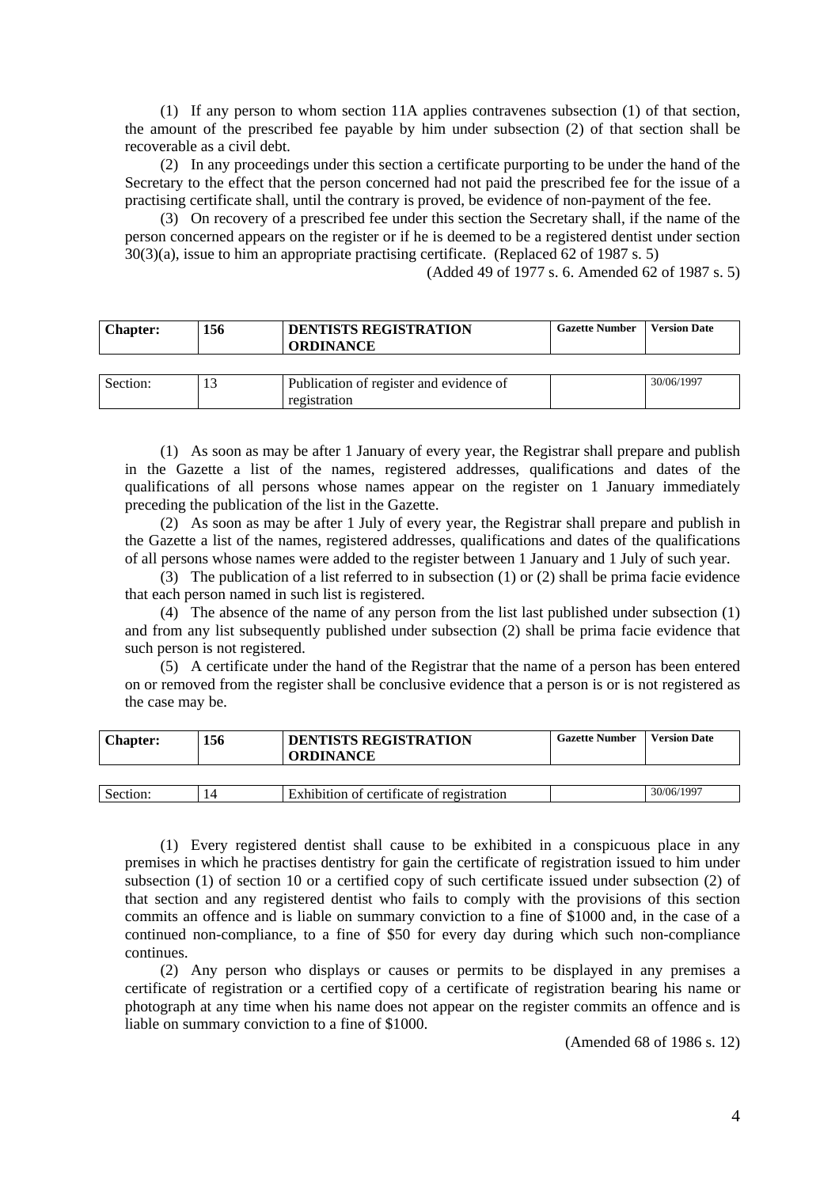(1) If any person to whom section 11A applies contravenes subsection (1) of that section, the amount of the prescribed fee payable by him under subsection (2) of that section shall be recoverable as a civil debt.

(2) In any proceedings under this section a certificate purporting to be under the hand of the Secretary to the effect that the person concerned had not paid the prescribed fee for the issue of a practising certificate shall, until the contrary is proved, be evidence of non-payment of the fee.

(3) On recovery of a prescribed fee under this section the Secretary shall, if the name of the person concerned appears on the register or if he is deemed to be a registered dentist under section 30(3)(a), issue to him an appropriate practising certificate. (Replaced 62 of 1987 s. 5)

(Added 49 of 1977 s. 6. Amended 62 of 1987 s. 5)

| Chapter: | 156 | DENTISTS REGISTRATION ORDINANCE | Gazette Number | Version Date |
|---|---|---|---|---|
| Section: | 13 | Publication of register and evidence of registration | | 30/06/1997 |

(1) As soon as may be after 1 January of every year, the Registrar shall prepare and publish in the Gazette a list of the names, registered addresses, qualifications and dates of the qualifications of all persons whose names appear on the register on 1 January immediately preceding the publication of the list in the Gazette.

(2) As soon as may be after 1 July of every year, the Registrar shall prepare and publish in the Gazette a list of the names, registered addresses, qualifications and dates of the qualifications of all persons whose names were added to the register between 1 January and 1 July of such year.

(3) The publication of a list referred to in subsection (1) or (2) shall be prima facie evidence that each person named in such list is registered.

(4) The absence of the name of any person from the list last published under subsection (1) and from any list subsequently published under subsection (2) shall be prima facie evidence that such person is not registered.

(5) A certificate under the hand of the Registrar that the name of a person has been entered on or removed from the register shall be conclusive evidence that a person is or is not registered as the case may be.

| Chapter: | 156 | DENTISTS REGISTRATION ORDINANCE | Gazette Number | Version Date |
|---|---|---|---|---|
| Section: | 14 | Exhibition of certificate of registration | | 30/06/1997 |

(1) Every registered dentist shall cause to be exhibited in a conspicuous place in any premises in which he practises dentistry for gain the certificate of registration issued to him under subsection (1) of section 10 or a certified copy of such certificate issued under subsection (2) of that section and any registered dentist who fails to comply with the provisions of this section commits an offence and is liable on summary conviction to a fine of $1000 and, in the case of a continued non-compliance, to a fine of $50 for every day during which such non-compliance continues.

(2) Any person who displays or causes or permits to be displayed in any premises a certificate of registration or a certified copy of a certificate of registration bearing his name or photograph at any time when his name does not appear on the register commits an offence and is liable on summary conviction to a fine of $1000.

(Amended 68 of 1986 s. 12)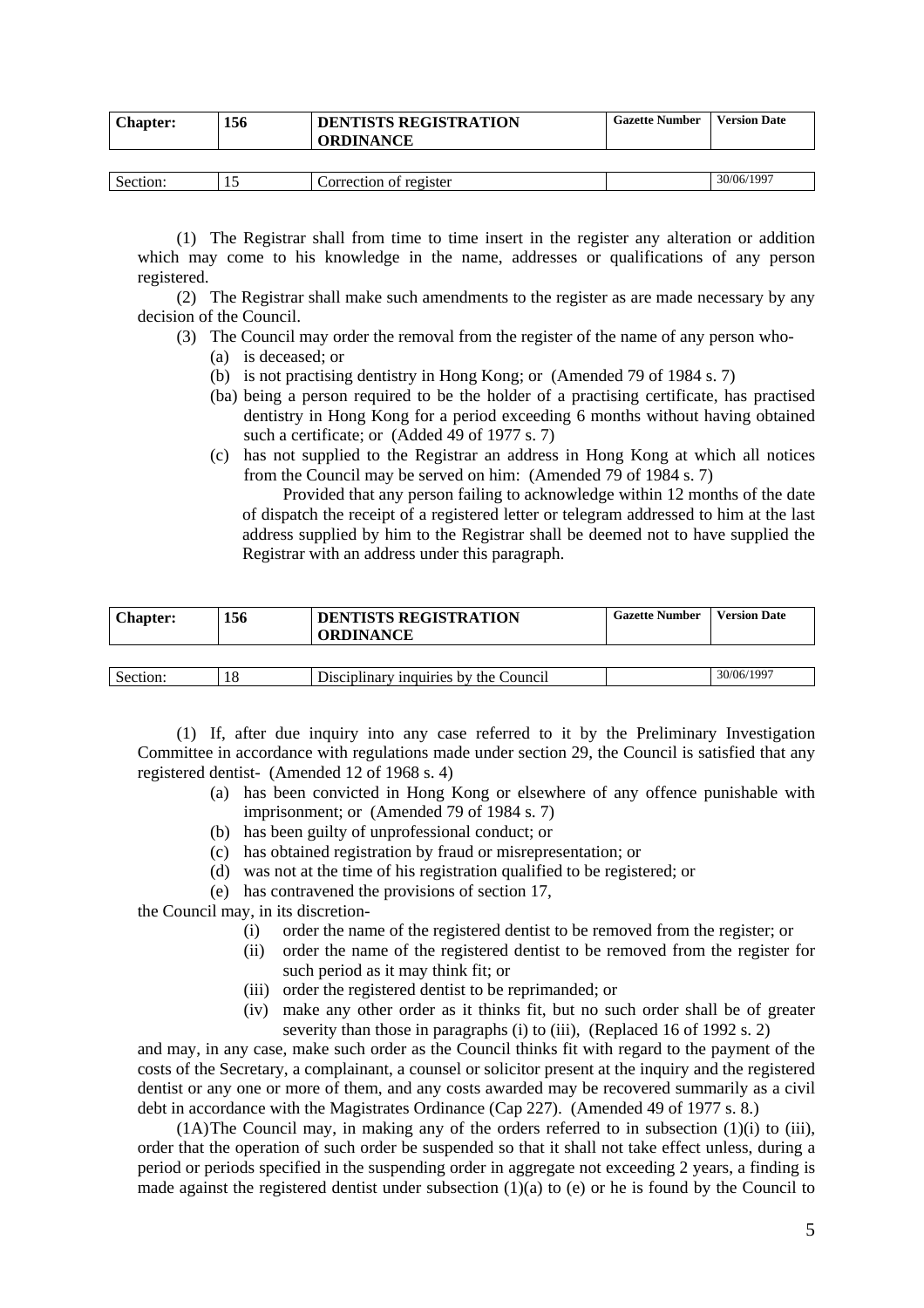| Chapter: | 156 | DENTISTS REGISTRATION ORDINANCE | Gazette Number | Version Date |
|---|---|---|---|---|
| Section: | 15 | Correction of register | | 30/06/1997 |

(1) The Registrar shall from time to time insert in the register any alteration or addition which may come to his knowledge in the name, addresses or qualifications of any person registered.

(2) The Registrar shall make such amendments to the register as are made necessary by any decision of the Council.

(3) The Council may order the removal from the register of the name of any person who-

- (a) is deceased; or
- (b) is not practising dentistry in Hong Kong; or (Amended 79 of 1984 s. 7)
- (ba) being a person required to be the holder of a practising certificate, has practised dentistry in Hong Kong for a period exceeding 6 months without having obtained such a certificate; or (Added 49 of 1977 s. 7)
- (c) has not supplied to the Registrar an address in Hong Kong at which all notices from the Council may be served on him: (Amended 79 of 1984 s. 7)

  Provided that any person failing to acknowledge within 12 months of the date of dispatch the receipt of a registered letter or telegram addressed to him at the last address supplied by him to the Registrar shall be deemed not to have supplied the Registrar with an address under this paragraph.

| Chapter: | 156 | DENTISTS REGISTRATION ORDINANCE | Gazette Number | Version Date |
|---|---|---|---|---|
| Section: | 18 | Disciplinary inquiries by the Council | | 30/06/1997 |

(1) If, after due inquiry into any case referred to it by the Preliminary Investigation Committee in accordance with regulations made under section 29, the Council is satisfied that any registered dentist- (Amended 12 of 1968 s. 4)

- (a) has been convicted in Hong Kong or elsewhere of any offence punishable with imprisonment; or (Amended 79 of 1984 s. 7)
- (b) has been guilty of unprofessional conduct; or
- (c) has obtained registration by fraud or misrepresentation; or
- (d) was not at the time of his registration qualified to be registered; or
- (e) has contravened the provisions of section 17,

the Council may, in its discretion-

- (i) order the name of the registered dentist to be removed from the register; or
- (ii) order the name of the registered dentist to be removed from the register for such period as it may think fit; or
- (iii) order the registered dentist to be reprimanded; or
- (iv) make any other order as it thinks fit, but no such order shall be of greater severity than those in paragraphs (i) to (iii), (Replaced 16 of 1992 s. 2)

and may, in any case, make such order as the Council thinks fit with regard to the payment of the costs of the Secretary, a complainant, a counsel or solicitor present at the inquiry and the registered dentist or any one or more of them, and any costs awarded may be recovered summarily as a civil debt in accordance with the Magistrates Ordinance (Cap 227). (Amended 49 of 1977 s. 8.)

(1A)The Council may, in making any of the orders referred to in subsection (1)(i) to (iii), order that the operation of such order be suspended so that it shall not take effect unless, during a period or periods specified in the suspending order in aggregate not exceeding 2 years, a finding is made against the registered dentist under subsection (1)(a) to (e) or he is found by the Council to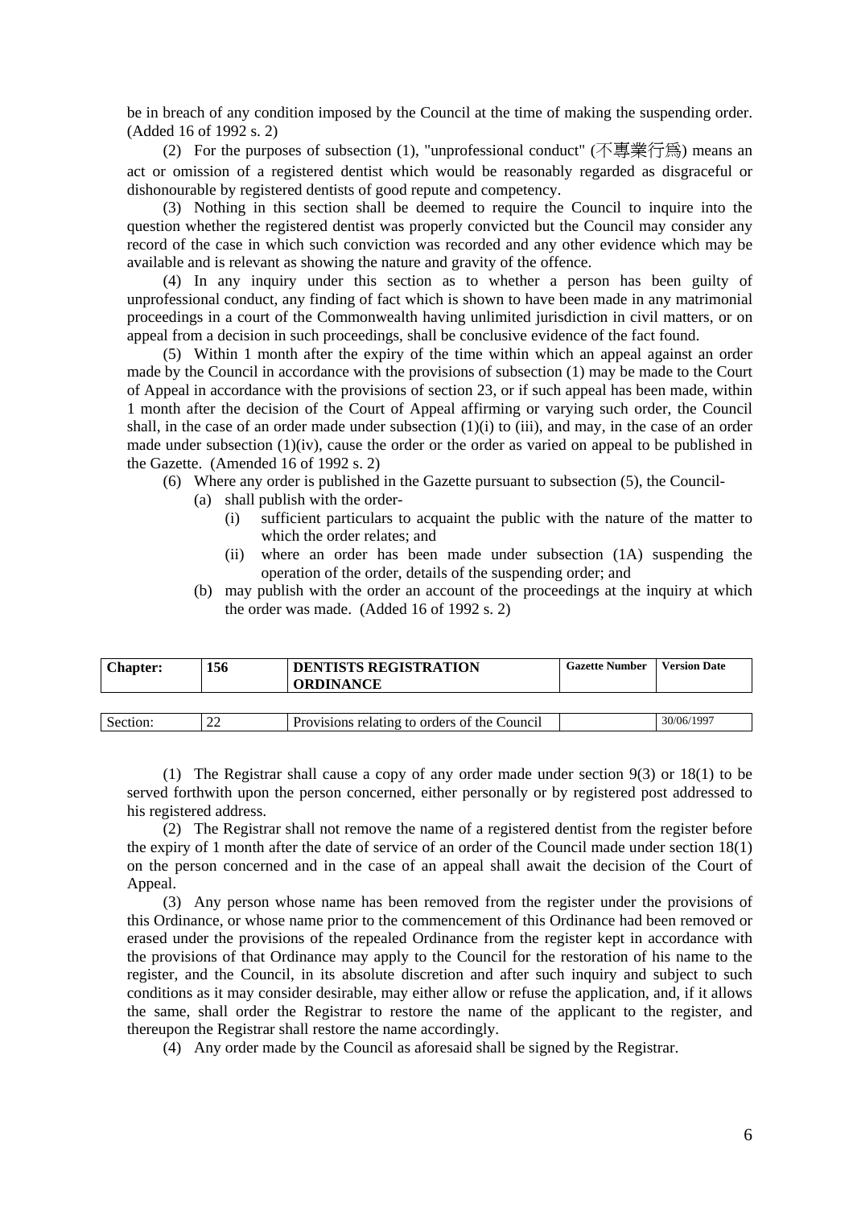be in breach of any condition imposed by the Council at the time of making the suspending order. (Added 16 of 1992 s. 2)

(2) For the purposes of subsection (1), "unprofessional conduct" (不專業行為) means an act or omission of a registered dentist which would be reasonably regarded as disgraceful or dishonourable by registered dentists of good repute and competency.

(3) Nothing in this section shall be deemed to require the Council to inquire into the question whether the registered dentist was properly convicted but the Council may consider any record of the case in which such conviction was recorded and any other evidence which may be available and is relevant as showing the nature and gravity of the offence.

(4) In any inquiry under this section as to whether a person has been guilty of unprofessional conduct, any finding of fact which is shown to have been made in any matrimonial proceedings in a court of the Commonwealth having unlimited jurisdiction in civil matters, or on appeal from a decision in such proceedings, shall be conclusive evidence of the fact found.

(5) Within 1 month after the expiry of the time within which an appeal against an order made by the Council in accordance with the provisions of subsection (1) may be made to the Court of Appeal in accordance with the provisions of section 23, or if such appeal has been made, within 1 month after the decision of the Court of Appeal affirming or varying such order, the Council shall, in the case of an order made under subsection (1)(i) to (iii), and may, in the case of an order made under subsection (1)(iv), cause the order or the order as varied on appeal to be published in the Gazette. (Amended 16 of 1992 s. 2)

(6) Where any order is published in the Gazette pursuant to subsection (5), the Council-

- (a) shall publish with the order-
  - (i) sufficient particulars to acquaint the public with the nature of the matter to which the order relates; and
  - (ii) where an order has been made under subsection (1A) suspending the operation of the order, details of the suspending order; and
- (b) may publish with the order an account of the proceedings at the inquiry at which the order was made. (Added 16 of 1992 s. 2)

| **Chapter:** | **156** | **DENTISTS REGISTRATION ORDINANCE** | **Gazette Number** | **Version Date** |
|---|---|---|---|---|

| Section: | 22 | Provisions relating to orders of the Council | | 30/06/1997 |
|---|---|---|---|---|

(1) The Registrar shall cause a copy of any order made under section 9(3) or 18(1) to be served forthwith upon the person concerned, either personally or by registered post addressed to his registered address.

(2) The Registrar shall not remove the name of a registered dentist from the register before the expiry of 1 month after the date of service of an order of the Council made under section 18(1) on the person concerned and in the case of an appeal shall await the decision of the Court of Appeal.

(3) Any person whose name has been removed from the register under the provisions of this Ordinance, or whose name prior to the commencement of this Ordinance had been removed or erased under the provisions of the repealed Ordinance from the register kept in accordance with the provisions of that Ordinance may apply to the Council for the restoration of his name to the register, and the Council, in its absolute discretion and after such inquiry and subject to such conditions as it may consider desirable, may either allow or refuse the application, and, if it allows the same, shall order the Registrar to restore the name of the applicant to the register, and thereupon the Registrar shall restore the name accordingly.

(4) Any order made by the Council as aforesaid shall be signed by the Registrar.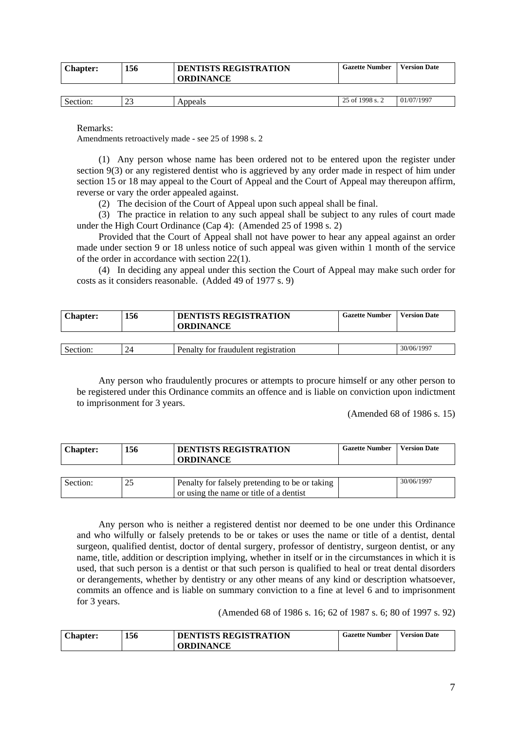| Chapter: | 156 | DENTISTS REGISTRATION ORDINANCE | Gazette Number | Version Date |
|---|---|---|---|---|
| Section: | 23 | Appeals | 25 of 1998 s. 2 | 01/07/1997 |

Remarks:
Amendments retroactively made - see 25 of 1998 s. 2

(1) Any person whose name has been ordered not to be entered upon the register under section 9(3) or any registered dentist who is aggrieved by any order made in respect of him under section 15 or 18 may appeal to the Court of Appeal and the Court of Appeal may thereupon affirm, reverse or vary the order appealed against.

(2) The decision of the Court of Appeal upon such appeal shall be final.

(3) The practice in relation to any such appeal shall be subject to any rules of court made under the High Court Ordinance (Cap 4): (Amended 25 of 1998 s. 2)

Provided that the Court of Appeal shall not have power to hear any appeal against an order made under section 9 or 18 unless notice of such appeal was given within 1 month of the service of the order in accordance with section 22(1).

(4) In deciding any appeal under this section the Court of Appeal may make such order for costs as it considers reasonable. (Added 49 of 1977 s. 9)

| Chapter: | 156 | DENTISTS REGISTRATION ORDINANCE | Gazette Number | Version Date |
|---|---|---|---|---|
| Section: | 24 | Penalty for fraudulent registration | | 30/06/1997 |

Any person who fraudulently procures or attempts to procure himself or any other person to be registered under this Ordinance commits an offence and is liable on conviction upon indictment to imprisonment for 3 years.

(Amended 68 of 1986 s. 15)

| Chapter: | 156 | DENTISTS REGISTRATION ORDINANCE | Gazette Number | Version Date |
|---|---|---|---|---|
| Section: | 25 | Penalty for falsely pretending to be or taking or using the name or title of a dentist | | 30/06/1997 |

Any person who is neither a registered dentist nor deemed to be one under this Ordinance and who wilfully or falsely pretends to be or takes or uses the name or title of a dentist, dental surgeon, qualified dentist, doctor of dental surgery, professor of dentistry, surgeon dentist, or any name, title, addition or description implying, whether in itself or in the circumstances in which it is used, that such person is a dentist or that such person is qualified to heal or treat dental disorders or derangements, whether by dentistry or any other means of any kind or description whatsoever, commits an offence and is liable on summary conviction to a fine at level 6 and to imprisonment for 3 years.

(Amended 68 of 1986 s. 16; 62 of 1987 s. 6; 80 of 1997 s. 92)

| Chapter: | 156 | DENTISTS REGISTRATION ORDINANCE | Gazette Number | Version Date |
|---|---|---|---|---|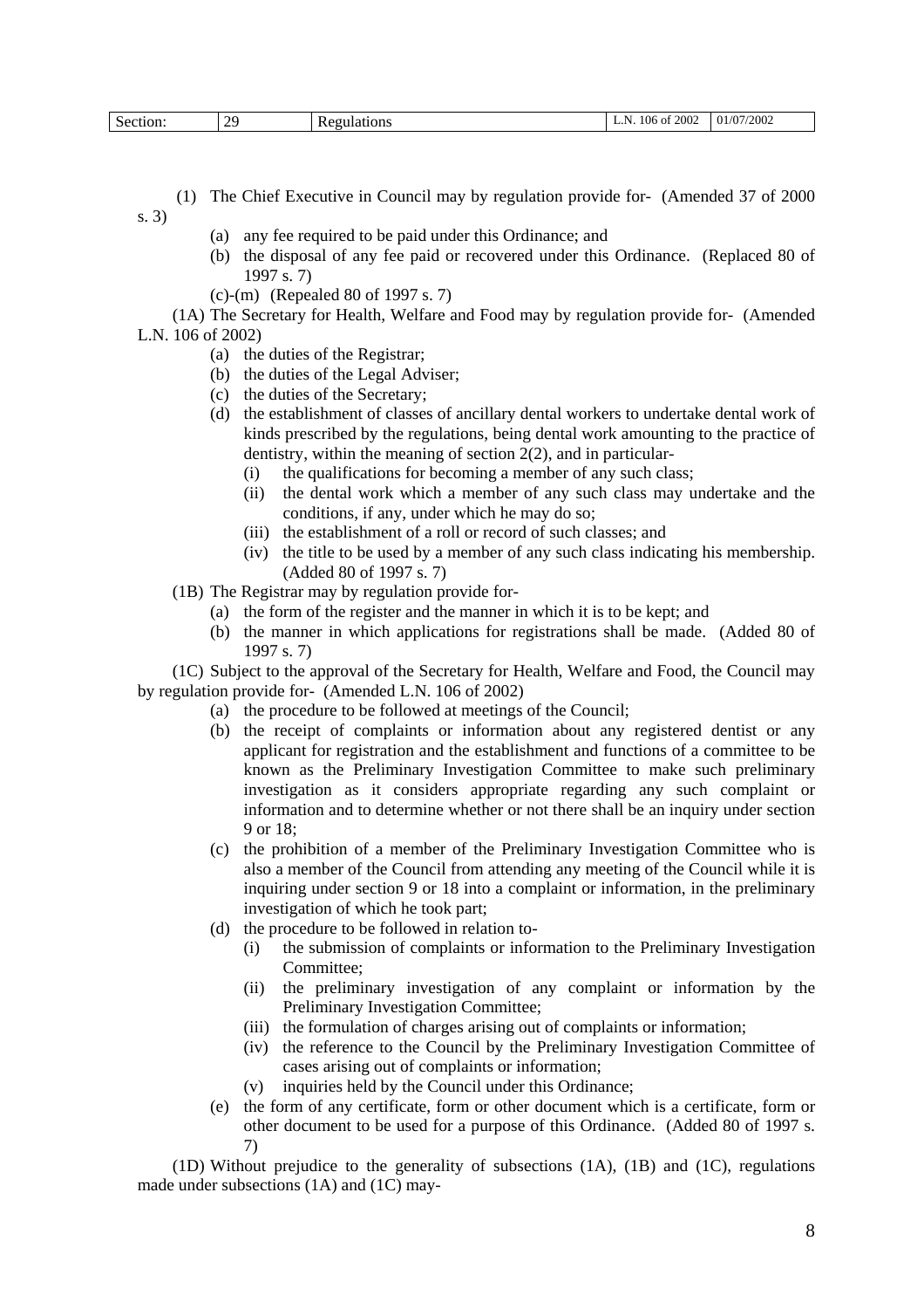| Section: | 29 | Regulations | L.N. 106 of 2002 | 01/07/2002 |
|---|---|---|---|---|

(1) The Chief Executive in Council may by regulation provide for- (Amended 37 of 2000 s. 3)

- (a) any fee required to be paid under this Ordinance; and
- (b) the disposal of any fee paid or recovered under this Ordinance. (Replaced 80 of 1997 s. 7)
- (c)-(m) (Repealed 80 of 1997 s. 7)

(1A) The Secretary for Health, Welfare and Food may by regulation provide for- (Amended L.N. 106 of 2002)

- (a) the duties of the Registrar;
- (b) the duties of the Legal Adviser;
- (c) the duties of the Secretary;
- (d) the establishment of classes of ancillary dental workers to undertake dental work of kinds prescribed by the regulations, being dental work amounting to the practice of dentistry, within the meaning of section 2(2), and in particular-
  - (i) the qualifications for becoming a member of any such class;
  - (ii) the dental work which a member of any such class may undertake and the conditions, if any, under which he may do so;
  - (iii) the establishment of a roll or record of such classes; and
  - (iv) the title to be used by a member of any such class indicating his membership. (Added 80 of 1997 s. 7)

(1B) The Registrar may by regulation provide for-

- (a) the form of the register and the manner in which it is to be kept; and
- (b) the manner in which applications for registrations shall be made. (Added 80 of 1997 s. 7)

(1C) Subject to the approval of the Secretary for Health, Welfare and Food, the Council may by regulation provide for- (Amended L.N. 106 of 2002)

- (a) the procedure to be followed at meetings of the Council;
- (b) the receipt of complaints or information about any registered dentist or any applicant for registration and the establishment and functions of a committee to be known as the Preliminary Investigation Committee to make such preliminary investigation as it considers appropriate regarding any such complaint or information and to determine whether or not there shall be an inquiry under section 9 or 18;
- (c) the prohibition of a member of the Preliminary Investigation Committee who is also a member of the Council from attending any meeting of the Council while it is inquiring under section 9 or 18 into a complaint or information, in the preliminary investigation of which he took part;
- (d) the procedure to be followed in relation to-
  - (i) the submission of complaints or information to the Preliminary Investigation Committee;
  - (ii) the preliminary investigation of any complaint or information by the Preliminary Investigation Committee;
  - (iii) the formulation of charges arising out of complaints or information;
  - (iv) the reference to the Council by the Preliminary Investigation Committee of cases arising out of complaints or information;
  - (v) inquiries held by the Council under this Ordinance;
- (e) the form of any certificate, form or other document which is a certificate, form or other document to be used for a purpose of this Ordinance. (Added 80 of 1997 s. 7)

(1D) Without prejudice to the generality of subsections (1A), (1B) and (1C), regulations made under subsections (1A) and (1C) may-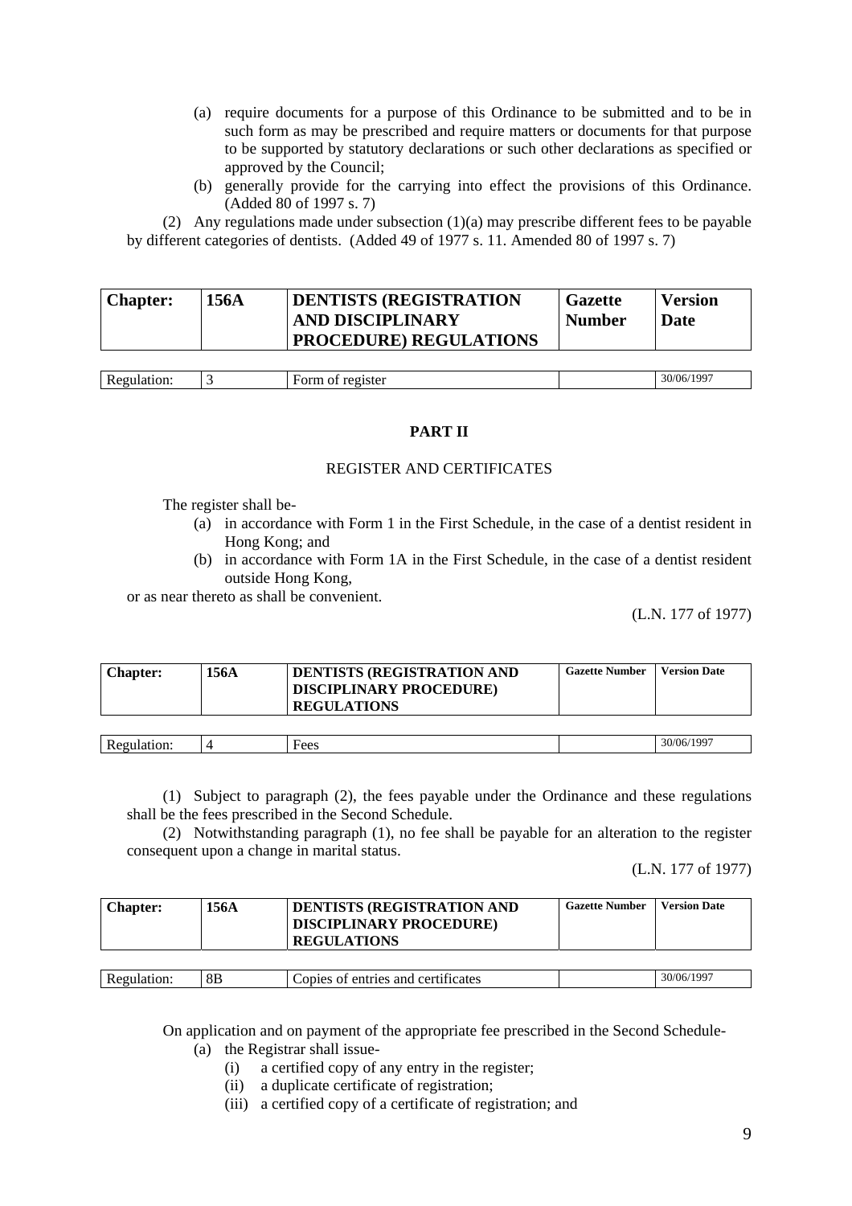(a) require documents for a purpose of this Ordinance to be submitted and to be in such form as may be prescribed and require matters or documents for that purpose to be supported by statutory declarations or such other declarations as specified or approved by the Council;

(b) generally provide for the carrying into effect the provisions of this Ordinance. (Added 80 of 1997 s. 7)

(2) Any regulations made under subsection (1)(a) may prescribe different fees to be payable by different categories of dentists. (Added 49 of 1977 s. 11. Amended 80 of 1997 s. 7)

| Chapter: | 156A | DENTISTS (REGISTRATION AND DISCIPLINARY PROCEDURE) REGULATIONS | Gazette Number | Version Date |
|---|---|---|---|---|
| Regulation: | 3 | Form of register | | 30/06/1997 |

**PART II**

REGISTER AND CERTIFICATES

The register shall be-

(a) in accordance with Form 1 in the First Schedule, in the case of a dentist resident in Hong Kong; and

(b) in accordance with Form 1A in the First Schedule, in the case of a dentist resident outside Hong Kong,

or as near thereto as shall be convenient.

(L.N. 177 of 1977)

| Chapter: | 156A | DENTISTS (REGISTRATION AND DISCIPLINARY PROCEDURE) REGULATIONS | Gazette Number | Version Date |
|---|---|---|---|---|
| Regulation: | 4 | Fees | | 30/06/1997 |

(1) Subject to paragraph (2), the fees payable under the Ordinance and these regulations shall be the fees prescribed in the Second Schedule.

(2) Notwithstanding paragraph (1), no fee shall be payable for an alteration to the register consequent upon a change in marital status.

(L.N. 177 of 1977)

| Chapter: | 156A | DENTISTS (REGISTRATION AND DISCIPLINARY PROCEDURE) REGULATIONS | Gazette Number | Version Date |
|---|---|---|---|---|
| Regulation: | 8B | Copies of entries and certificates | | 30/06/1997 |

On application and on payment of the appropriate fee prescribed in the Second Schedule-

(a) the Registrar shall issue-

(i) a certified copy of any entry in the register;

(ii) a duplicate certificate of registration;

(iii) a certified copy of a certificate of registration; and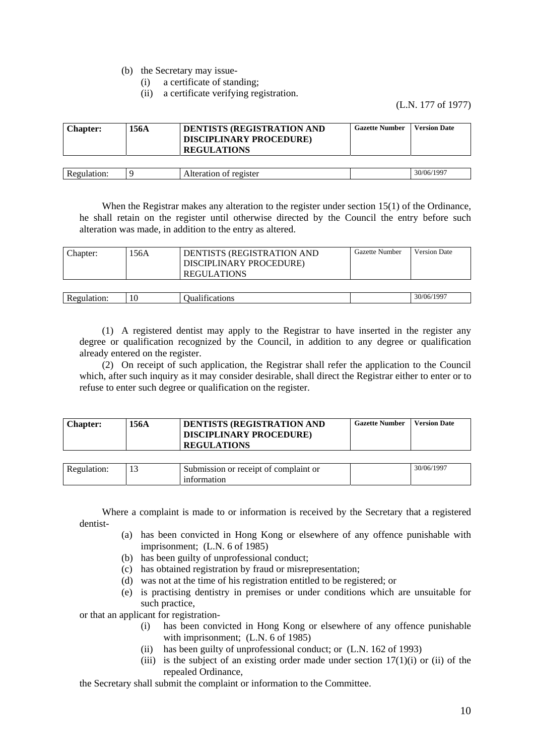(b) the Secretary may issue-
   (i) a certificate of standing;
   (ii) a certificate verifying registration.

(L.N. 177 of 1977)

| **Chapter:** | **156A** | **DENTISTS (REGISTRATION AND DISCIPLINARY PROCEDURE) REGULATIONS** | **Gazette Number** | **Version Date** |
|---|---|---|---|---|
| Regulation: | 9 | Alteration of register | | 30/06/1997 |

When the Registrar makes any alteration to the register under section 15(1) of the Ordinance, he shall retain on the register until otherwise directed by the Council the entry before such alteration was made, in addition to the entry as altered.

| Chapter: | 156A | DENTISTS (REGISTRATION AND DISCIPLINARY PROCEDURE) REGULATIONS | Gazette Number | Version Date |
|---|---|---|---|---|
| Regulation: | 10 | Qualifications | | 30/06/1997 |

(1) A registered dentist may apply to the Registrar to have inserted in the register any degree or qualification recognized by the Council, in addition to any degree or qualification already entered on the register.

(2) On receipt of such application, the Registrar shall refer the application to the Council which, after such inquiry as it may consider desirable, shall direct the Registrar either to enter or to refuse to enter such degree or qualification on the register.

| **Chapter:** | **156A** | **DENTISTS (REGISTRATION AND DISCIPLINARY PROCEDURE) REGULATIONS** | **Gazette Number** | **Version Date** |
|---|---|---|---|---|
| Regulation: | 13 | Submission or receipt of complaint or information | | 30/06/1997 |

Where a complaint is made to or information is received by the Secretary that a registered dentist-

(a) has been convicted in Hong Kong or elsewhere of any offence punishable with imprisonment; (L.N. 6 of 1985)
(b) has been guilty of unprofessional conduct;
(c) has obtained registration by fraud or misrepresentation;
(d) was not at the time of his registration entitled to be registered; or
(e) is practising dentistry in premises or under conditions which are unsuitable for such practice,

or that an applicant for registration-

(i) has been convicted in Hong Kong or elsewhere of any offence punishable with imprisonment; (L.N. 6 of 1985)
(ii) has been guilty of unprofessional conduct; or (L.N. 162 of 1993)
(iii) is the subject of an existing order made under section 17(1)(i) or (ii) of the repealed Ordinance,

the Secretary shall submit the complaint or information to the Committee.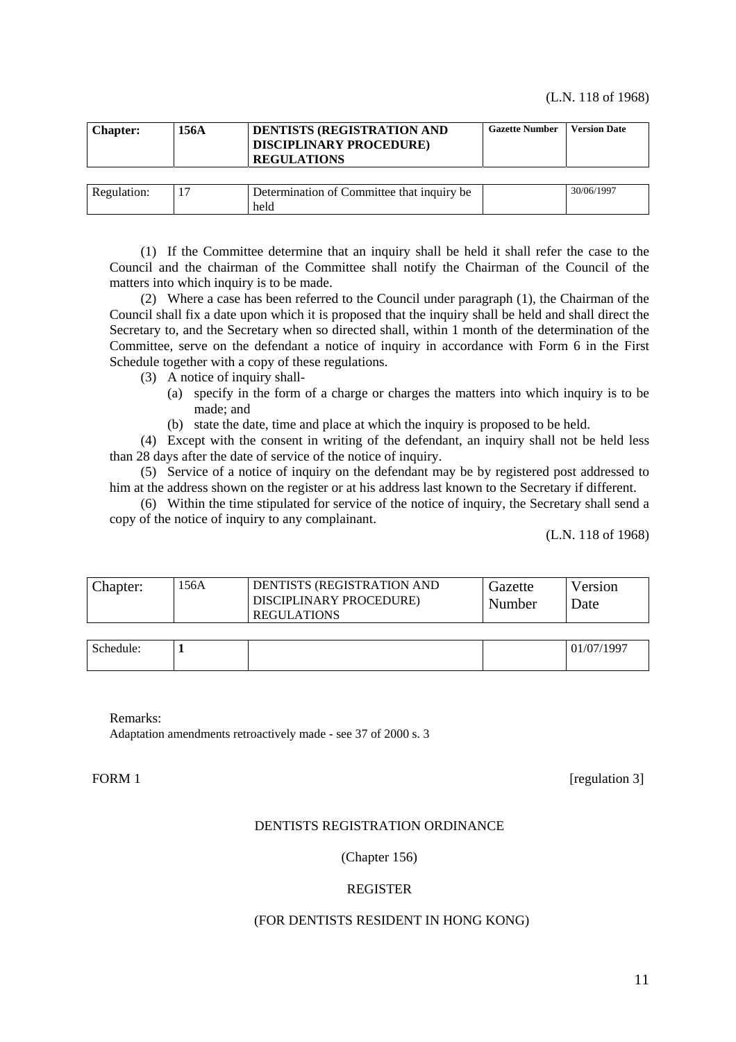(L.N. 118 of 1968)

| Chapter: | 156A | DENTISTS (REGISTRATION AND DISCIPLINARY PROCEDURE) REGULATIONS | Gazette Number | Version Date |
|---|---|---|---|---|
| Regulation: | 17 | Determination of Committee that inquiry be held | | 30/06/1997 |

(1) If the Committee determine that an inquiry shall be held it shall refer the case to the Council and the chairman of the Committee shall notify the Chairman of the Council of the matters into which inquiry is to be made.

(2) Where a case has been referred to the Council under paragraph (1), the Chairman of the Council shall fix a date upon which it is proposed that the inquiry shall be held and shall direct the Secretary to, and the Secretary when so directed shall, within 1 month of the determination of the Committee, serve on the defendant a notice of inquiry in accordance with Form 6 in the First Schedule together with a copy of these regulations.

(3) A notice of inquiry shall-

(a) specify in the form of a charge or charges the matters into which inquiry is to be made; and

(b) state the date, time and place at which the inquiry is proposed to be held.

(4) Except with the consent in writing of the defendant, an inquiry shall not be held less than 28 days after the date of service of the notice of inquiry.

(5) Service of a notice of inquiry on the defendant may be by registered post addressed to him at the address shown on the register or at his address last known to the Secretary if different.

(6) Within the time stipulated for service of the notice of inquiry, the Secretary shall send a copy of the notice of inquiry to any complainant.

(L.N. 118 of 1968)

| Chapter: | 156A | DENTISTS (REGISTRATION AND DISCIPLINARY PROCEDURE) REGULATIONS | Gazette Number | Version Date |
|---|---|---|---|---|
| Schedule: | 1 | | | 01/07/1997 |

Remarks:
Adaptation amendments retroactively made - see 37 of 2000 s. 3

FORM 1 [regulation 3]

DENTISTS REGISTRATION ORDINANCE

(Chapter 156)

REGISTER

(FOR DENTISTS RESIDENT IN HONG KONG)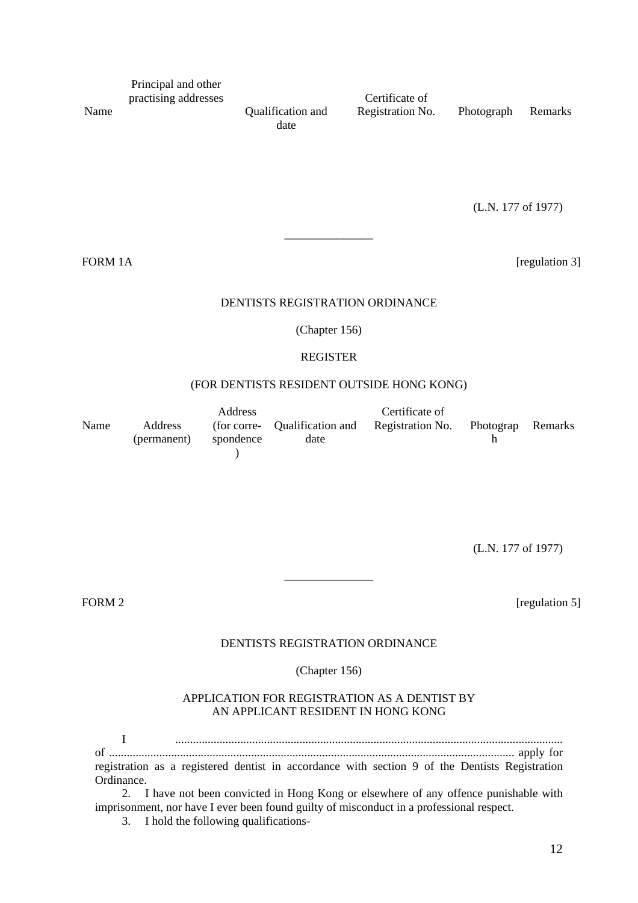| Name | Principal and other practising addresses | Qualification and date | Certificate of Registration No. | Photograph | Remarks |
|---|---|---|---|---|---|
| | | | | | |

(L.N. 177 of 1977)

---

FORM 1A [regulation 3]

DENTISTS REGISTRATION ORDINANCE

(Chapter 156)

REGISTER

(FOR DENTISTS RESIDENT OUTSIDE HONG KONG)

| Name | Address (permanent) | Address (for correspondence) | Qualification and date | Certificate of Registration No. | Photograph | Remarks |
|---|---|---|---|---|---|---|
| | | | | | | |

(L.N. 177 of 1977)

---

FORM 2 [regulation 5]

DENTISTS REGISTRATION ORDINANCE

(Chapter 156)

APPLICATION FOR REGISTRATION AS A DENTIST BY AN APPLICANT RESIDENT IN HONG KONG

I .................................................................................................................................. of ........................................................................................................................................ apply for registration as a registered dentist in accordance with section 9 of the Dentists Registration Ordinance.

2. I have not been convicted in Hong Kong or elsewhere of any offence punishable with imprisonment, nor have I ever been found guilty of misconduct in a professional respect.

3. I hold the following qualifications-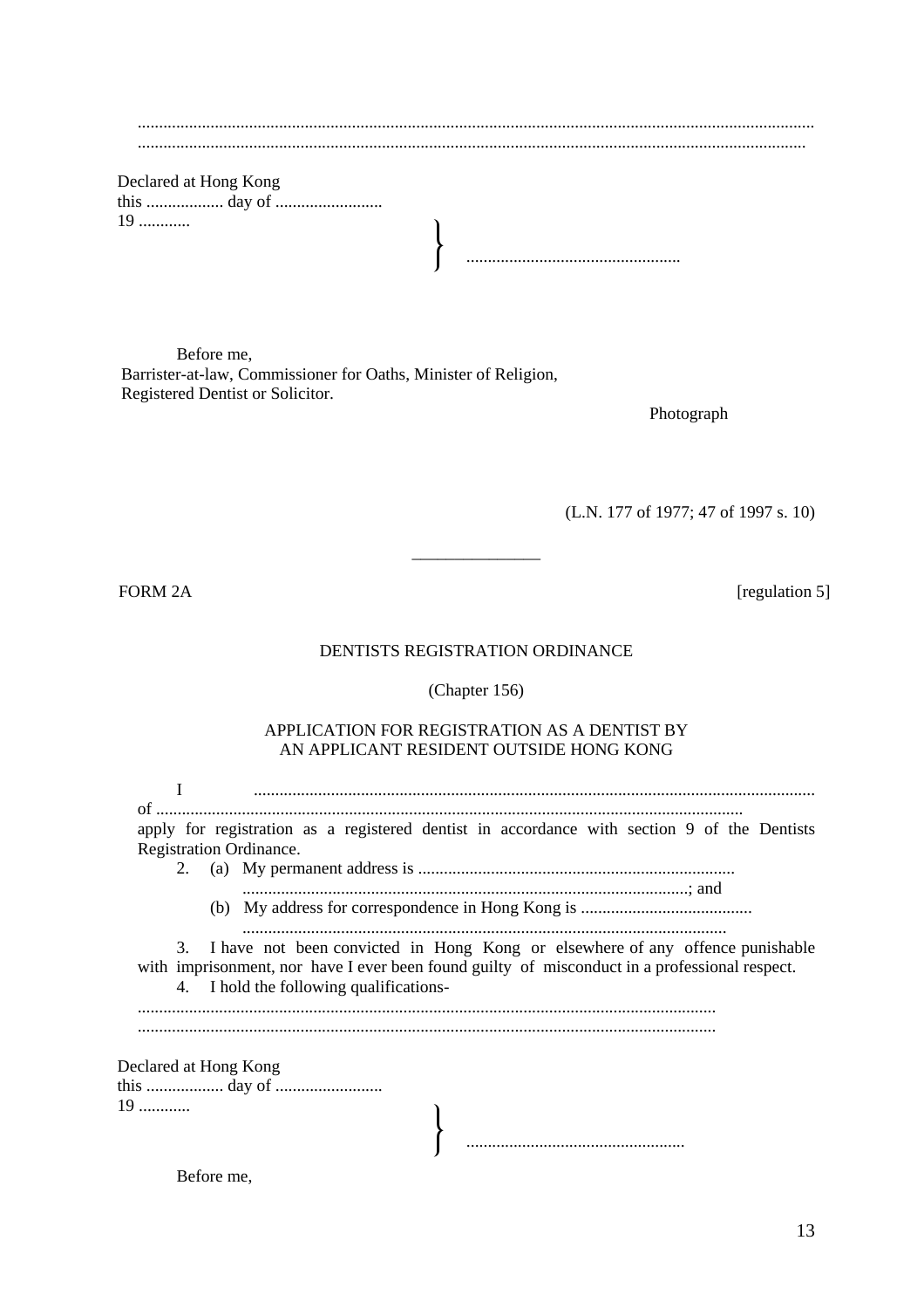..........................................................................................................................................................

..........................................................................................................................................................

Declared at Hong Kong
this .................. day of .........................
19 ............ } ..................................................

Before me,
Barrister-at-law, Commissioner for Oaths, Minister of Religion,
Registered Dentist or Solicitor.

Photograph

(L.N. 177 of 1977; 47 of 1997 s. 10)

---

FORM 2A [regulation 5]

DENTISTS REGISTRATION ORDINANCE

(Chapter 156)

APPLICATION FOR REGISTRATION AS A DENTIST BY AN APPLICANT RESIDENT OUTSIDE HONG KONG

I .................................................................................................................................
of ....................................................................................................................................
apply for registration as a registered dentist in accordance with section 9 of the Dentists Registration Ordinance.

2. (a) My permanent address is .........................................................................
.......................................................................................................; and
(b) My address for correspondence in Hong Kong is ........................................
...............................................................................................................

3. I have not been convicted in Hong Kong or elsewhere of any offence punishable with imprisonment, nor have I ever been found guilty of misconduct in a professional respect.

4. I hold the following qualifications-

.....................................................................................................................................

.....................................................................................................................................

Declared at Hong Kong
this .................. day of .........................
19 ............ } ..................................................

Before me,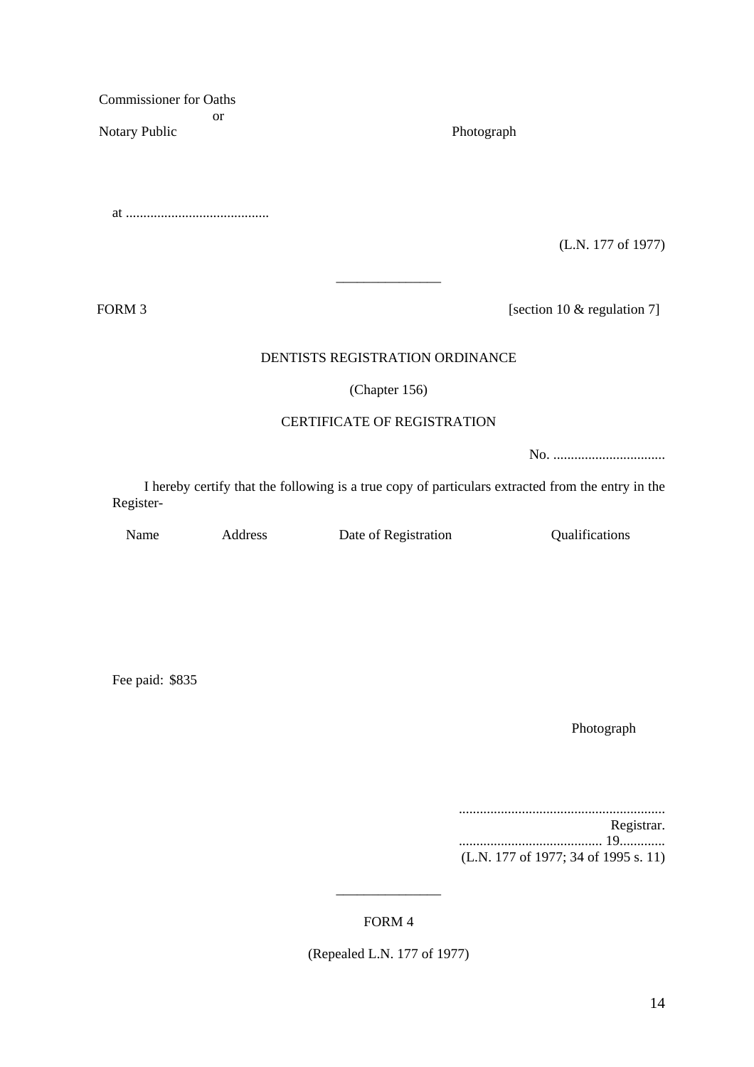Commissioner for Oaths
or
Notary Public

Photograph

at .........................................

(L.N. 177 of 1977)

---

FORM 3 [section 10 & regulation 7]

DENTISTS REGISTRATION ORDINANCE

(Chapter 156)

CERTIFICATE OF REGISTRATION

No. ................................

I hereby certify that the following is a true copy of particulars extracted from the entry in the Register-

| Name | Address | Date of Registration | Qualifications |
|---|---|---|---|
| | | | |

Fee paid: $835

Photograph

..........................................................
Registrar.
......................................... 19.............
(L.N. 177 of 1977; 34 of 1995 s. 11)

---

FORM 4

(Repealed L.N. 177 of 1977)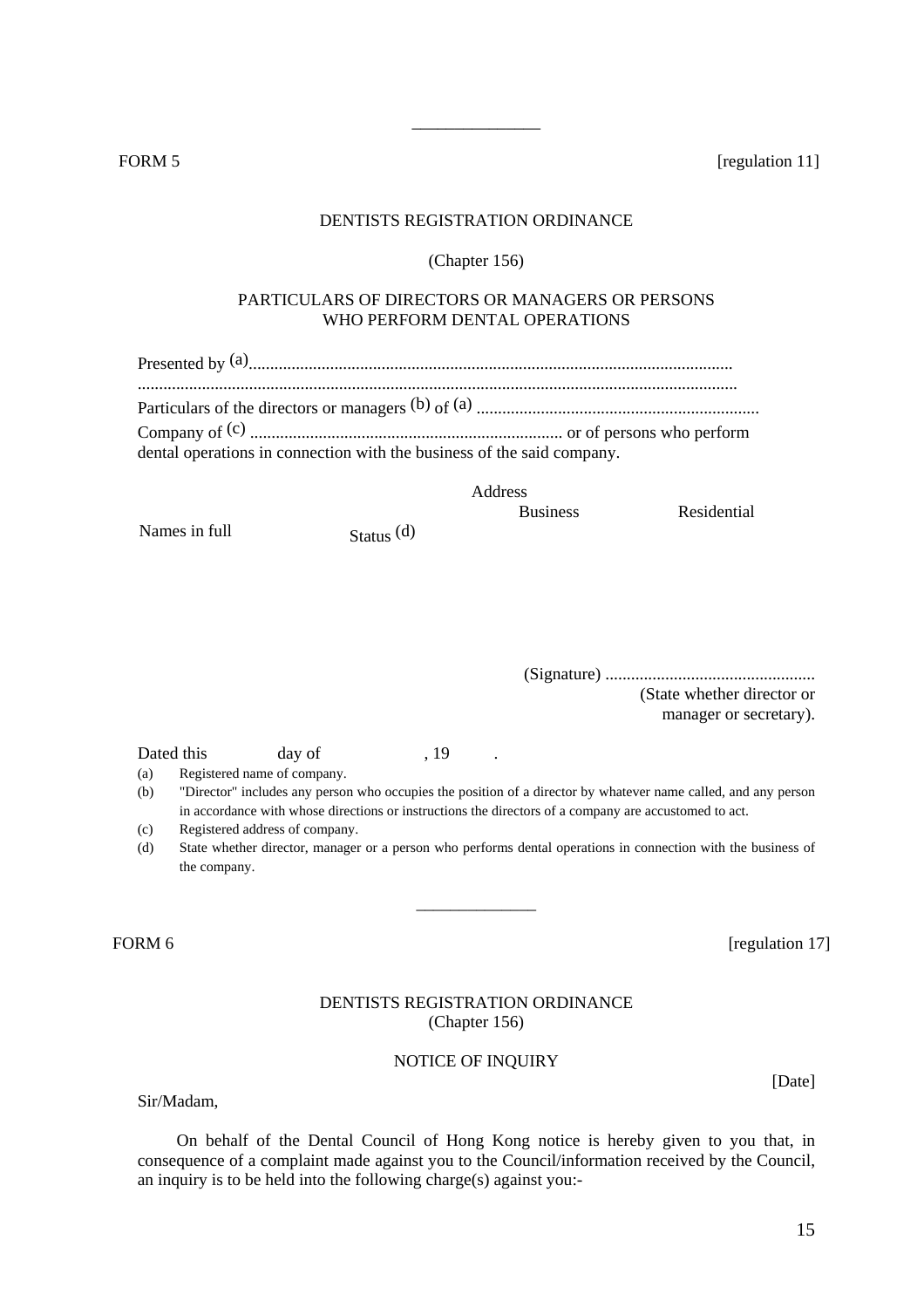---

FORM 5 [regulation 11]

DENTISTS REGISTRATION ORDINANCE

(Chapter 156)

PARTICULARS OF DIRECTORS OR MANAGERS OR PERSONS WHO PERFORM DENTAL OPERATIONS

Presented by (a)..............................................................................................................
..........................................................................................................................................

Particulars of the directors or managers (b) of (a) .................................................................

Company of (c) ......................................................................... or of persons who perform dental operations in connection with the business of the said company.

| Names in full | Status (d) | Address | |
|---|---|---|---|
| | | Business | Residential |
| | | | |

(Signature) .................................................
(State whether director or manager or secretary).

Dated this day of , 19 .

(a) Registered name of company.

(b) "Director" includes any person who occupies the position of a director by whatever name called, and any person in accordance with whose directions or instructions the directors of a company are accustomed to act.

(c) Registered address of company.

(d) State whether director, manager or a person who performs dental operations in connection with the business of the company.

---

FORM 6 [regulation 17]

DENTISTS REGISTRATION ORDINANCE
(Chapter 156)

NOTICE OF INQUIRY

[Date]

Sir/Madam,

On behalf of the Dental Council of Hong Kong notice is hereby given to you that, in consequence of a complaint made against you to the Council/information received by the Council, an inquiry is to be held into the following charge(s) against you:-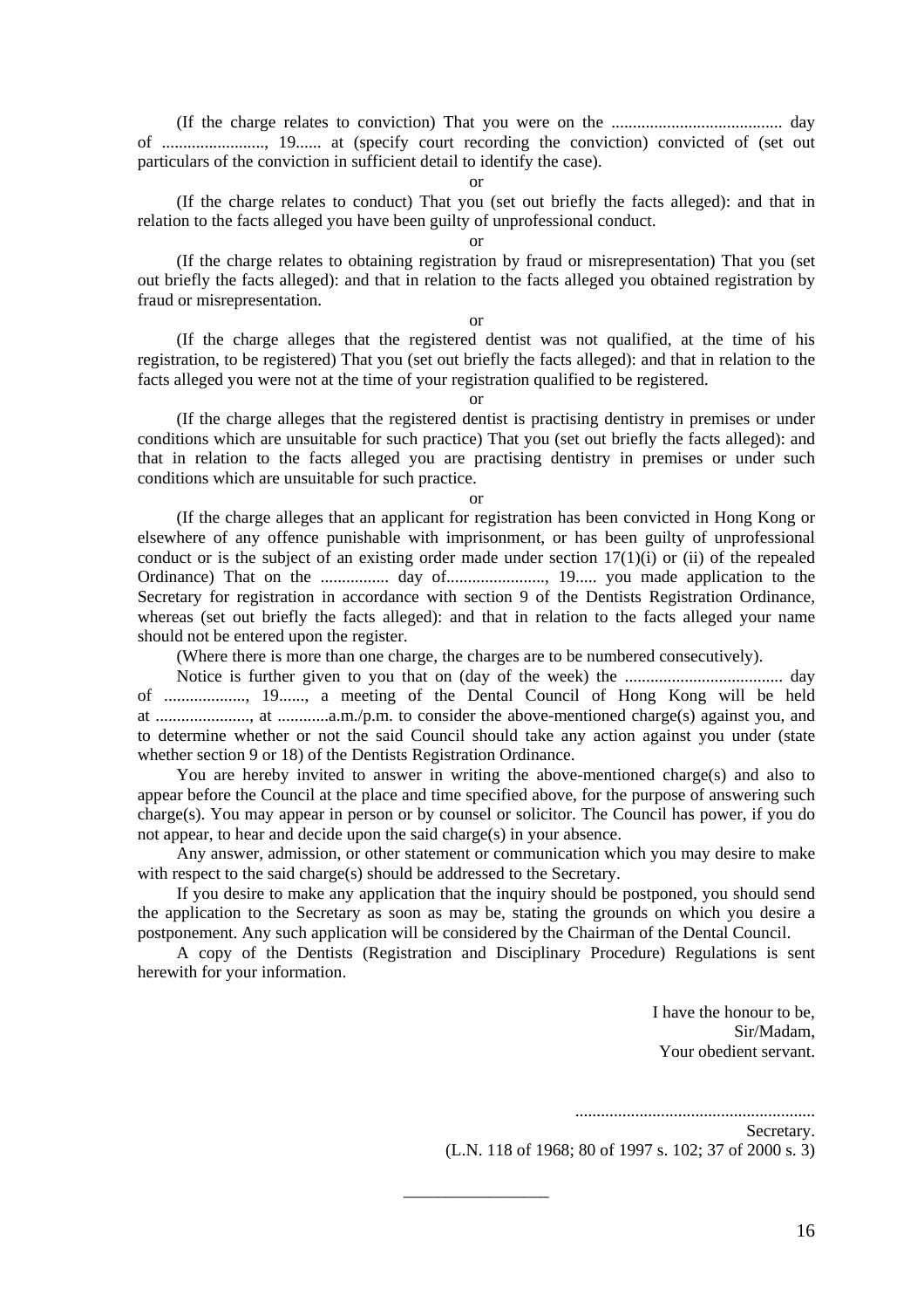(If the charge relates to conviction) That you were on the ........................................ day of ........................, 19...... at (specify court recording the conviction) convicted of (set out particulars of the conviction in sufficient detail to identify the case).

or

(If the charge relates to conduct) That you (set out briefly the facts alleged): and that in relation to the facts alleged you have been guilty of unprofessional conduct.

or

(If the charge relates to obtaining registration by fraud or misrepresentation) That you (set out briefly the facts alleged): and that in relation to the facts alleged you obtained registration by fraud or misrepresentation.

or

(If the charge alleges that the registered dentist was not qualified, at the time of his registration, to be registered) That you (set out briefly the facts alleged): and that in relation to the facts alleged you were not at the time of your registration qualified to be registered.

or

(If the charge alleges that the registered dentist is practising dentistry in premises or under conditions which are unsuitable for such practice) That you (set out briefly the facts alleged): and that in relation to the facts alleged you are practising dentistry in premises or under such conditions which are unsuitable for such practice.

or

(If the charge alleges that an applicant for registration has been convicted in Hong Kong or elsewhere of any offence punishable with imprisonment, or has been guilty of unprofessional conduct or is the subject of an existing order made under section 17(1)(i) or (ii) of the repealed Ordinance) That on the ................ day of......................., 19..... you made application to the Secretary for registration in accordance with section 9 of the Dentists Registration Ordinance, whereas (set out briefly the facts alleged): and that in relation to the facts alleged your name should not be entered upon the register.

(Where there is more than one charge, the charges are to be numbered consecutively).

Notice is further given to you that on (day of the week) the .................................... day of ..................., 19......, a meeting of the Dental Council of Hong Kong will be held at ......................, at ............a.m./p.m. to consider the above-mentioned charge(s) against you, and to determine whether or not the said Council should take any action against you under (state whether section 9 or 18) of the Dentists Registration Ordinance.

You are hereby invited to answer in writing the above-mentioned charge(s) and also to appear before the Council at the place and time specified above, for the purpose of answering such charge(s). You may appear in person or by counsel or solicitor. The Council has power, if you do not appear, to hear and decide upon the said charge(s) in your absence.

Any answer, admission, or other statement or communication which you may desire to make with respect to the said charge(s) should be addressed to the Secretary.

If you desire to make any application that the inquiry should be postponed, you should send the application to the Secretary as soon as may be, stating the grounds on which you desire a postponement. Any such application will be considered by the Chairman of the Dental Council.

A copy of the Dentists (Registration and Disciplinary Procedure) Regulations is sent herewith for your information.

I have the honour to be,
Sir/Madam,
Your obedient servant.

.......................................................
Secretary.

(L.N. 118 of 1968; 80 of 1997 s. 102; 37 of 2000 s. 3)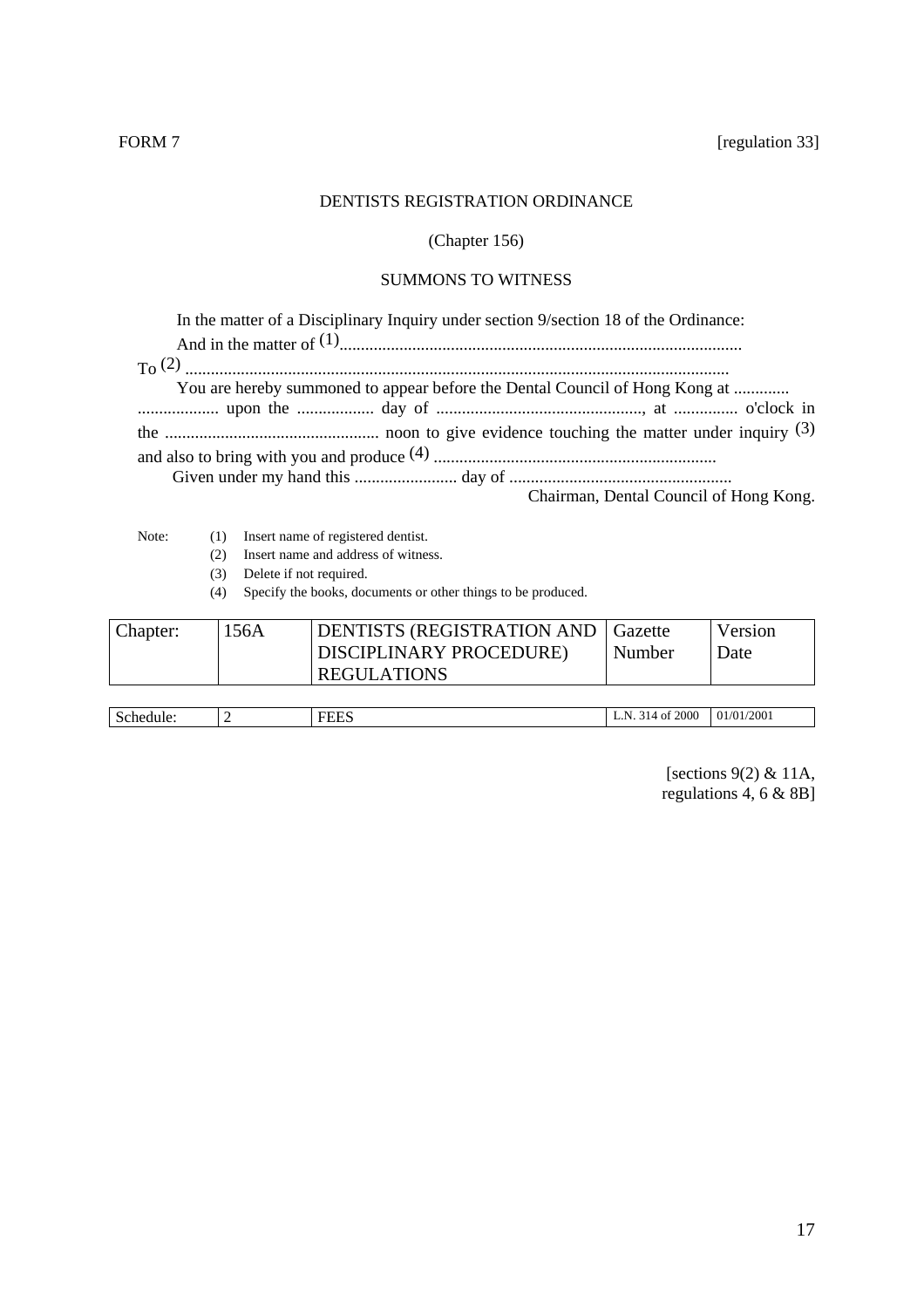FORM 7 [regulation 33]

DENTISTS REGISTRATION ORDINANCE

(Chapter 156)

SUMMONS TO WITNESS

In the matter of a Disciplinary Inquiry under section 9/section 18 of the Ordinance:

And in the matter of (1)............................................................................................

To (2) ............................................................................................................................

You are hereby summoned to appear before the Dental Council of Hong Kong at ............. ................... upon the .................. day of ................................................, at ............... o'clock in the .................................................. noon to give evidence touching the matter under inquiry (3) and also to bring with you and produce (4) ..................................................................

Given under my hand this ........................ day of ...................................................

Chairman, Dental Council of Hong Kong.

Note:
(1) Insert name of registered dentist.
(2) Insert name and address of witness.
(3) Delete if not required.
(4) Specify the books, documents or other things to be produced.

| Chapter: | 156A | DENTISTS (REGISTRATION AND DISCIPLINARY PROCEDURE) REGULATIONS | Gazette Number | Version Date |
|---|---|---|---|---|

| Schedule: | 2 | FEES | L.N. 314 of 2000 | 01/01/2001 |
|---|---|---|---|---|

[sections 9(2) & 11A, regulations 4, 6 & 8B]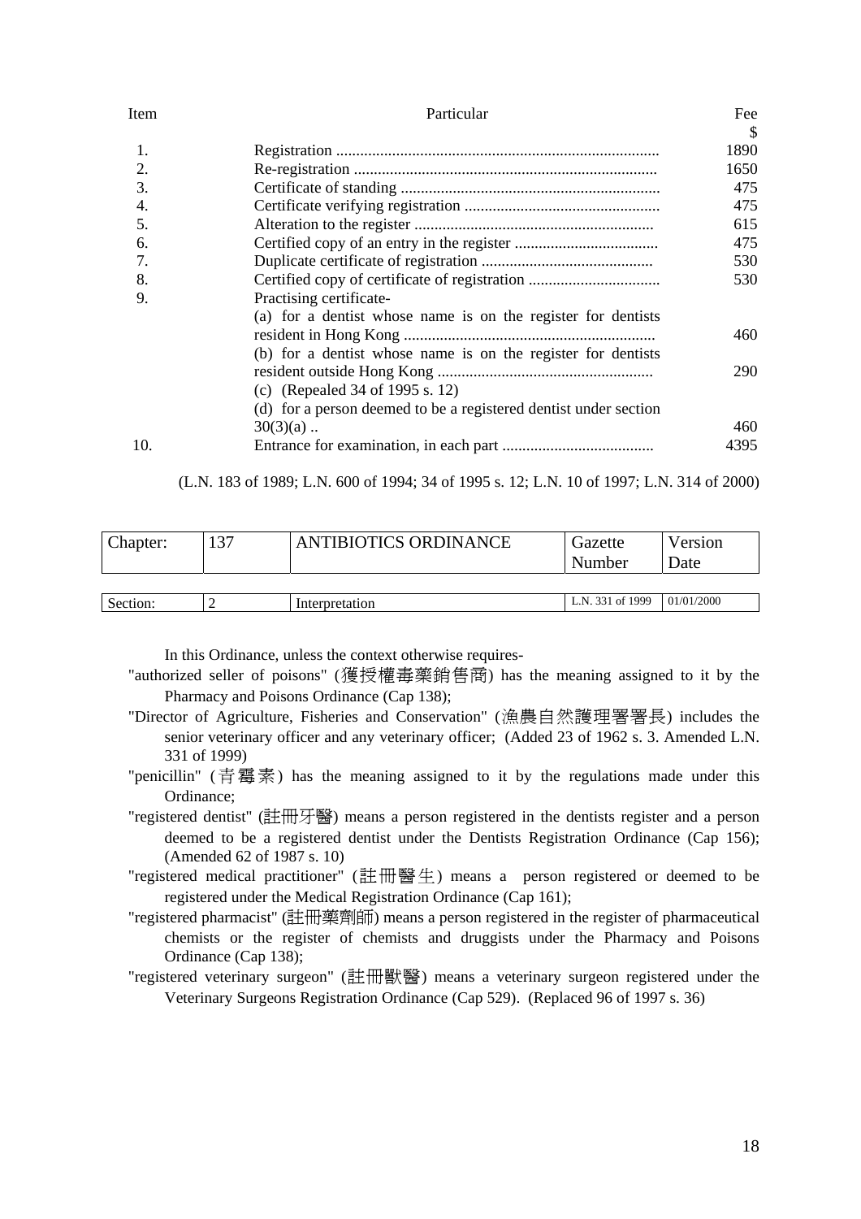| Item | Particular | Fee $ |
|---|---|---|
| 1. | Registration ................................................................................ | 1890 |
| 2. | Re-registration .......................................................................... | 1650 |
| 3. | Certificate of standing ................................................................ | 475 |
| 4. | Certificate verifying registration ................................................ | 475 |
| 5. | Alteration to the register ........................................................... | 615 |
| 6. | Certified copy of an entry in the register .................................... | 475 |
| 7. | Duplicate certificate of registration ........................................... | 530 |
| 8. | Certified copy of certificate of registration ................................. | 530 |
| 9. | Practising certificate- | |
| | (a) for a dentist whose name is on the register for dentists resident in Hong Kong ............................................................... | 460 |
| | (b) for a dentist whose name is on the register for dentists resident outside Hong Kong ...................................................... | 290 |
| | (c) (Repealed 34 of 1995 s. 12) | |
| | (d) for a person deemed to be a registered dentist under section 30(3)(a) .. | 460 |
| 10. | Entrance for examination, in each part ...................................... | 4395 |

(L.N. 183 of 1989; L.N. 600 of 1994; 34 of 1995 s. 12; L.N. 10 of 1997; L.N. 314 of 2000)

| Chapter: | 137 | ANTIBIOTICS ORDINANCE | Gazette Number | Version Date |
|---|---|---|---|---|
| Section: | 2 | Interpretation | L.N. 331 of 1999 | 01/01/2000 |

In this Ordinance, unless the context otherwise requires-

"authorized seller of poisons" (獲授權毒藥銷售商) has the meaning assigned to it by the Pharmacy and Poisons Ordinance (Cap 138);

"Director of Agriculture, Fisheries and Conservation" (漁農自然護理署署長) includes the senior veterinary officer and any veterinary officer; (Added 23 of 1962 s. 3. Amended L.N. 331 of 1999)

"penicillin" (青霉素) has the meaning assigned to it by the regulations made under this Ordinance;

"registered dentist" (註冊牙醫) means a person registered in the dentists register and a person deemed to be a registered dentist under the Dentists Registration Ordinance (Cap 156); (Amended 62 of 1987 s. 10)

"registered medical practitioner" (註冊醫生) means a person registered or deemed to be registered under the Medical Registration Ordinance (Cap 161);

"registered pharmacist" (註冊藥劑師) means a person registered in the register of pharmaceutical chemists or the register of chemists and druggists under the Pharmacy and Poisons Ordinance (Cap 138);

"registered veterinary surgeon" (註冊獸醫) means a veterinary surgeon registered under the Veterinary Surgeons Registration Ordinance (Cap 529). (Replaced 96 of 1997 s. 36)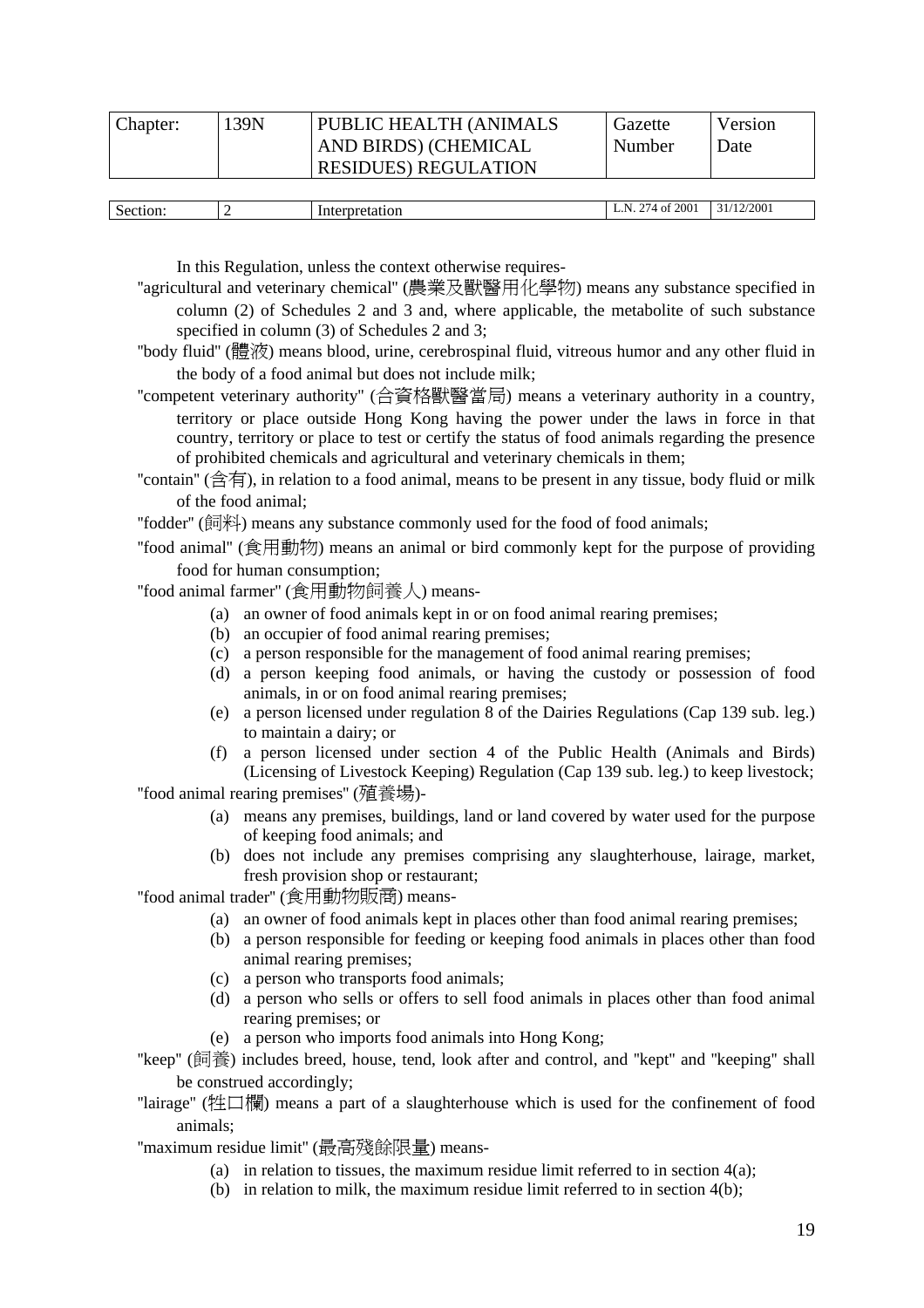| Chapter: | 139N | PUBLIC HEALTH (ANIMALS AND BIRDS) (CHEMICAL RESIDUES) REGULATION | Gazette Number | Version Date |
|---|---|---|---|---|

| Section: | 2 | Interpretation | L.N. 274 of 2001 | 31/12/2001 |
|---|---|---|---|---|

In this Regulation, unless the context otherwise requires-

"agricultural and veterinary chemical" (農業及獸醫用化學物) means any substance specified in column (2) of Schedules 2 and 3 and, where applicable, the metabolite of such substance specified in column (3) of Schedules 2 and 3;

"body fluid" (體液) means blood, urine, cerebrospinal fluid, vitreous humor and any other fluid in the body of a food animal but does not include milk;

"competent veterinary authority" (合資格獸醫當局) means a veterinary authority in a country, territory or place outside Hong Kong having the power under the laws in force in that country, territory or place to test or certify the status of food animals regarding the presence of prohibited chemicals and agricultural and veterinary chemicals in them;

"contain" (含有), in relation to a food animal, means to be present in any tissue, body fluid or milk of the food animal;

"fodder" (飼料) means any substance commonly used for the food of food animals;

"food animal" (食用動物) means an animal or bird commonly kept for the purpose of providing food for human consumption;

"food animal farmer" (食用動物飼養人) means-

(a) an owner of food animals kept in or on food animal rearing premises;
(b) an occupier of food animal rearing premises;
(c) a person responsible for the management of food animal rearing premises;
(d) a person keeping food animals, or having the custody or possession of food animals, in or on food animal rearing premises;
(e) a person licensed under regulation 8 of the Dairies Regulations (Cap 139 sub. leg.) to maintain a dairy; or
(f) a person licensed under section 4 of the Public Health (Animals and Birds) (Licensing of Livestock Keeping) Regulation (Cap 139 sub. leg.) to keep livestock;

"food animal rearing premises" (殖養場)-

(a) means any premises, buildings, land or land covered by water used for the purpose of keeping food animals; and
(b) does not include any premises comprising any slaughterhouse, lairage, market, fresh provision shop or restaurant;

"food animal trader" (食用動物販商) means-

(a) an owner of food animals kept in places other than food animal rearing premises;
(b) a person responsible for feeding or keeping food animals in places other than food animal rearing premises;
(c) a person who transports food animals;
(d) a person who sells or offers to sell food animals in places other than food animal rearing premises; or
(e) a person who imports food animals into Hong Kong;

"keep" (飼養) includes breed, house, tend, look after and control, and "kept" and "keeping" shall be construed accordingly;

"lairage" (牲口欄) means a part of a slaughterhouse which is used for the confinement of food animals;

"maximum residue limit" (最高殘餘限量) means-

(a) in relation to tissues, the maximum residue limit referred to in section 4(a);
(b) in relation to milk, the maximum residue limit referred to in section 4(b);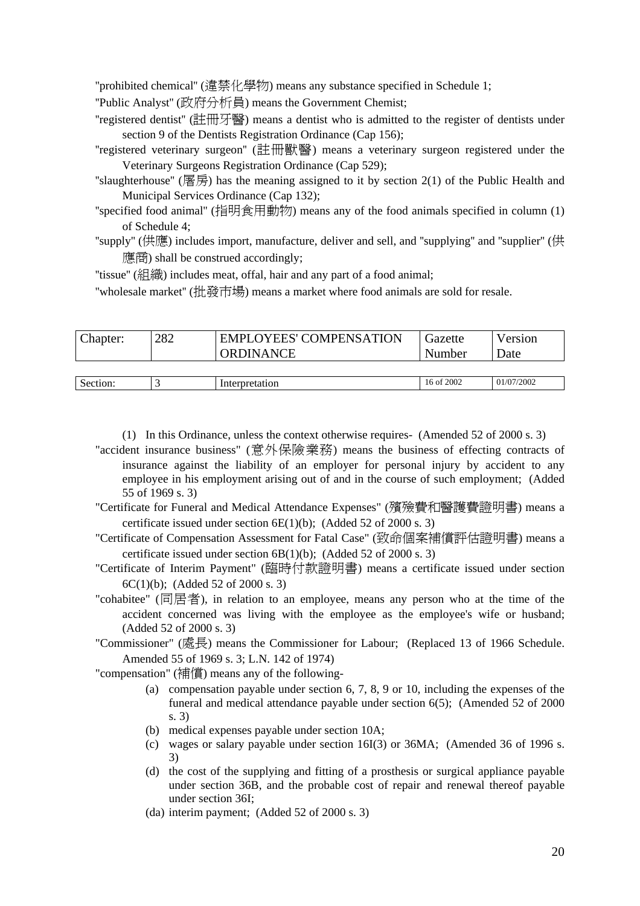"prohibited chemical" (違禁化學物) means any substance specified in Schedule 1;

"Public Analyst" (政府分析員) means the Government Chemist;

"registered dentist" (註冊牙醫) means a dentist who is admitted to the register of dentists under section 9 of the Dentists Registration Ordinance (Cap 156);

"registered veterinary surgeon" (註冊獸醫) means a veterinary surgeon registered under the Veterinary Surgeons Registration Ordinance (Cap 529);

"slaughterhouse" (屠房) has the meaning assigned to it by section 2(1) of the Public Health and Municipal Services Ordinance (Cap 132);

"specified food animal" (指明食用動物) means any of the food animals specified in column (1) of Schedule 4;

"supply" (供應) includes import, manufacture, deliver and sell, and "supplying" and "supplier" (供應商) shall be construed accordingly;

"tissue" (組織) includes meat, offal, hair and any part of a food animal;

"wholesale market" (批發市場) means a market where food animals are sold for resale.

| Chapter: | 282 | EMPLOYEES' COMPENSATION ORDINANCE | Gazette Number | Version Date |
|---|---|---|---|---|
| Section: | 3 | Interpretation | 16 of 2002 | 01/07/2002 |

(1) In this Ordinance, unless the context otherwise requires- (Amended 52 of 2000 s. 3)

"accident insurance business" (意外保險業務) means the business of effecting contracts of insurance against the liability of an employer for personal injury by accident to any employee in his employment arising out of and in the course of such employment; (Added 55 of 1969 s. 3)

"Certificate for Funeral and Medical Attendance Expenses" (殯殮費和醫護費證明書) means a certificate issued under section 6E(1)(b); (Added 52 of 2000 s. 3)

"Certificate of Compensation Assessment for Fatal Case" (致命個案補償評估證明書) means a certificate issued under section 6B(1)(b); (Added 52 of 2000 s. 3)

"Certificate of Interim Payment" (臨時付款證明書) means a certificate issued under section 6C(1)(b); (Added 52 of 2000 s. 3)

"cohabitee" (同居者), in relation to an employee, means any person who at the time of the accident concerned was living with the employee as the employee's wife or husband; (Added 52 of 2000 s. 3)

"Commissioner" (處長) means the Commissioner for Labour; (Replaced 13 of 1966 Schedule. Amended 55 of 1969 s. 3; L.N. 142 of 1974)

"compensation" (補償) means any of the following-

- (a) compensation payable under section 6, 7, 8, 9 or 10, including the expenses of the funeral and medical attendance payable under section 6(5); (Amended 52 of 2000 s. 3)
- (b) medical expenses payable under section 10A;
- (c) wages or salary payable under section 16I(3) or 36MA; (Amended 36 of 1996 s. 3)
- (d) the cost of the supplying and fitting of a prosthesis or surgical appliance payable under section 36B, and the probable cost of repair and renewal thereof payable under section 36I;
- (da) interim payment; (Added 52 of 2000 s. 3)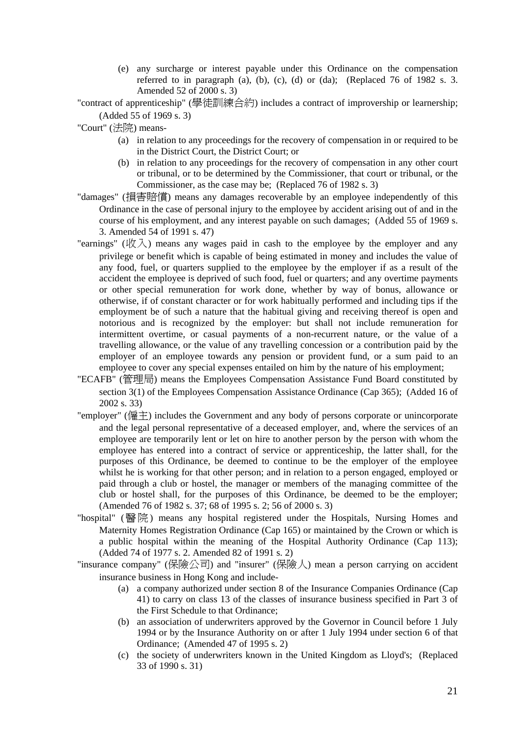(e) any surcharge or interest payable under this Ordinance on the compensation referred to in paragraph (a), (b), (c), (d) or (da); (Replaced 76 of 1982 s. 3. Amended 52 of 2000 s. 3)

"contract of apprenticeship" (學徒訓練合約) includes a contract of improvership or learnership; (Added 55 of 1969 s. 3)

"Court" (法院) means-

(a) in relation to any proceedings for the recovery of compensation in or required to be in the District Court, the District Court; or

(b) in relation to any proceedings for the recovery of compensation in any other court or tribunal, or to be determined by the Commissioner, that court or tribunal, or the Commissioner, as the case may be; (Replaced 76 of 1982 s. 3)

"damages" (損害賠償) means any damages recoverable by an employee independently of this Ordinance in the case of personal injury to the employee by accident arising out of and in the course of his employment, and any interest payable on such damages; (Added 55 of 1969 s. 3. Amended 54 of 1991 s. 47)

"earnings" (收入) means any wages paid in cash to the employee by the employer and any privilege or benefit which is capable of being estimated in money and includes the value of any food, fuel, or quarters supplied to the employee by the employer if as a result of the accident the employee is deprived of such food, fuel or quarters; and any overtime payments or other special remuneration for work done, whether by way of bonus, allowance or otherwise, if of constant character or for work habitually performed and including tips if the employment be of such a nature that the habitual giving and receiving thereof is open and notorious and is recognized by the employer: but shall not include remuneration for intermittent overtime, or casual payments of a non-recurrent nature, or the value of a travelling allowance, or the value of any travelling concession or a contribution paid by the employer of an employee towards any pension or provident fund, or a sum paid to an employee to cover any special expenses entailed on him by the nature of his employment;

"ECAFB" (管理局) means the Employees Compensation Assistance Fund Board constituted by section 3(1) of the Employees Compensation Assistance Ordinance (Cap 365); (Added 16 of 2002 s. 33)

"employer" (僱主) includes the Government and any body of persons corporate or unincorporate and the legal personal representative of a deceased employer, and, where the services of an employee are temporarily lent or let on hire to another person by the person with whom the employee has entered into a contract of service or apprenticeship, the latter shall, for the purposes of this Ordinance, be deemed to continue to be the employer of the employee whilst he is working for that other person; and in relation to a person engaged, employed or paid through a club or hostel, the manager or members of the managing committee of the club or hostel shall, for the purposes of this Ordinance, be deemed to be the employer; (Amended 76 of 1982 s. 37; 68 of 1995 s. 2; 56 of 2000 s. 3)

"hospital" (醫院) means any hospital registered under the Hospitals, Nursing Homes and Maternity Homes Registration Ordinance (Cap 165) or maintained by the Crown or which is a public hospital within the meaning of the Hospital Authority Ordinance (Cap 113); (Added 74 of 1977 s. 2. Amended 82 of 1991 s. 2)

"insurance company" (保險公司) and "insurer" (保險人) mean a person carrying on accident insurance business in Hong Kong and include-

(a) a company authorized under section 8 of the Insurance Companies Ordinance (Cap 41) to carry on class 13 of the classes of insurance business specified in Part 3 of the First Schedule to that Ordinance;

(b) an association of underwriters approved by the Governor in Council before 1 July 1994 or by the Insurance Authority on or after 1 July 1994 under section 6 of that Ordinance; (Amended 47 of 1995 s. 2)

(c) the society of underwriters known in the United Kingdom as Lloyd's; (Replaced 33 of 1990 s. 31)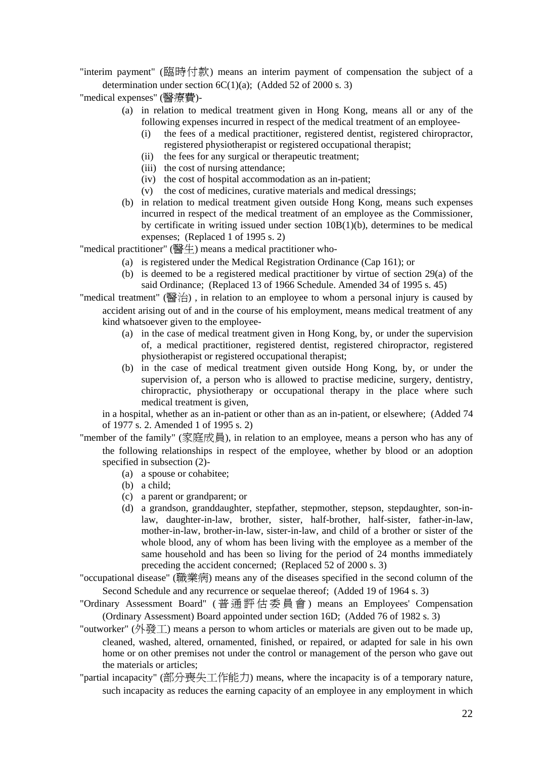"interim payment" (臨時付款) means an interim payment of compensation the subject of a determination under section 6C(1)(a); (Added 52 of 2000 s. 3)

"medical expenses" (醫療費)-

- (a) in relation to medical treatment given in Hong Kong, means all or any of the following expenses incurred in respect of the medical treatment of an employee-
  - (i) the fees of a medical practitioner, registered dentist, registered chiropractor, registered physiotherapist or registered occupational therapist;
  - (ii) the fees for any surgical or therapeutic treatment;
  - (iii) the cost of nursing attendance;
  - (iv) the cost of hospital accommodation as an in-patient;
  - (v) the cost of medicines, curative materials and medical dressings;
- (b) in relation to medical treatment given outside Hong Kong, means such expenses incurred in respect of the medical treatment of an employee as the Commissioner, by certificate in writing issued under section 10B(1)(b), determines to be medical expenses; (Replaced 1 of 1995 s. 2)

"medical practitioner" (醫生) means a medical practitioner who-

- (a) is registered under the Medical Registration Ordinance (Cap 161); or
- (b) is deemed to be a registered medical practitioner by virtue of section 29(a) of the said Ordinance; (Replaced 13 of 1966 Schedule. Amended 34 of 1995 s. 45)

"medical treatment" (醫治) , in relation to an employee to whom a personal injury is caused by accident arising out of and in the course of his employment, means medical treatment of any kind whatsoever given to the employee-

- (a) in the case of medical treatment given in Hong Kong, by, or under the supervision of, a medical practitioner, registered dentist, registered chiropractor, registered physiotherapist or registered occupational therapist;
- (b) in the case of medical treatment given outside Hong Kong, by, or under the supervision of, a person who is allowed to practise medicine, surgery, dentistry, chiropractic, physiotherapy or occupational therapy in the place where such medical treatment is given,

in a hospital, whether as an in-patient or other than as an in-patient, or elsewhere; (Added 74 of 1977 s. 2. Amended 1 of 1995 s. 2)

"member of the family" (家庭成員), in relation to an employee, means a person who has any of the following relationships in respect of the employee, whether by blood or an adoption specified in subsection (2)-

- (a) a spouse or cohabitee;
- (b) a child;
- (c) a parent or grandparent; or
- (d) a grandson, granddaughter, stepfather, stepmother, stepson, stepdaughter, son-in-law, daughter-in-law, brother, sister, half-brother, half-sister, father-in-law, mother-in-law, brother-in-law, sister-in-law, and child of a brother or sister of the whole blood, any of whom has been living with the employee as a member of the same household and has been so living for the period of 24 months immediately preceding the accident concerned; (Replaced 52 of 2000 s. 3)

"occupational disease" (職業病) means any of the diseases specified in the second column of the Second Schedule and any recurrence or sequelae thereof; (Added 19 of 1964 s. 3)

"Ordinary Assessment Board" (普通評估委員會) means an Employees' Compensation (Ordinary Assessment) Board appointed under section 16D; (Added 76 of 1982 s. 3)

"outworker" (外發工) means a person to whom articles or materials are given out to be made up, cleaned, washed, altered, ornamented, finished, or repaired, or adapted for sale in his own home or on other premises not under the control or management of the person who gave out the materials or articles;

"partial incapacity" (部分喪失工作能力) means, where the incapacity is of a temporary nature, such incapacity as reduces the earning capacity of an employee in any employment in which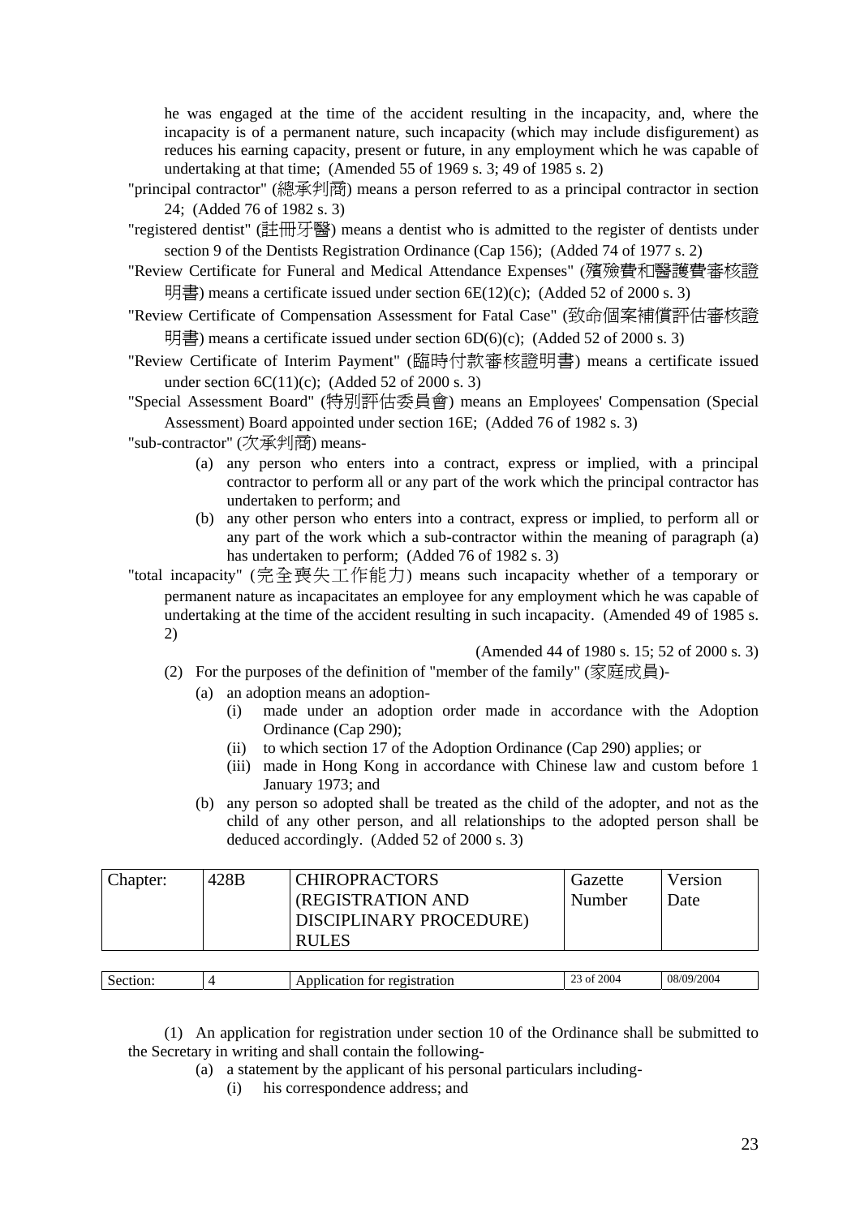he was engaged at the time of the accident resulting in the incapacity, and, where the incapacity is of a permanent nature, such incapacity (which may include disfigurement) as reduces his earning capacity, present or future, in any employment which he was capable of undertaking at that time; (Amended 55 of 1969 s. 3; 49 of 1985 s. 2)

"principal contractor" (總承判商) means a person referred to as a principal contractor in section 24; (Added 76 of 1982 s. 3)

"registered dentist" (註冊牙醫) means a dentist who is admitted to the register of dentists under section 9 of the Dentists Registration Ordinance (Cap 156); (Added 74 of 1977 s. 2)

"Review Certificate for Funeral and Medical Attendance Expenses" (殯殮費和醫護費審核證明書) means a certificate issued under section 6E(12)(c); (Added 52 of 2000 s. 3)

"Review Certificate of Compensation Assessment for Fatal Case" (致命個案補償評估審核證明書) means a certificate issued under section 6D(6)(c); (Added 52 of 2000 s. 3)

"Review Certificate of Interim Payment" (臨時付款審核證明書) means a certificate issued under section 6C(11)(c); (Added 52 of 2000 s. 3)

"Special Assessment Board" (特別評估委員會) means an Employees' Compensation (Special Assessment) Board appointed under section 16E; (Added 76 of 1982 s. 3)

"sub-contractor" (次承判商) means-

- (a) any person who enters into a contract, express or implied, with a principal contractor to perform all or any part of the work which the principal contractor has undertaken to perform; and
- (b) any other person who enters into a contract, express or implied, to perform all or any part of the work which a sub-contractor within the meaning of paragraph (a) has undertaken to perform; (Added 76 of 1982 s. 3)

"total incapacity" (完全喪失工作能力) means such incapacity whether of a temporary or permanent nature as incapacitates an employee for any employment which he was capable of undertaking at the time of the accident resulting in such incapacity. (Amended 49 of 1985 s. 2)

(Amended 44 of 1980 s. 15; 52 of 2000 s. 3)

(2) For the purposes of the definition of "member of the family" (家庭成員)-

- (a) an adoption means an adoption-
  - (i) made under an adoption order made in accordance with the Adoption Ordinance (Cap 290);
  - (ii) to which section 17 of the Adoption Ordinance (Cap 290) applies; or
  - (iii) made in Hong Kong in accordance with Chinese law and custom before 1 January 1973; and
- (b) any person so adopted shall be treated as the child of the adopter, and not as the child of any other person, and all relationships to the adopted person shall be deduced accordingly. (Added 52 of 2000 s. 3)

| Chapter: | 428B | CHIROPRACTORS (REGISTRATION AND DISCIPLINARY PROCEDURE) RULES | Gazette Number | Version Date |
|---|---|---|---|---|
| Section: | 4 | Application for registration | 23 of 2004 | 08/09/2004 |

(1) An application for registration under section 10 of the Ordinance shall be submitted to the Secretary in writing and shall contain the following-

- (a) a statement by the applicant of his personal particulars including-
  - (i) his correspondence address; and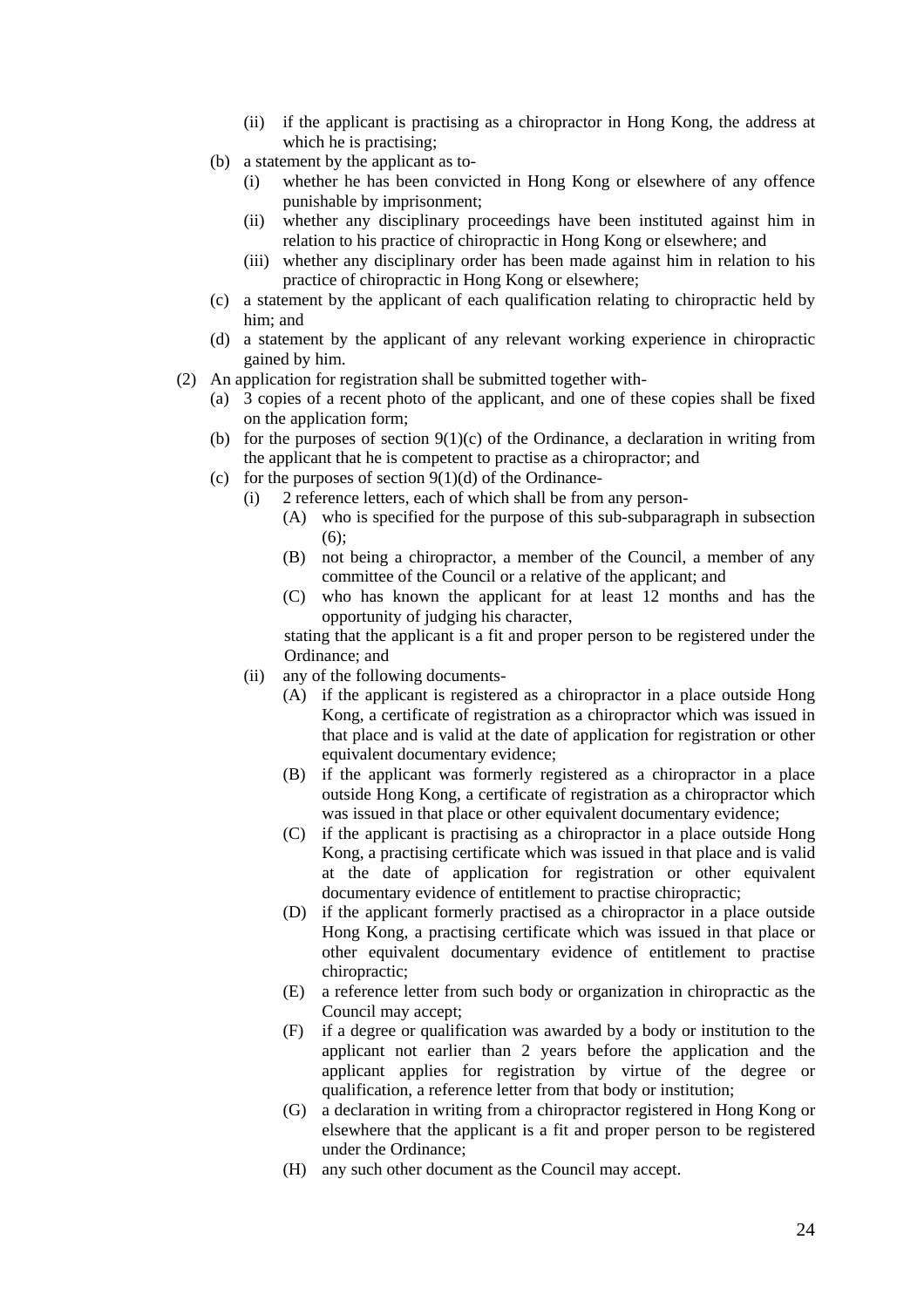(ii) if the applicant is practising as a chiropractor in Hong Kong, the address at which he is practising;

  (b) a statement by the applicant as to-

    (i) whether he has been convicted in Hong Kong or elsewhere of any offence punishable by imprisonment;

    (ii) whether any disciplinary proceedings have been instituted against him in relation to his practice of chiropractic in Hong Kong or elsewhere; and

    (iii) whether any disciplinary order has been made against him in relation to his practice of chiropractic in Hong Kong or elsewhere;

  (c) a statement by the applicant of each qualification relating to chiropractic held by him; and

  (d) a statement by the applicant of any relevant working experience in chiropractic gained by him.

(2) An application for registration shall be submitted together with-

  (a) 3 copies of a recent photo of the applicant, and one of these copies shall be fixed on the application form;

  (b) for the purposes of section 9(1)(c) of the Ordinance, a declaration in writing from the applicant that he is competent to practise as a chiropractor; and

  (c) for the purposes of section 9(1)(d) of the Ordinance-

    (i) 2 reference letters, each of which shall be from any person-

      (A) who is specified for the purpose of this sub-subparagraph in subsection (6);

      (B) not being a chiropractor, a member of the Council, a member of any committee of the Council or a relative of the applicant; and

      (C) who has known the applicant for at least 12 months and has the opportunity of judging his character,

    stating that the applicant is a fit and proper person to be registered under the Ordinance; and

    (ii) any of the following documents-

      (A) if the applicant is registered as a chiropractor in a place outside Hong Kong, a certificate of registration as a chiropractor which was issued in that place and is valid at the date of application for registration or other equivalent documentary evidence;

      (B) if the applicant was formerly registered as a chiropractor in a place outside Hong Kong, a certificate of registration as a chiropractor which was issued in that place or other equivalent documentary evidence;

      (C) if the applicant is practising as a chiropractor in a place outside Hong Kong, a practising certificate which was issued in that place and is valid at the date of application for registration or other equivalent documentary evidence of entitlement to practise chiropractic;

      (D) if the applicant formerly practised as a chiropractor in a place outside Hong Kong, a practising certificate which was issued in that place or other equivalent documentary evidence of entitlement to practise chiropractic;

      (E) a reference letter from such body or organization in chiropractic as the Council may accept;

      (F) if a degree or qualification was awarded by a body or institution to the applicant not earlier than 2 years before the application and the applicant applies for registration by virtue of the degree or qualification, a reference letter from that body or institution;

      (G) a declaration in writing from a chiropractor registered in Hong Kong or elsewhere that the applicant is a fit and proper person to be registered under the Ordinance;

      (H) any such other document as the Council may accept.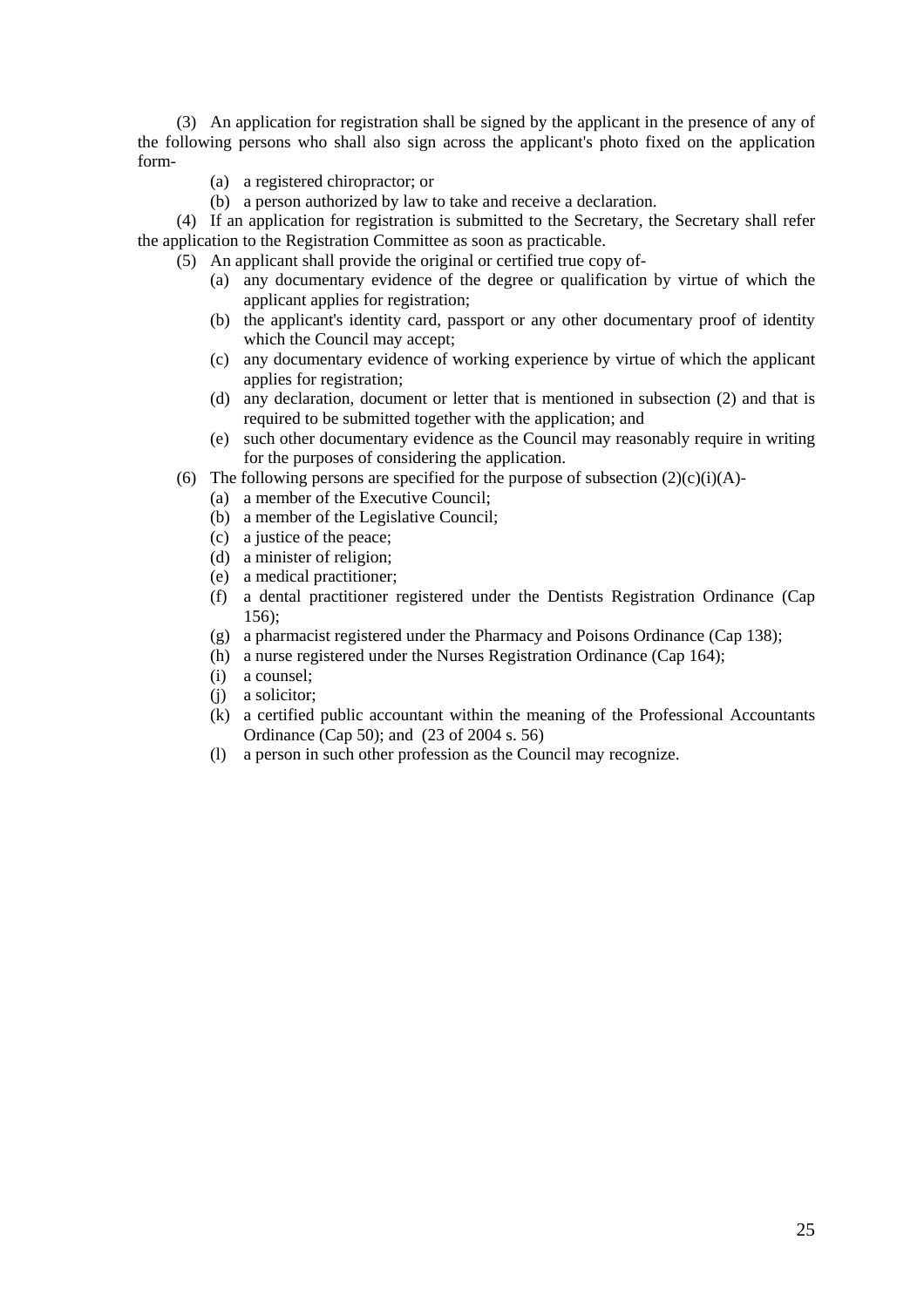(3) An application for registration shall be signed by the applicant in the presence of any of the following persons who shall also sign across the applicant's photo fixed on the application form-

- (a) a registered chiropractor; or
- (b) a person authorized by law to take and receive a declaration.

(4) If an application for registration is submitted to the Secretary, the Secretary shall refer the application to the Registration Committee as soon as practicable.

(5) An applicant shall provide the original or certified true copy of-

- (a) any documentary evidence of the degree or qualification by virtue of which the applicant applies for registration;
- (b) the applicant's identity card, passport or any other documentary proof of identity which the Council may accept;
- (c) any documentary evidence of working experience by virtue of which the applicant applies for registration;
- (d) any declaration, document or letter that is mentioned in subsection (2) and that is required to be submitted together with the application; and
- (e) such other documentary evidence as the Council may reasonably require in writing for the purposes of considering the application.

(6) The following persons are specified for the purpose of subsection (2)(c)(i)(A)-

- (a) a member of the Executive Council;
- (b) a member of the Legislative Council;
- (c) a justice of the peace;
- (d) a minister of religion;
- (e) a medical practitioner;
- (f) a dental practitioner registered under the Dentists Registration Ordinance (Cap 156);
- (g) a pharmacist registered under the Pharmacy and Poisons Ordinance (Cap 138);
- (h) a nurse registered under the Nurses Registration Ordinance (Cap 164);
- (i) a counsel;
- (j) a solicitor;
- (k) a certified public accountant within the meaning of the Professional Accountants Ordinance (Cap 50); and (23 of 2004 s. 56)
- (l) a person in such other profession as the Council may recognize.